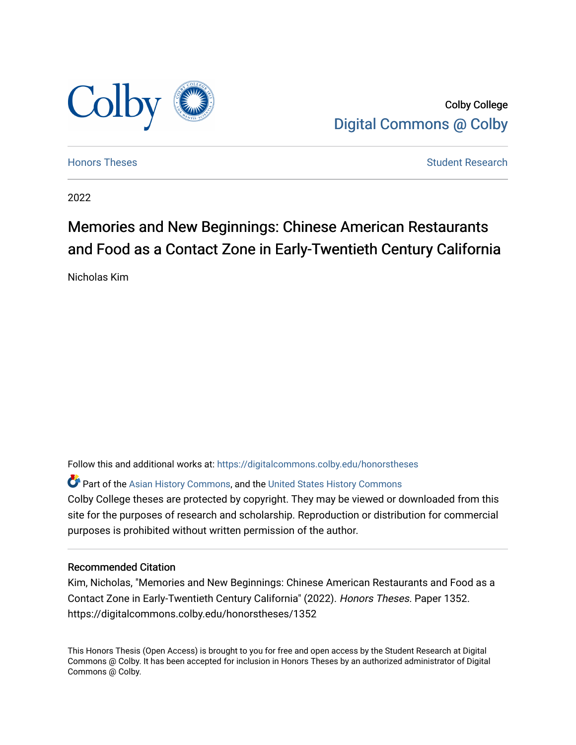Colby College
Digital Commons @ Colby

Honors Theses | Student Research

2022

# Memories and New Beginnings: Chinese American Restaurants and Food as a Contact Zone in Early-Twentieth Century California

Nicholas Kim

Follow this and additional works at: https://digitalcommons.colby.edu/honorstheses

Part of the Asian History Commons, and the United States History Commons

Colby College theses are protected by copyright. They may be viewed or downloaded from this site for the purposes of research and scholarship. Reproduction or distribution for commercial purposes is prohibited without written permission of the author.

## Recommended Citation

Kim, Nicholas, "Memories and New Beginnings: Chinese American Restaurants and Food as a Contact Zone in Early-Twentieth Century California" (2022). *Honors Theses*. Paper 1352. https://digitalcommons.colby.edu/honorstheses/1352

This Honors Thesis (Open Access) is brought to you for free and open access by the Student Research at Digital Commons @ Colby. It has been accepted for inclusion in Honors Theses by an authorized administrator of Digital Commons @ Colby.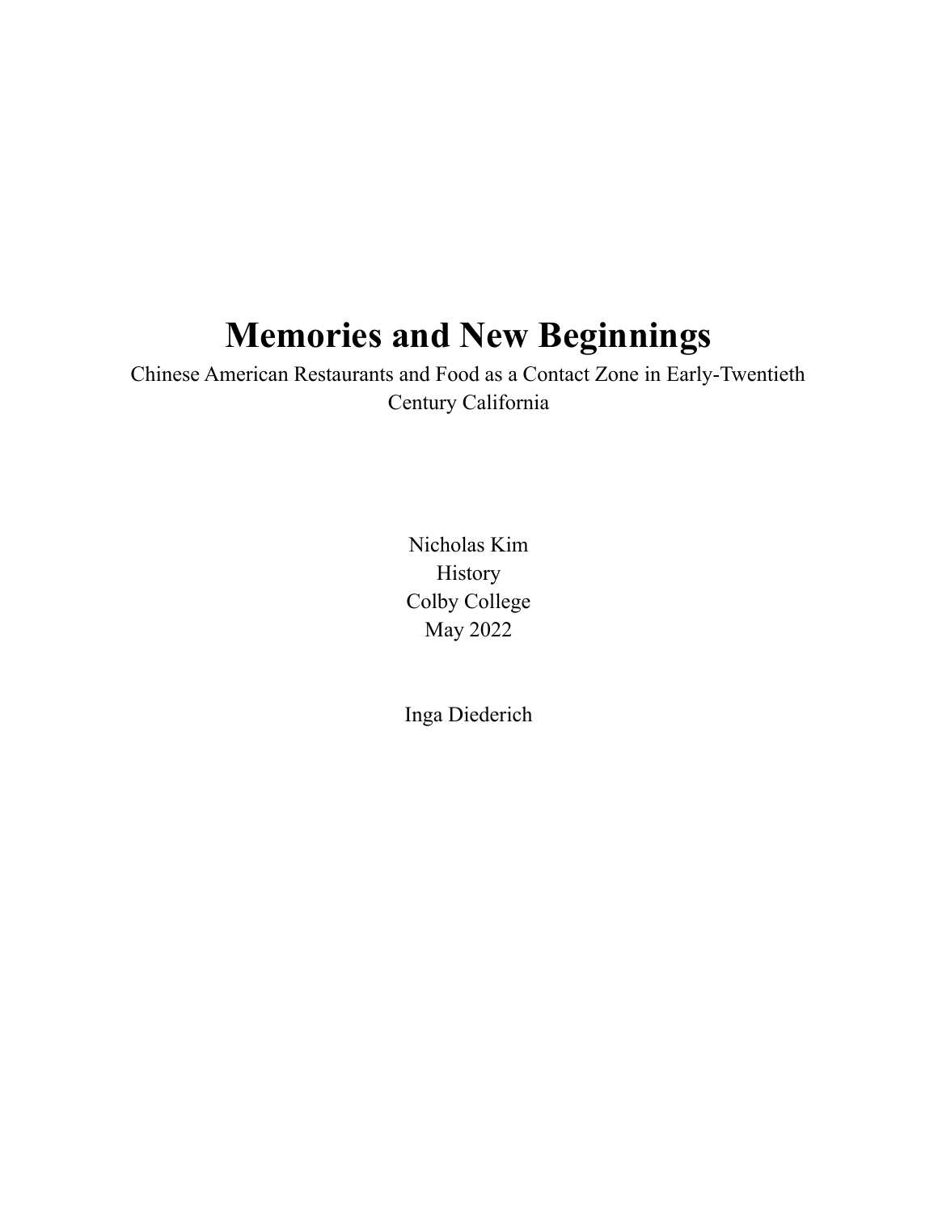# Memories and New Beginnings

Chinese American Restaurants and Food as a Contact Zone in Early-Twentieth Century California

Nicholas Kim
History
Colby College
May 2022

Inga Diederich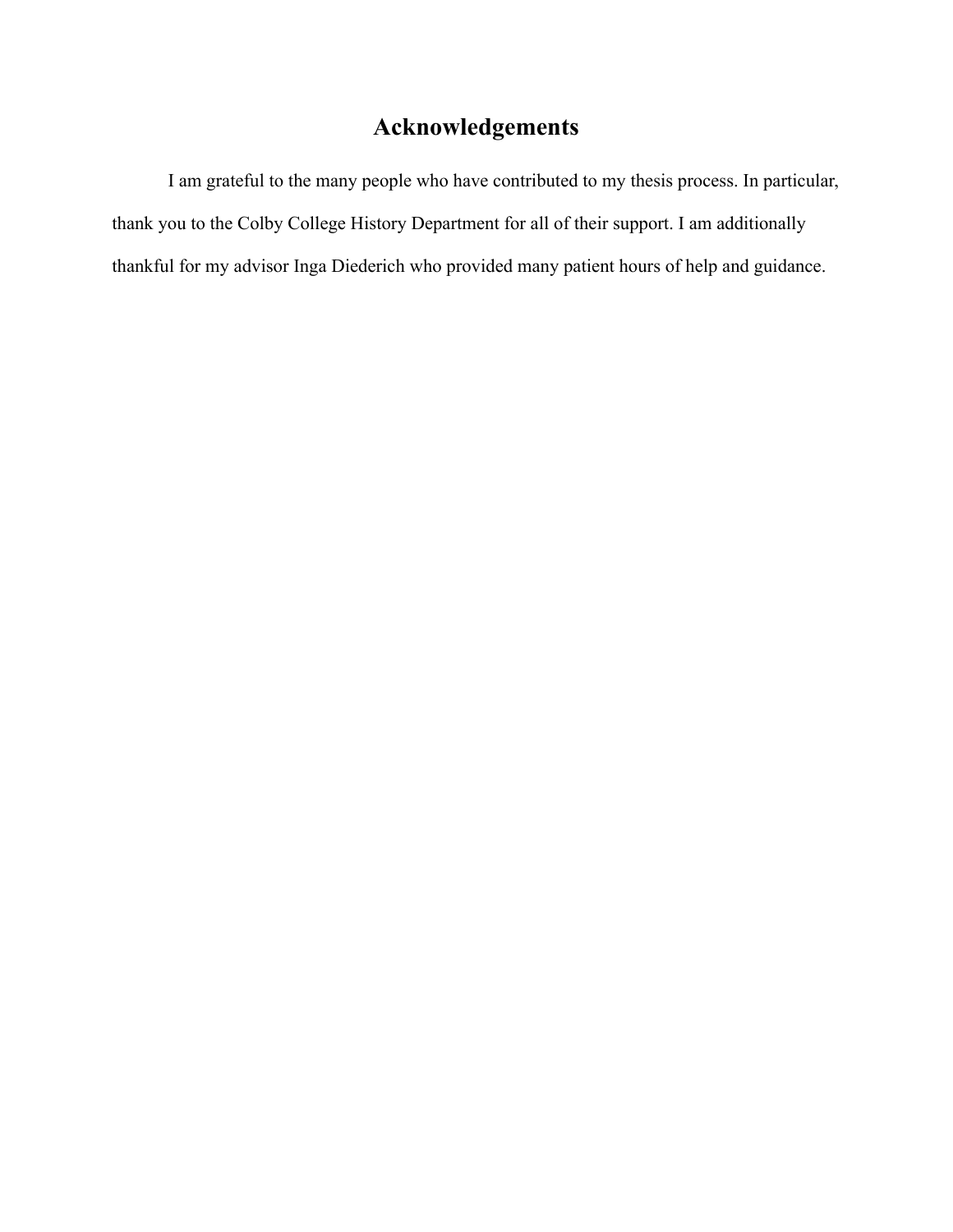# Acknowledgements

I am grateful to the many people who have contributed to my thesis process. In particular, thank you to the Colby College History Department for all of their support. I am additionally thankful for my advisor Inga Diederich who provided many patient hours of help and guidance.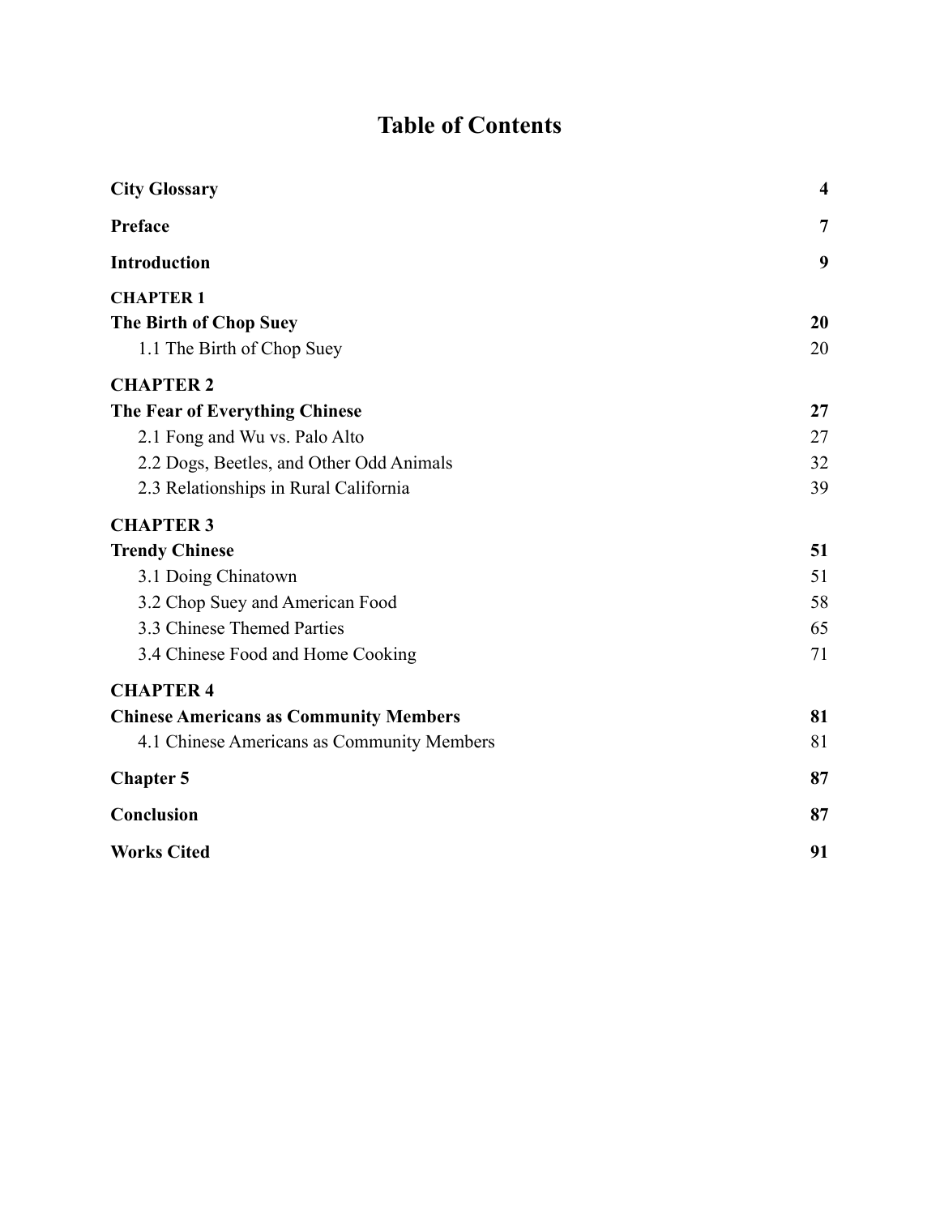# Table of Contents

| | |
|---|---|
| **City Glossary** | **4** |
| **Preface** | **7** |
| **Introduction** | **9** |
| **CHAPTER 1** | |
| **The Birth of Chop Suey** | **20** |
| 1.1 The Birth of Chop Suey | 20 |
| **CHAPTER 2** | |
| **The Fear of Everything Chinese** | **27** |
| 2.1 Fong and Wu vs. Palo Alto | 27 |
| 2.2 Dogs, Beetles, and Other Odd Animals | 32 |
| 2.3 Relationships in Rural California | 39 |
| **CHAPTER 3** | |
| **Trendy Chinese** | **51** |
| 3.1 Doing Chinatown | 51 |
| 3.2 Chop Suey and American Food | 58 |
| 3.3 Chinese Themed Parties | 65 |
| 3.4 Chinese Food and Home Cooking | 71 |
| **CHAPTER 4** | |
| **Chinese Americans as Community Members** | **81** |
| 4.1 Chinese Americans as Community Members | 81 |
| **Chapter 5** | **87** |
| **Conclusion** | **87** |
| **Works Cited** | **91** |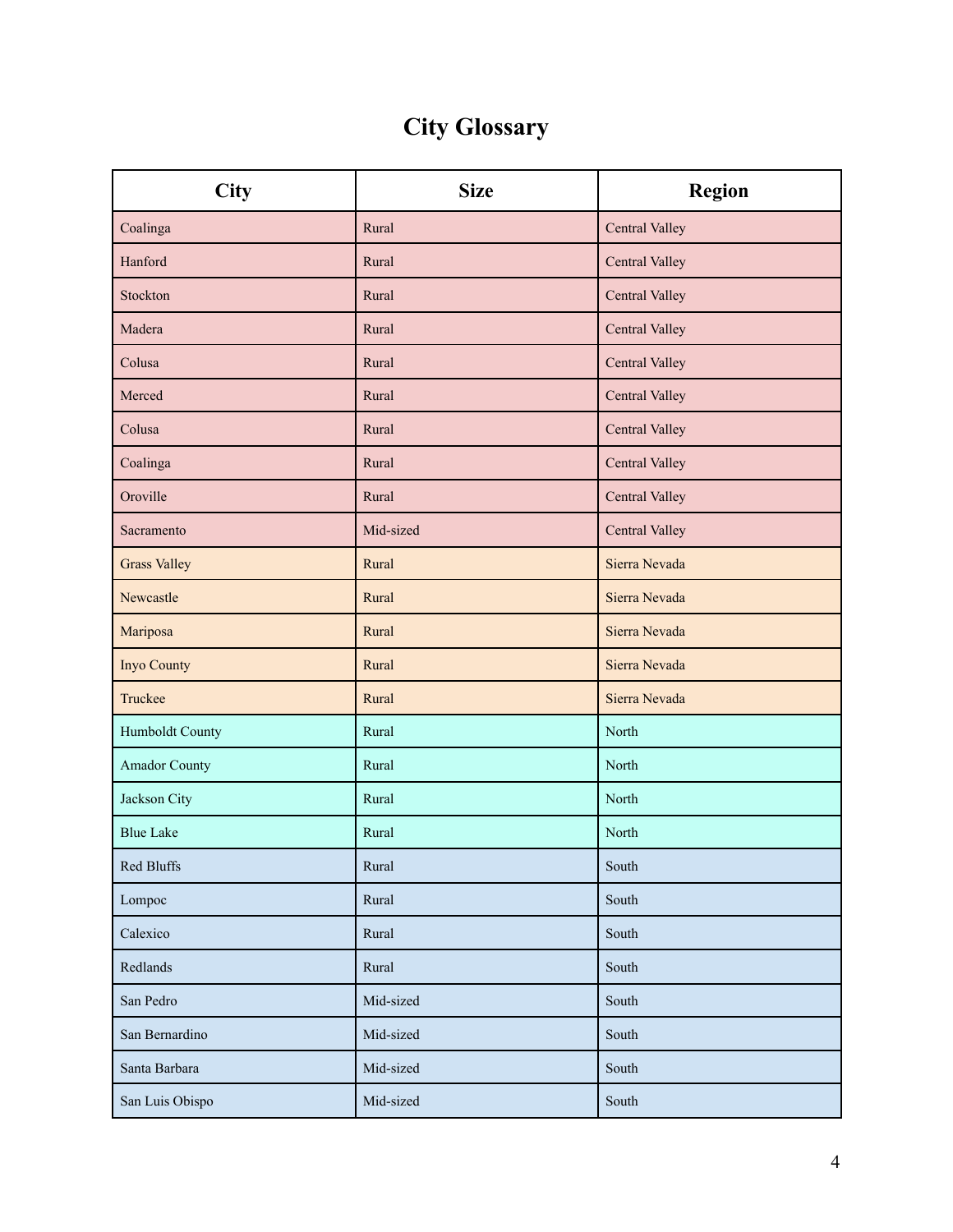# City Glossary

| City | Size | Region |
|---|---|---|
| Coalinga | Rural | Central Valley |
| Hanford | Rural | Central Valley |
| Stockton | Rural | Central Valley |
| Madera | Rural | Central Valley |
| Colusa | Rural | Central Valley |
| Merced | Rural | Central Valley |
| Colusa | Rural | Central Valley |
| Coalinga | Rural | Central Valley |
| Oroville | Rural | Central Valley |
| Sacramento | Mid-sized | Central Valley |
| Grass Valley | Rural | Sierra Nevada |
| Newcastle | Rural | Sierra Nevada |
| Mariposa | Rural | Sierra Nevada |
| Inyo County | Rural | Sierra Nevada |
| Truckee | Rural | Sierra Nevada |
| Humboldt County | Rural | North |
| Amador County | Rural | North |
| Jackson City | Rural | North |
| Blue Lake | Rural | North |
| Red Bluffs | Rural | South |
| Lompoc | Rural | South |
| Calexico | Rural | South |
| Redlands | Rural | South |
| San Pedro | Mid-sized | South |
| San Bernardino | Mid-sized | South |
| Santa Barbara | Mid-sized | South |
| San Luis Obispo | Mid-sized | South |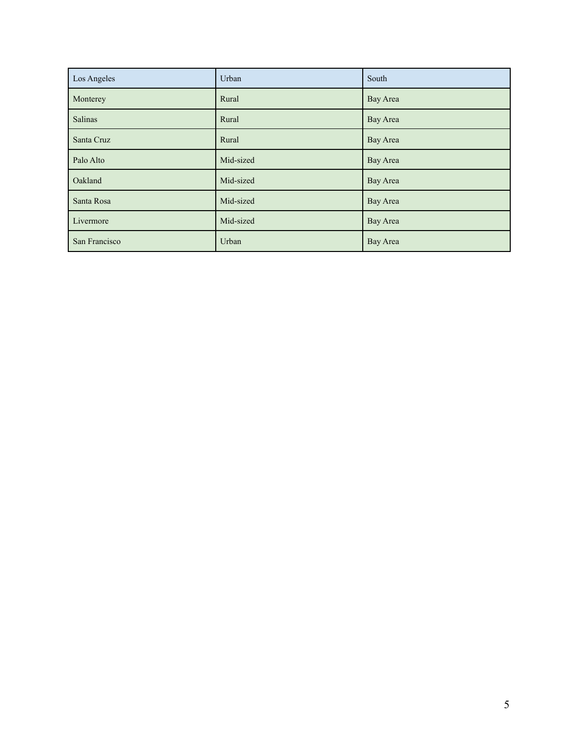| Los Angeles | Urban | South |
|---|---|---|
| Monterey | Rural | Bay Area |
| Salinas | Rural | Bay Area |
| Santa Cruz | Rural | Bay Area |
| Palo Alto | Mid-sized | Bay Area |
| Oakland | Mid-sized | Bay Area |
| Santa Rosa | Mid-sized | Bay Area |
| Livermore | Mid-sized | Bay Area |
| San Francisco | Urban | Bay Area |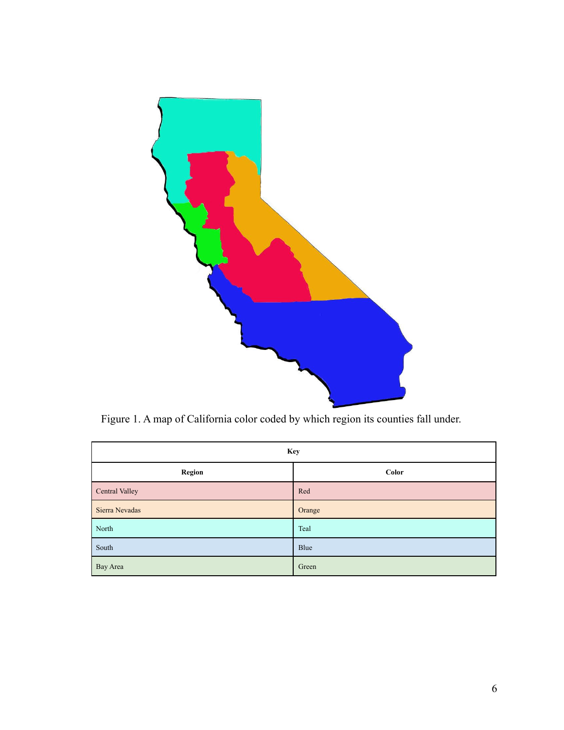Figure 1. A map of California color coded by which region its counties fall under.

| Key | |
|---|---|
| **Region** | **Color** |
| Central Valley | Red |
| Sierra Nevadas | Orange |
| North | Teal |
| South | Blue |
| Bay Area | Green |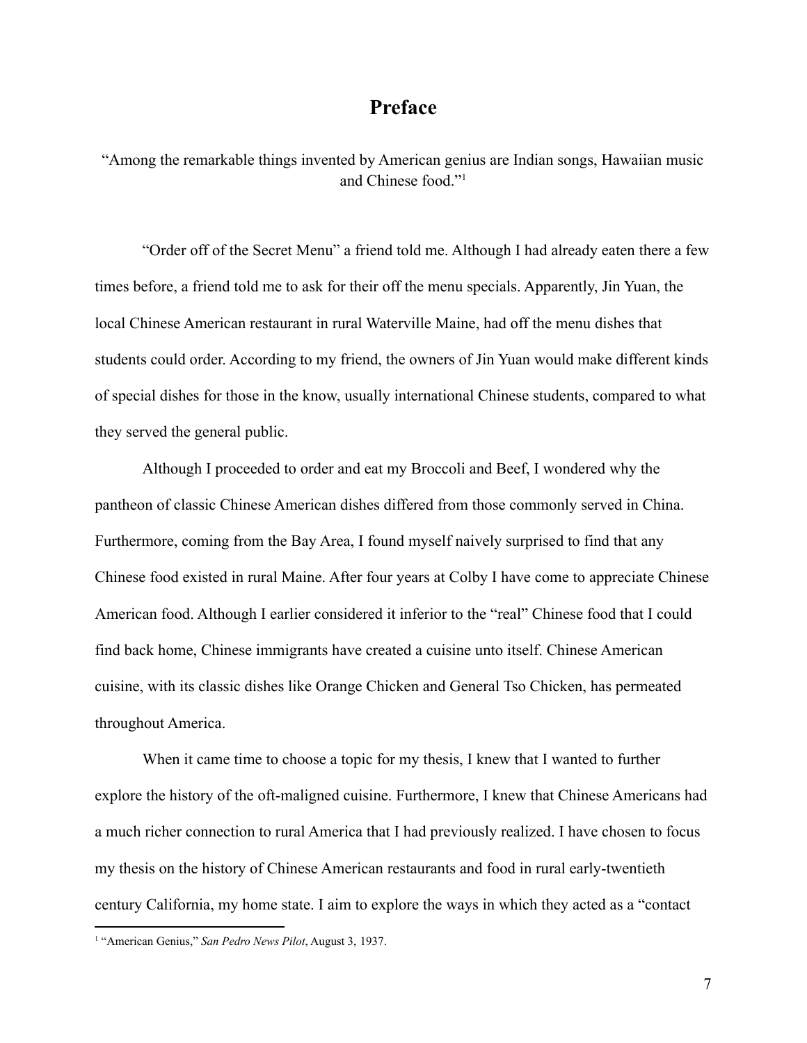# Preface

"Among the remarkable things invented by American genius are Indian songs, Hawaiian music and Chinese food."[1]

"Order off of the Secret Menu" a friend told me. Although I had already eaten there a few times before, a friend told me to ask for their off the menu specials. Apparently, Jin Yuan, the local Chinese American restaurant in rural Waterville Maine, had off the menu dishes that students could order. According to my friend, the owners of Jin Yuan would make different kinds of special dishes for those in the know, usually international Chinese students, compared to what they served the general public.

Although I proceeded to order and eat my Broccoli and Beef, I wondered why the pantheon of classic Chinese American dishes differed from those commonly served in China. Furthermore, coming from the Bay Area, I found myself naively surprised to find that any Chinese food existed in rural Maine. After four years at Colby I have come to appreciate Chinese American food. Although I earlier considered it inferior to the "real" Chinese food that I could find back home, Chinese immigrants have created a cuisine unto itself. Chinese American cuisine, with its classic dishes like Orange Chicken and General Tso Chicken, has permeated throughout America.

When it came time to choose a topic for my thesis, I knew that I wanted to further explore the history of the oft-maligned cuisine. Furthermore, I knew that Chinese Americans had a much richer connection to rural America that I had previously realized. I have chosen to focus my thesis on the history of Chinese American restaurants and food in rural early-twentieth century California, my home state. I aim to explore the ways in which they acted as a "contact

[1] "American Genius," *San Pedro News Pilot*, August 3, 1937.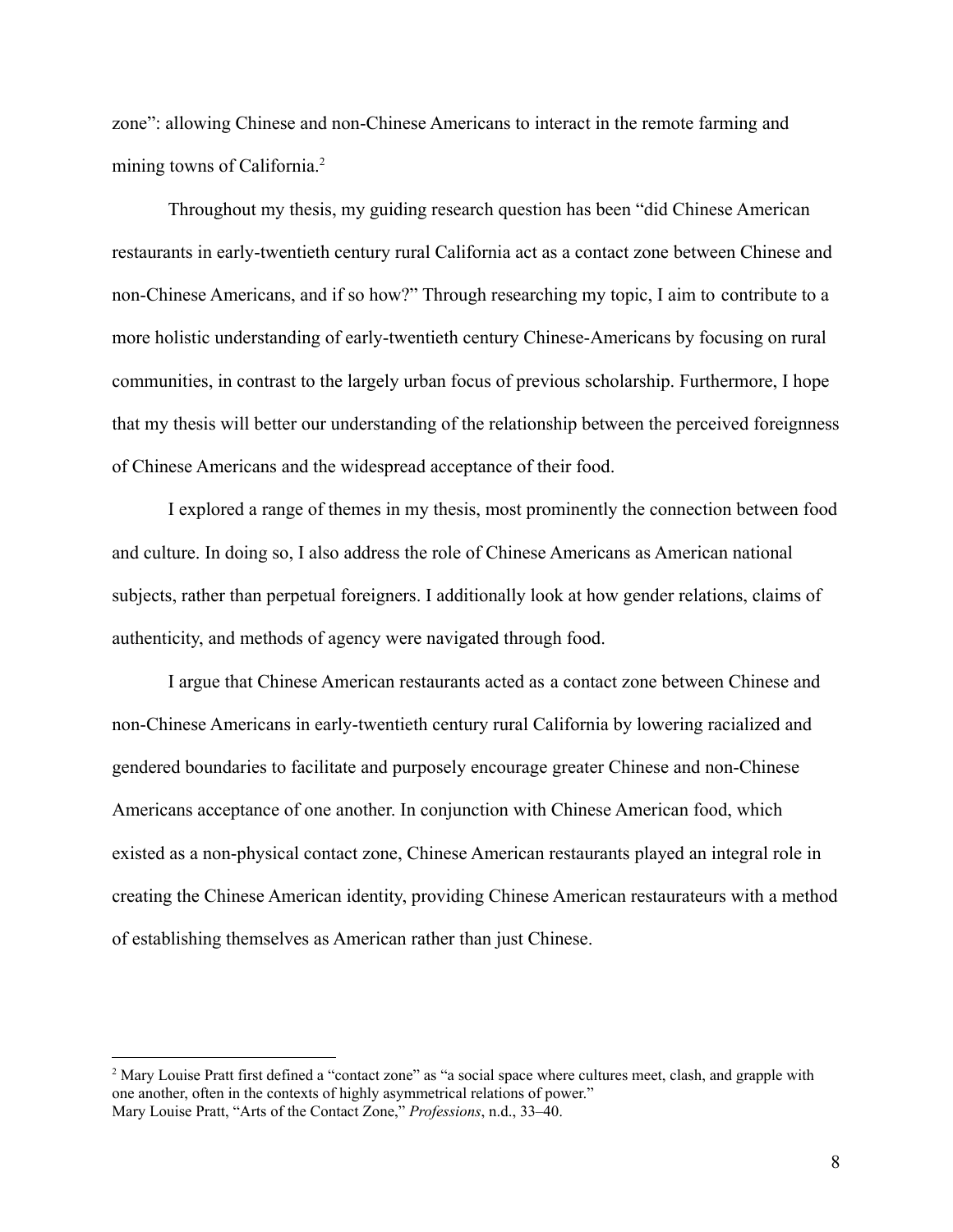zone”: allowing Chinese and non-Chinese Americans to interact in the remote farming and mining towns of California.[2]

Throughout my thesis, my guiding research question has been “did Chinese American restaurants in early-twentieth century rural California act as a contact zone between Chinese and non-Chinese Americans, and if so how?” Through researching my topic, I aim to contribute to a more holistic understanding of early-twentieth century Chinese-Americans by focusing on rural communities, in contrast to the largely urban focus of previous scholarship. Furthermore, I hope that my thesis will better our understanding of the relationship between the perceived foreignness of Chinese Americans and the widespread acceptance of their food.

I explored a range of themes in my thesis, most prominently the connection between food and culture. In doing so, I also address the role of Chinese Americans as American national subjects, rather than perpetual foreigners. I additionally look at how gender relations, claims of authenticity, and methods of agency were navigated through food.

I argue that Chinese American restaurants acted as a contact zone between Chinese and non-Chinese Americans in early-twentieth century rural California by lowering racialized and gendered boundaries to facilitate and purposely encourage greater Chinese and non-Chinese Americans acceptance of one another. In conjunction with Chinese American food, which existed as a non-physical contact zone, Chinese American restaurants played an integral role in creating the Chinese American identity, providing Chinese American restaurateurs with a method of establishing themselves as American rather than just Chinese.

---

[2] Mary Louise Pratt first defined a “contact zone” as “a social space where cultures meet, clash, and grapple with one another, often in the contexts of highly asymmetrical relations of power.”
Mary Louise Pratt, “Arts of the Contact Zone,” *Professions*, n.d., 33–40.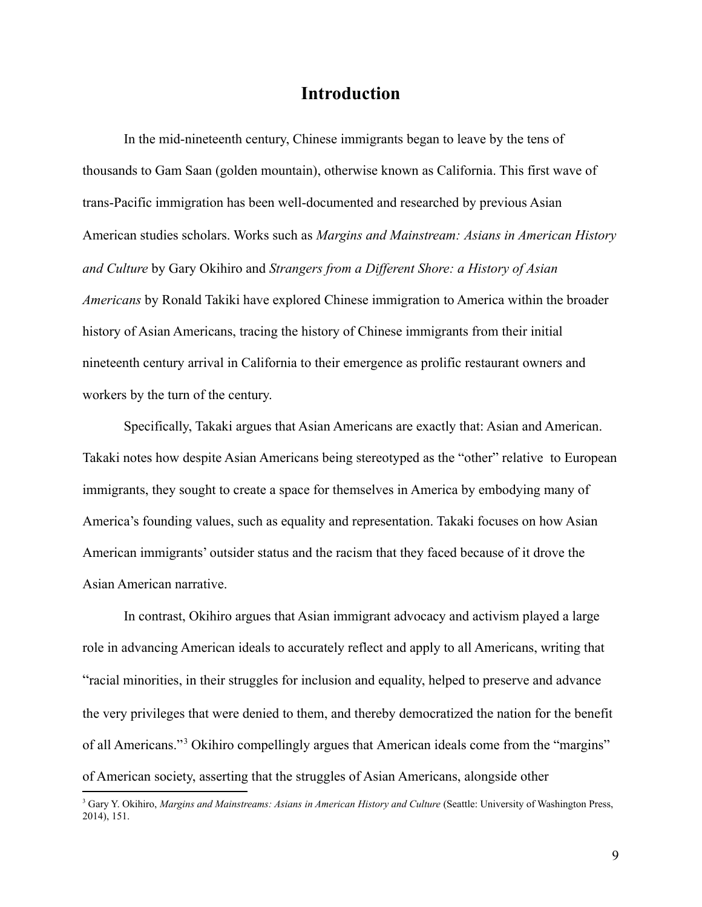# Introduction

In the mid-nineteenth century, Chinese immigrants began to leave by the tens of thousands to Gam Saan (golden mountain), otherwise known as California. This first wave of trans-Pacific immigration has been well-documented and researched by previous Asian American studies scholars. Works such as *Margins and Mainstream: Asians in American History and Culture* by Gary Okihiro and *Strangers from a Different Shore: a History of Asian Americans* by Ronald Takiki have explored Chinese immigration to America within the broader history of Asian Americans, tracing the history of Chinese immigrants from their initial nineteenth century arrival in California to their emergence as prolific restaurant owners and workers by the turn of the century.

Specifically, Takaki argues that Asian Americans are exactly that: Asian and American. Takaki notes how despite Asian Americans being stereotyped as the "other" relative to European immigrants, they sought to create a space for themselves in America by embodying many of America's founding values, such as equality and representation. Takaki focuses on how Asian American immigrants' outsider status and the racism that they faced because of it drove the Asian American narrative.

In contrast, Okihiro argues that Asian immigrant advocacy and activism played a large role in advancing American ideals to accurately reflect and apply to all Americans, writing that "racial minorities, in their struggles for inclusion and equality, helped to preserve and advance the very privileges that were denied to them, and thereby democratized the nation for the benefit of all Americans."[3] Okihiro compellingly argues that American ideals come from the "margins" of American society, asserting that the struggles of Asian Americans, alongside other

[3] Gary Y. Okihiro, *Margins and Mainstreams: Asians in American History and Culture* (Seattle: University of Washington Press, 2014), 151.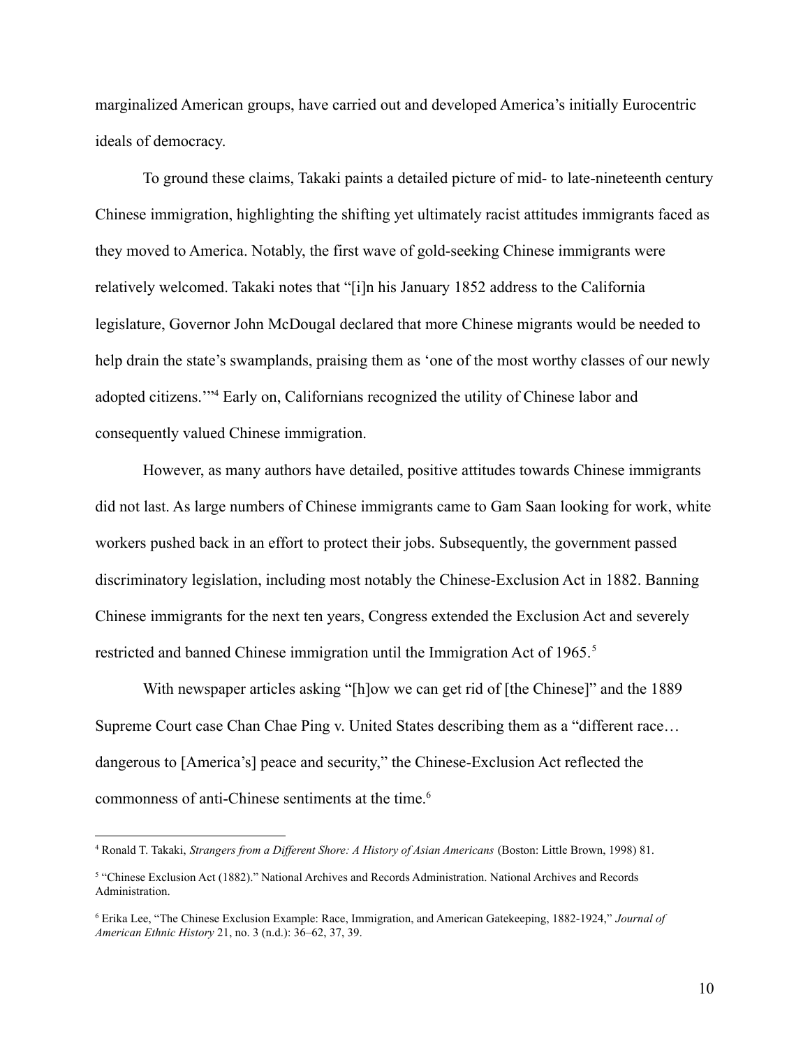marginalized American groups, have carried out and developed America's initially Eurocentric ideals of democracy.

To ground these claims, Takaki paints a detailed picture of mid- to late-nineteenth century Chinese immigration, highlighting the shifting yet ultimately racist attitudes immigrants faced as they moved to America. Notably, the first wave of gold-seeking Chinese immigrants were relatively welcomed. Takaki notes that "[i]n his January 1852 address to the California legislature, Governor John McDougal declared that more Chinese migrants would be needed to help drain the state's swamplands, praising them as 'one of the most worthy classes of our newly adopted citizens.'"[4] Early on, Californians recognized the utility of Chinese labor and consequently valued Chinese immigration.

However, as many authors have detailed, positive attitudes towards Chinese immigrants did not last. As large numbers of Chinese immigrants came to Gam Saan looking for work, white workers pushed back in an effort to protect their jobs. Subsequently, the government passed discriminatory legislation, including most notably the Chinese-Exclusion Act in 1882. Banning Chinese immigrants for the next ten years, Congress extended the Exclusion Act and severely restricted and banned Chinese immigration until the Immigration Act of 1965.[5]

With newspaper articles asking "[h]ow we can get rid of [the Chinese]" and the 1889 Supreme Court case Chan Chae Ping v. United States describing them as a "different race… dangerous to [America's] peace and security," the Chinese-Exclusion Act reflected the commonness of anti-Chinese sentiments at the time.[6]

---

[4] Ronald T. Takaki, *Strangers from a Different Shore: A History of Asian Americans* (Boston: Little Brown, 1998) 81.

[5] "Chinese Exclusion Act (1882)." National Archives and Records Administration. National Archives and Records Administration.

[6] Erika Lee, "The Chinese Exclusion Example: Race, Immigration, and American Gatekeeping, 1882-1924," *Journal of American Ethnic History* 21, no. 3 (n.d.): 36–62, 37, 39.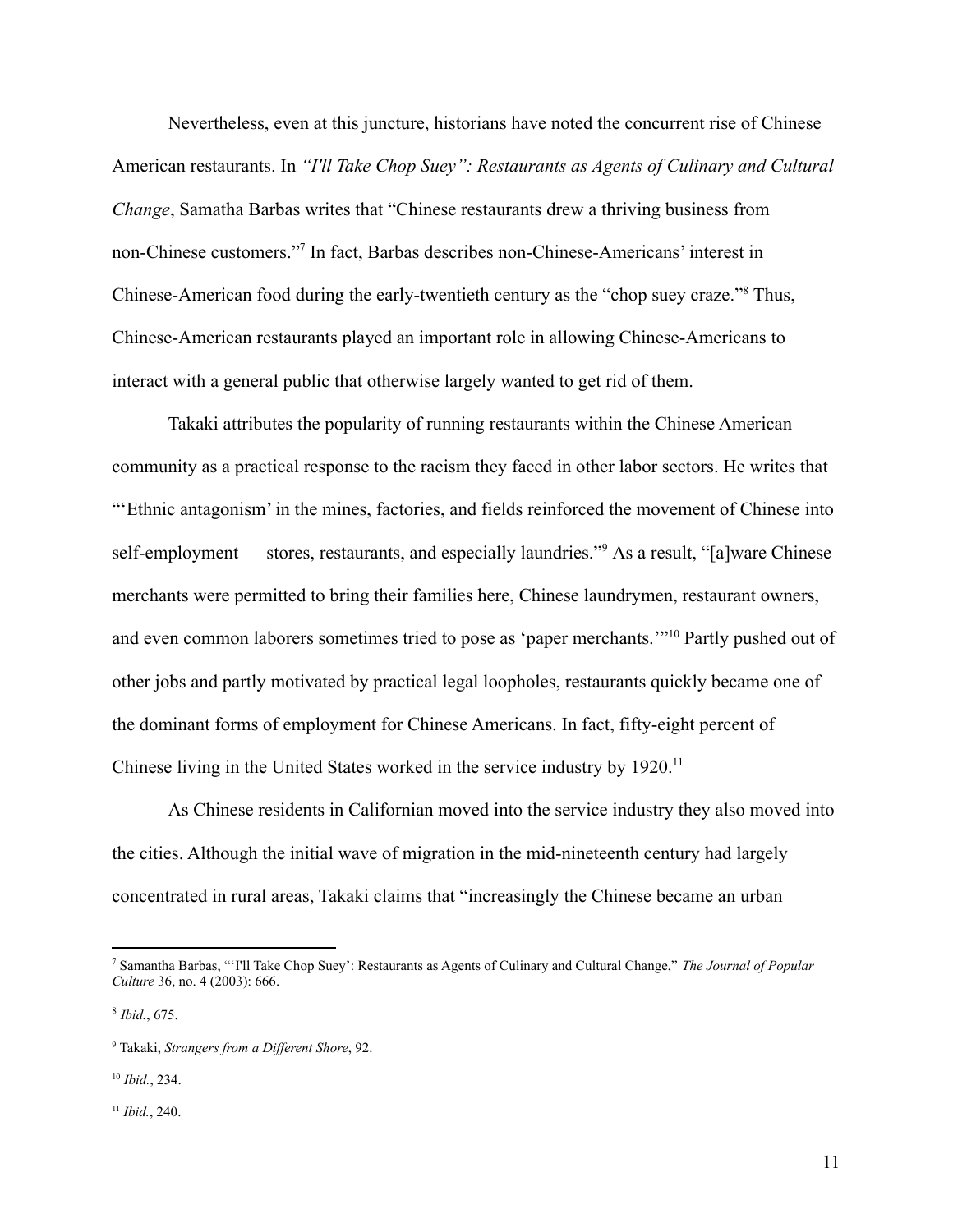Nevertheless, even at this juncture, historians have noted the concurrent rise of Chinese American restaurants. In *"I'll Take Chop Suey": Restaurants as Agents of Culinary and Cultural Change*, Samatha Barbas writes that "Chinese restaurants drew a thriving business from non-Chinese customers."[7] In fact, Barbas describes non-Chinese-Americans' interest in Chinese-American food during the early-twentieth century as the "chop suey craze."[8] Thus, Chinese-American restaurants played an important role in allowing Chinese-Americans to interact with a general public that otherwise largely wanted to get rid of them.

Takaki attributes the popularity of running restaurants within the Chinese American community as a practical response to the racism they faced in other labor sectors. He writes that "'Ethnic antagonism' in the mines, factories, and fields reinforced the movement of Chinese into self-employment — stores, restaurants, and especially laundries."[9] As a result, "[a]ware Chinese merchants were permitted to bring their families here, Chinese laundrymen, restaurant owners, and even common laborers sometimes tried to pose as 'paper merchants.'"[10] Partly pushed out of other jobs and partly motivated by practical legal loopholes, restaurants quickly became one of the dominant forms of employment for Chinese Americans. In fact, fifty-eight percent of Chinese living in the United States worked in the service industry by 1920.[11]

As Chinese residents in Californian moved into the service industry they also moved into the cities. Although the initial wave of migration in the mid-nineteenth century had largely concentrated in rural areas, Takaki claims that "increasingly the Chinese became an urban

---

[7] Samantha Barbas, "'I'll Take Chop Suey': Restaurants as Agents of Culinary and Cultural Change," *The Journal of Popular Culture* 36, no. 4 (2003): 666.

[8] *Ibid.*, 675.

[9] Takaki, *Strangers from a Different Shore*, 92.

[10] *Ibid.*, 234.

[11] *Ibid.*, 240.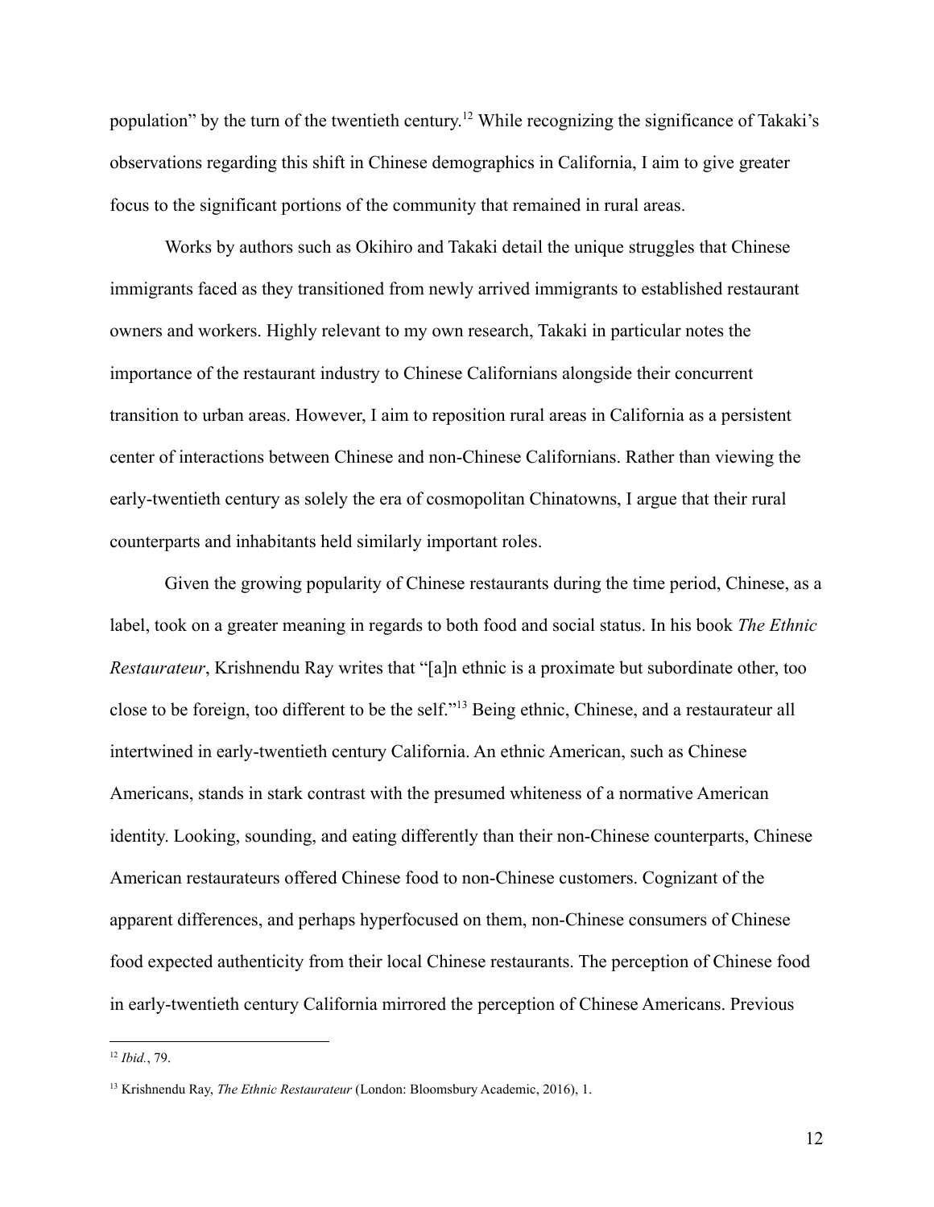population" by the turn of the twentieth century.[12] While recognizing the significance of Takaki's observations regarding this shift in Chinese demographics in California, I aim to give greater focus to the significant portions of the community that remained in rural areas.

Works by authors such as Okihiro and Takaki detail the unique struggles that Chinese immigrants faced as they transitioned from newly arrived immigrants to established restaurant owners and workers. Highly relevant to my own research, Takaki in particular notes the importance of the restaurant industry to Chinese Californians alongside their concurrent transition to urban areas. However, I aim to reposition rural areas in California as a persistent center of interactions between Chinese and non-Chinese Californians. Rather than viewing the early-twentieth century as solely the era of cosmopolitan Chinatowns, I argue that their rural counterparts and inhabitants held similarly important roles.

Given the growing popularity of Chinese restaurants during the time period, Chinese, as a label, took on a greater meaning in regards to both food and social status. In his book *The Ethnic Restaurateur*, Krishnendu Ray writes that "[a]n ethnic is a proximate but subordinate other, too close to be foreign, too different to be the self."[13] Being ethnic, Chinese, and a restaurateur all intertwined in early-twentieth century California. An ethnic American, such as Chinese Americans, stands in stark contrast with the presumed whiteness of a normative American identity. Looking, sounding, and eating differently than their non-Chinese counterparts, Chinese American restaurateurs offered Chinese food to non-Chinese customers. Cognizant of the apparent differences, and perhaps hyperfocused on them, non-Chinese consumers of Chinese food expected authenticity from their local Chinese restaurants. The perception of Chinese food in early-twentieth century California mirrored the perception of Chinese Americans. Previous

---

[12] *Ibid.*, 79.

[13] Krishnendu Ray, *The Ethnic Restaurateur* (London: Bloomsbury Academic, 2016), 1.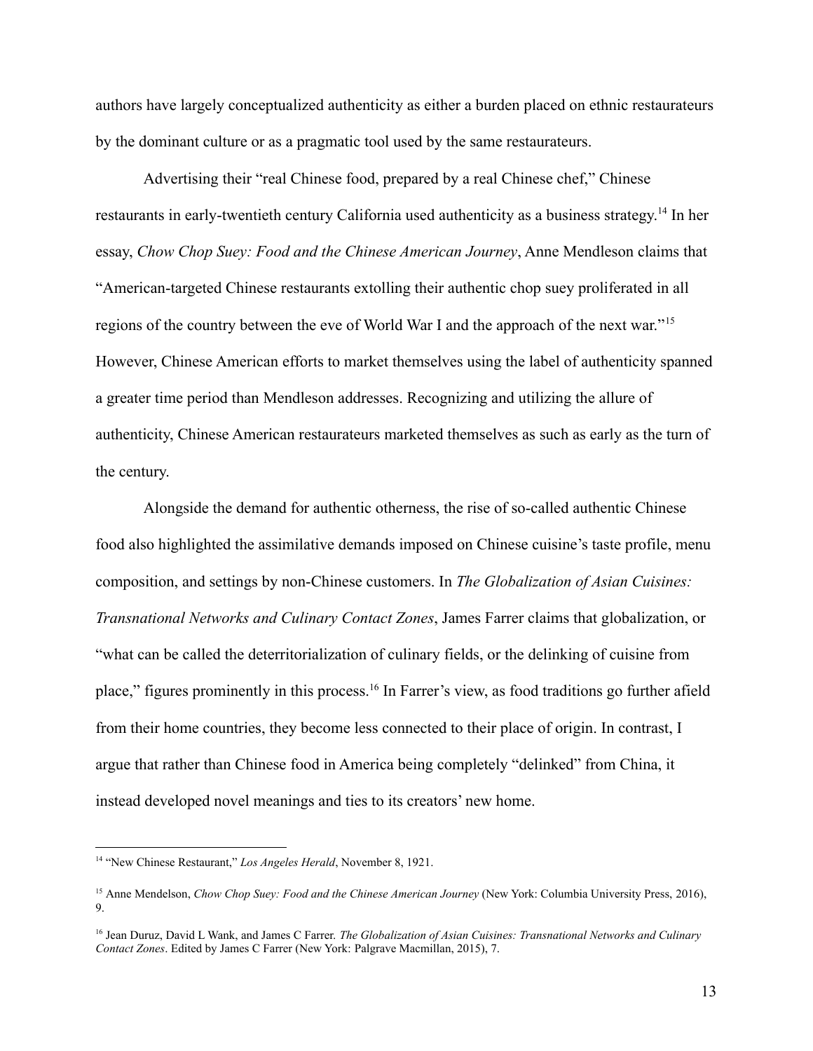authors have largely conceptualized authenticity as either a burden placed on ethnic restaurateurs by the dominant culture or as a pragmatic tool used by the same restaurateurs.

Advertising their "real Chinese food, prepared by a real Chinese chef," Chinese restaurants in early-twentieth century California used authenticity as a business strategy.[14] In her essay, *Chow Chop Suey: Food and the Chinese American Journey*, Anne Mendleson claims that "American-targeted Chinese restaurants extolling their authentic chop suey proliferated in all regions of the country between the eve of World War I and the approach of the next war."[15] However, Chinese American efforts to market themselves using the label of authenticity spanned a greater time period than Mendleson addresses. Recognizing and utilizing the allure of authenticity, Chinese American restaurateurs marketed themselves as such as early as the turn of the century.

Alongside the demand for authentic otherness, the rise of so-called authentic Chinese food also highlighted the assimilative demands imposed on Chinese cuisine's taste profile, menu composition, and settings by non-Chinese customers. In *The Globalization of Asian Cuisines: Transnational Networks and Culinary Contact Zones*, James Farrer claims that globalization, or "what can be called the deterritorialization of culinary fields, or the delinking of cuisine from place," figures prominently in this process.[16] In Farrer's view, as food traditions go further afield from their home countries, they become less connected to their place of origin. In contrast, I argue that rather than Chinese food in America being completely "delinked" from China, it instead developed novel meanings and ties to its creators' new home.

---

[14] "New Chinese Restaurant," *Los Angeles Herald*, November 8, 1921.

[15] Anne Mendelson, *Chow Chop Suey: Food and the Chinese American Journey* (New York: Columbia University Press, 2016), 9.

[16] Jean Duruz, David L Wank, and James C Farrer. *The Globalization of Asian Cuisines: Transnational Networks and Culinary Contact Zones*. Edited by James C Farrer (New York: Palgrave Macmillan, 2015), 7.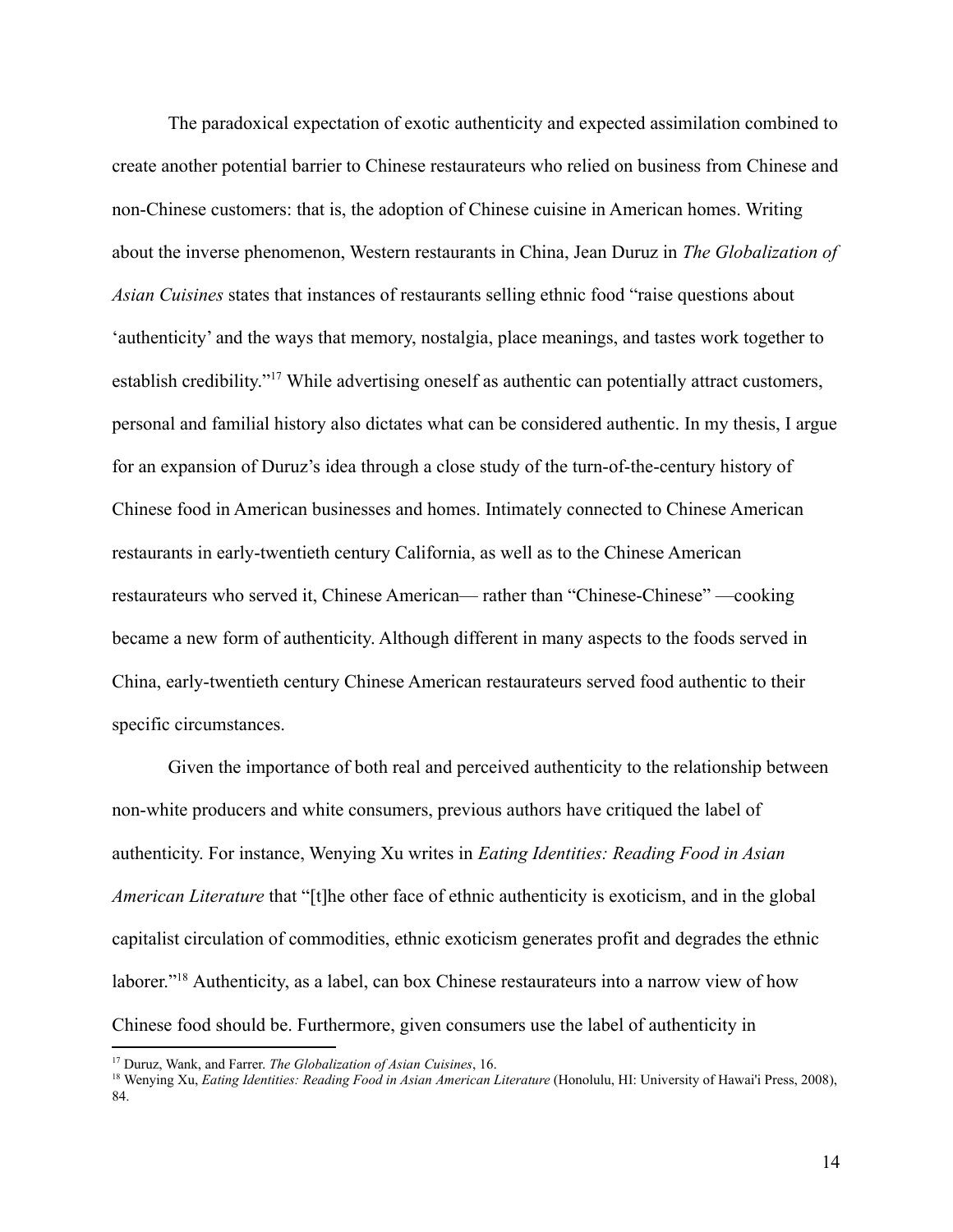The paradoxical expectation of exotic authenticity and expected assimilation combined to create another potential barrier to Chinese restaurateurs who relied on business from Chinese and non-Chinese customers: that is, the adoption of Chinese cuisine in American homes. Writing about the inverse phenomenon, Western restaurants in China, Jean Duruz in *The Globalization of Asian Cuisines* states that instances of restaurants selling ethnic food "raise questions about 'authenticity' and the ways that memory, nostalgia, place meanings, and tastes work together to establish credibility."[17] While advertising oneself as authentic can potentially attract customers, personal and familial history also dictates what can be considered authentic. In my thesis, I argue for an expansion of Duruz's idea through a close study of the turn-of-the-century history of Chinese food in American businesses and homes. Intimately connected to Chinese American restaurants in early-twentieth century California, as well as to the Chinese American restaurateurs who served it, Chinese American— rather than "Chinese-Chinese" —cooking became a new form of authenticity. Although different in many aspects to the foods served in China, early-twentieth century Chinese American restaurateurs served food authentic to their specific circumstances.

Given the importance of both real and perceived authenticity to the relationship between non-white producers and white consumers, previous authors have critiqued the label of authenticity. For instance, Wenying Xu writes in *Eating Identities: Reading Food in Asian American Literature* that "[t]he other face of ethnic authenticity is exoticism, and in the global capitalist circulation of commodities, ethnic exoticism generates profit and degrades the ethnic laborer."[18] Authenticity, as a label, can box Chinese restaurateurs into a narrow view of how Chinese food should be. Furthermore, given consumers use the label of authenticity in

---

[17] Duruz, Wank, and Farrer. *The Globalization of Asian Cuisines*, 16.

[18] Wenying Xu, *Eating Identities: Reading Food in Asian American Literature* (Honolulu, HI: University of Hawai'i Press, 2008), 84.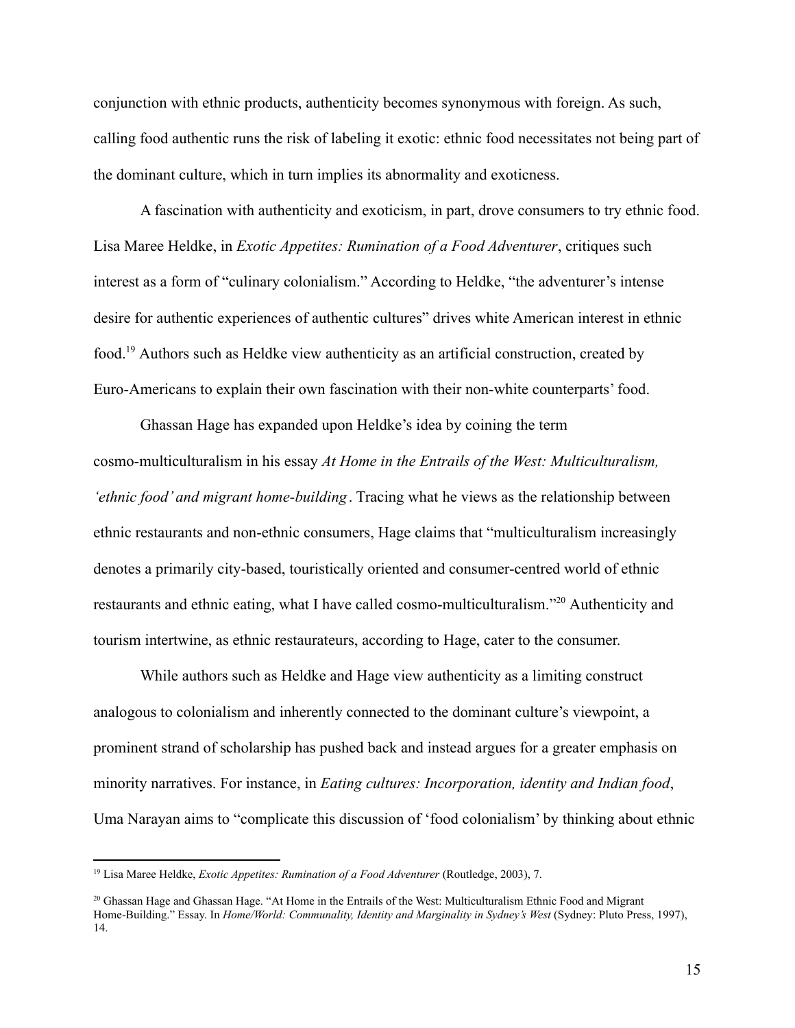conjunction with ethnic products, authenticity becomes synonymous with foreign. As such, calling food authentic runs the risk of labeling it exotic: ethnic food necessitates not being part of the dominant culture, which in turn implies its abnormality and exoticness.

A fascination with authenticity and exoticism, in part, drove consumers to try ethnic food. Lisa Maree Heldke, in *Exotic Appetites: Rumination of a Food Adventurer*, critiques such interest as a form of "culinary colonialism." According to Heldke, "the adventurer's intense desire for authentic experiences of authentic cultures" drives white American interest in ethnic food.[19] Authors such as Heldke view authenticity as an artificial construction, created by Euro-Americans to explain their own fascination with their non-white counterparts' food.

Ghassan Hage has expanded upon Heldke's idea by coining the term cosmo-multiculturalism in his essay *At Home in the Entrails of the West: Multiculturalism, 'ethnic food' and migrant home-building*. Tracing what he views as the relationship between ethnic restaurants and non-ethnic consumers, Hage claims that "multiculturalism increasingly denotes a primarily city-based, touristically oriented and consumer-centred world of ethnic restaurants and ethnic eating, what I have called cosmo-multiculturalism."[20] Authenticity and tourism intertwine, as ethnic restaurateurs, according to Hage, cater to the consumer.

While authors such as Heldke and Hage view authenticity as a limiting construct analogous to colonialism and inherently connected to the dominant culture's viewpoint, a prominent strand of scholarship has pushed back and instead argues for a greater emphasis on minority narratives. For instance, in *Eating cultures: Incorporation, identity and Indian food*, Uma Narayan aims to "complicate this discussion of 'food colonialism' by thinking about ethnic

---

[19] Lisa Maree Heldke, *Exotic Appetites: Rumination of a Food Adventurer* (Routledge, 2003), 7.

[20] Ghassan Hage and Ghassan Hage. "At Home in the Entrails of the West: Multiculturalism Ethnic Food and Migrant Home-Building." Essay. In *Home/World: Communality, Identity and Marginality in Sydney's West* (Sydney: Pluto Press, 1997), 14.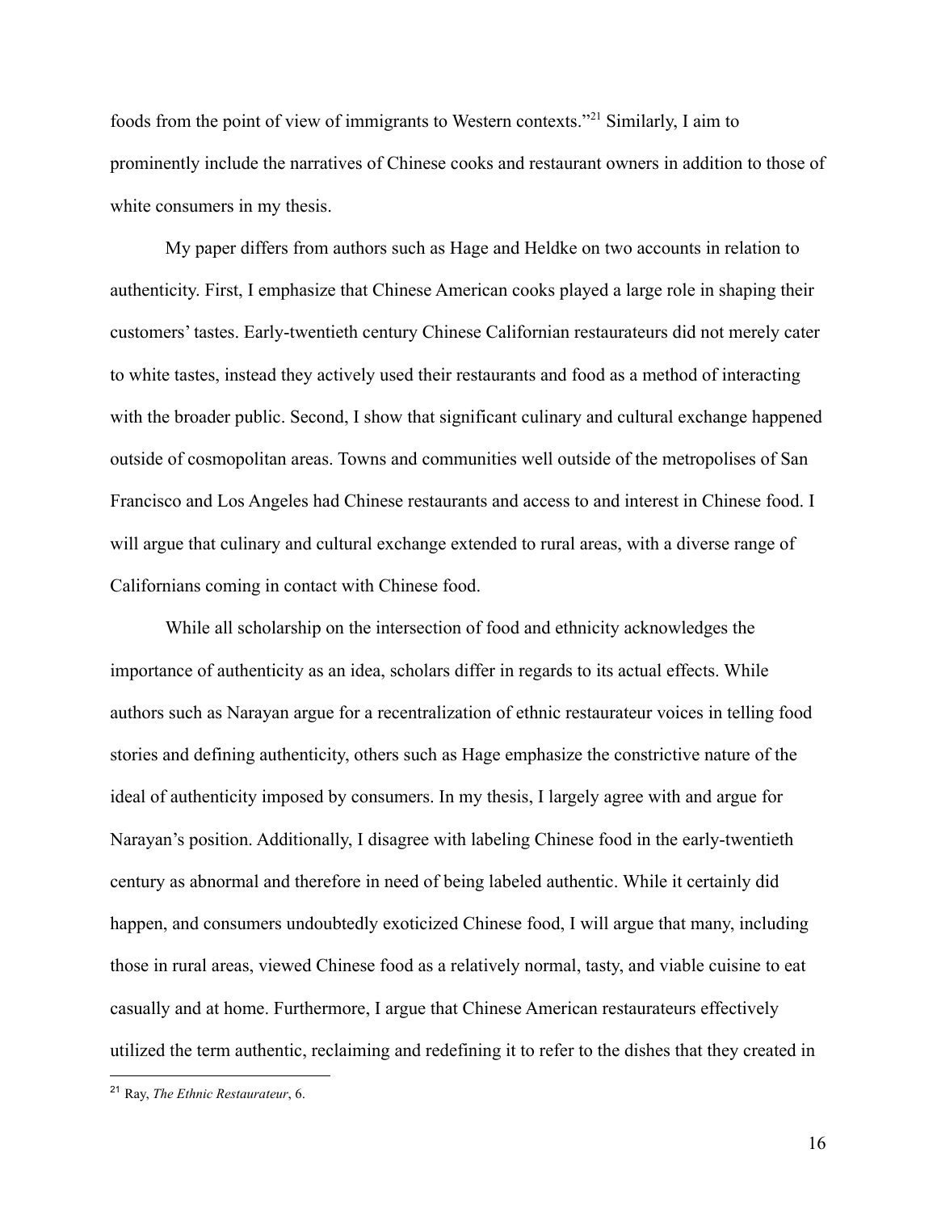foods from the point of view of immigrants to Western contexts."[21] Similarly, I aim to prominently include the narratives of Chinese cooks and restaurant owners in addition to those of white consumers in my thesis.

My paper differs from authors such as Hage and Heldke on two accounts in relation to authenticity. First, I emphasize that Chinese American cooks played a large role in shaping their customers' tastes. Early-twentieth century Chinese Californian restaurateurs did not merely cater to white tastes, instead they actively used their restaurants and food as a method of interacting with the broader public. Second, I show that significant culinary and cultural exchange happened outside of cosmopolitan areas. Towns and communities well outside of the metropolises of San Francisco and Los Angeles had Chinese restaurants and access to and interest in Chinese food. I will argue that culinary and cultural exchange extended to rural areas, with a diverse range of Californians coming in contact with Chinese food.

While all scholarship on the intersection of food and ethnicity acknowledges the importance of authenticity as an idea, scholars differ in regards to its actual effects. While authors such as Narayan argue for a recentralization of ethnic restaurateur voices in telling food stories and defining authenticity, others such as Hage emphasize the constrictive nature of the ideal of authenticity imposed by consumers. In my thesis, I largely agree with and argue for Narayan's position. Additionally, I disagree with labeling Chinese food in the early-twentieth century as abnormal and therefore in need of being labeled authentic. While it certainly did happen, and consumers undoubtedly exoticized Chinese food, I will argue that many, including those in rural areas, viewed Chinese food as a relatively normal, tasty, and viable cuisine to eat casually and at home. Furthermore, I argue that Chinese American restaurateurs effectively utilized the term authentic, reclaiming and redefining it to refer to the dishes that they created in

[21] Ray, *The Ethnic Restaurateur*, 6.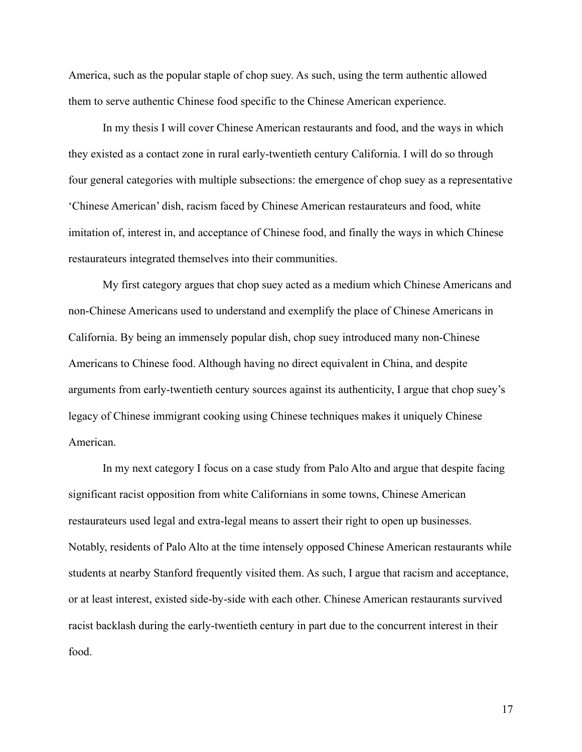America, such as the popular staple of chop suey. As such, using the term authentic allowed them to serve authentic Chinese food specific to the Chinese American experience.

In my thesis I will cover Chinese American restaurants and food, and the ways in which they existed as a contact zone in rural early-twentieth century California. I will do so through four general categories with multiple subsections: the emergence of chop suey as a representative 'Chinese American' dish, racism faced by Chinese American restaurateurs and food, white imitation of, interest in, and acceptance of Chinese food, and finally the ways in which Chinese restaurateurs integrated themselves into their communities.

My first category argues that chop suey acted as a medium which Chinese Americans and non-Chinese Americans used to understand and exemplify the place of Chinese Americans in California. By being an immensely popular dish, chop suey introduced many non-Chinese Americans to Chinese food. Although having no direct equivalent in China, and despite arguments from early-twentieth century sources against its authenticity, I argue that chop suey's legacy of Chinese immigrant cooking using Chinese techniques makes it uniquely Chinese American.

In my next category I focus on a case study from Palo Alto and argue that despite facing significant racist opposition from white Californians in some towns, Chinese American restaurateurs used legal and extra-legal means to assert their right to open up businesses. Notably, residents of Palo Alto at the time intensely opposed Chinese American restaurants while students at nearby Stanford frequently visited them. As such, I argue that racism and acceptance, or at least interest, existed side-by-side with each other. Chinese American restaurants survived racist backlash during the early-twentieth century in part due to the concurrent interest in their food.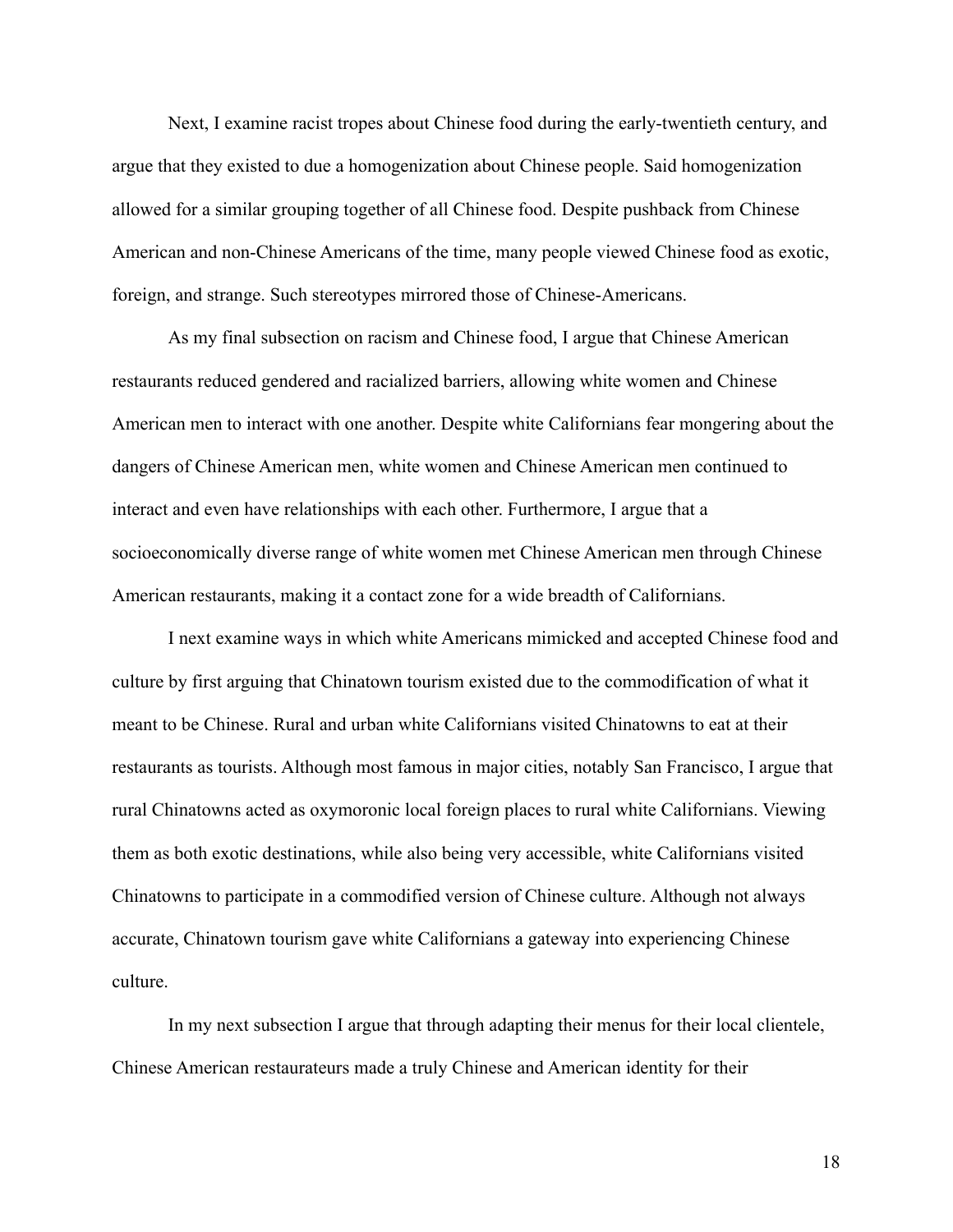Next, I examine racist tropes about Chinese food during the early-twentieth century, and argue that they existed to due a homogenization about Chinese people. Said homogenization allowed for a similar grouping together of all Chinese food. Despite pushback from Chinese American and non-Chinese Americans of the time, many people viewed Chinese food as exotic, foreign, and strange. Such stereotypes mirrored those of Chinese-Americans.

As my final subsection on racism and Chinese food, I argue that Chinese American restaurants reduced gendered and racialized barriers, allowing white women and Chinese American men to interact with one another. Despite white Californians fear mongering about the dangers of Chinese American men, white women and Chinese American men continued to interact and even have relationships with each other. Furthermore, I argue that a socioeconomically diverse range of white women met Chinese American men through Chinese American restaurants, making it a contact zone for a wide breadth of Californians.

I next examine ways in which white Americans mimicked and accepted Chinese food and culture by first arguing that Chinatown tourism existed due to the commodification of what it meant to be Chinese. Rural and urban white Californians visited Chinatowns to eat at their restaurants as tourists. Although most famous in major cities, notably San Francisco, I argue that rural Chinatowns acted as oxymoronic local foreign places to rural white Californians. Viewing them as both exotic destinations, while also being very accessible, white Californians visited Chinatowns to participate in a commodified version of Chinese culture. Although not always accurate, Chinatown tourism gave white Californians a gateway into experiencing Chinese culture.

In my next subsection I argue that through adapting their menus for their local clientele, Chinese American restaurateurs made a truly Chinese and American identity for their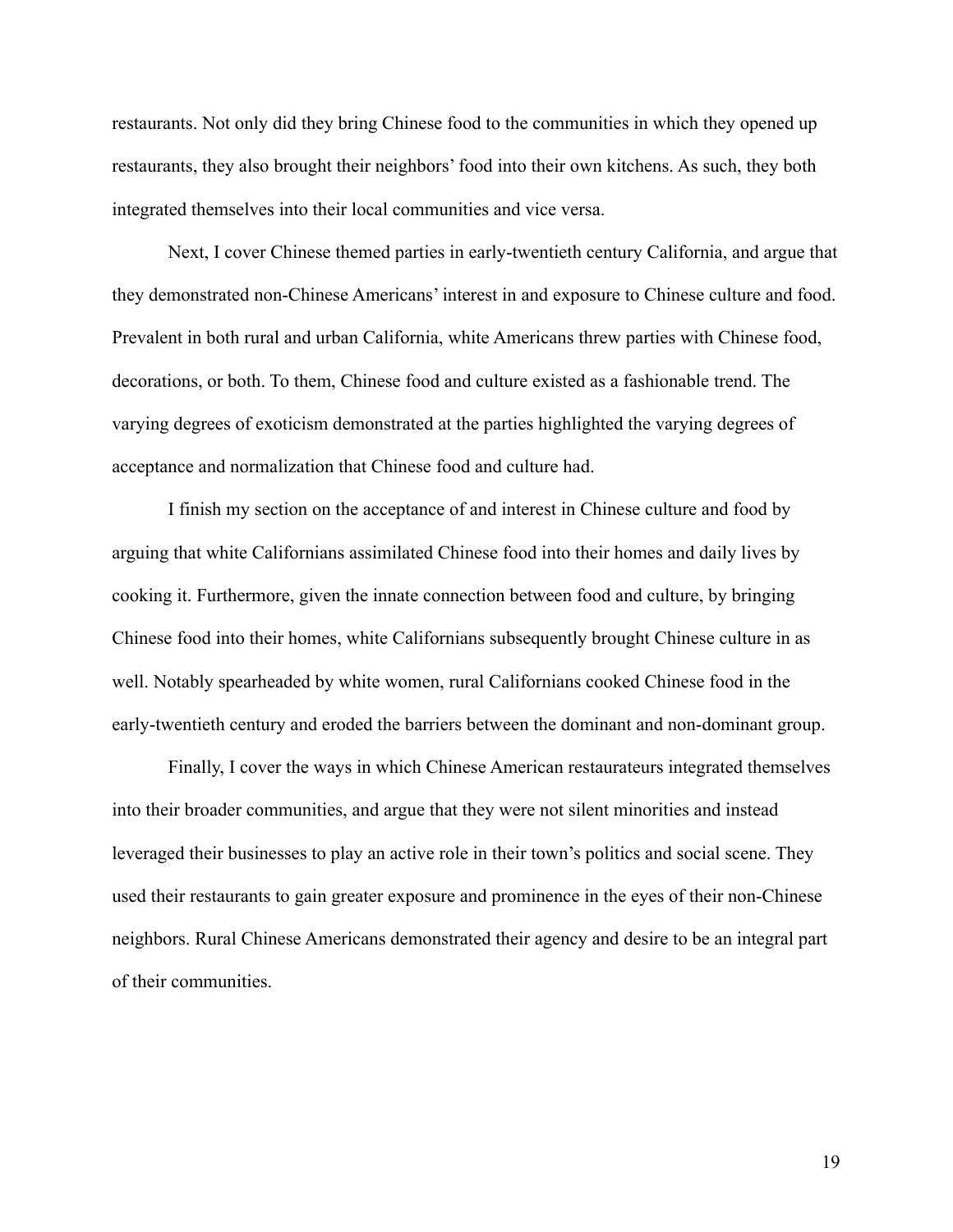restaurants. Not only did they bring Chinese food to the communities in which they opened up restaurants, they also brought their neighbors' food into their own kitchens. As such, they both integrated themselves into their local communities and vice versa.

Next, I cover Chinese themed parties in early-twentieth century California, and argue that they demonstrated non-Chinese Americans' interest in and exposure to Chinese culture and food. Prevalent in both rural and urban California, white Americans threw parties with Chinese food, decorations, or both. To them, Chinese food and culture existed as a fashionable trend. The varying degrees of exoticism demonstrated at the parties highlighted the varying degrees of acceptance and normalization that Chinese food and culture had.

I finish my section on the acceptance of and interest in Chinese culture and food by arguing that white Californians assimilated Chinese food into their homes and daily lives by cooking it. Furthermore, given the innate connection between food and culture, by bringing Chinese food into their homes, white Californians subsequently brought Chinese culture in as well. Notably spearheaded by white women, rural Californians cooked Chinese food in the early-twentieth century and eroded the barriers between the dominant and non-dominant group.

Finally, I cover the ways in which Chinese American restaurateurs integrated themselves into their broader communities, and argue that they were not silent minorities and instead leveraged their businesses to play an active role in their town's politics and social scene. They used their restaurants to gain greater exposure and prominence in the eyes of their non-Chinese neighbors. Rural Chinese Americans demonstrated their agency and desire to be an integral part of their communities.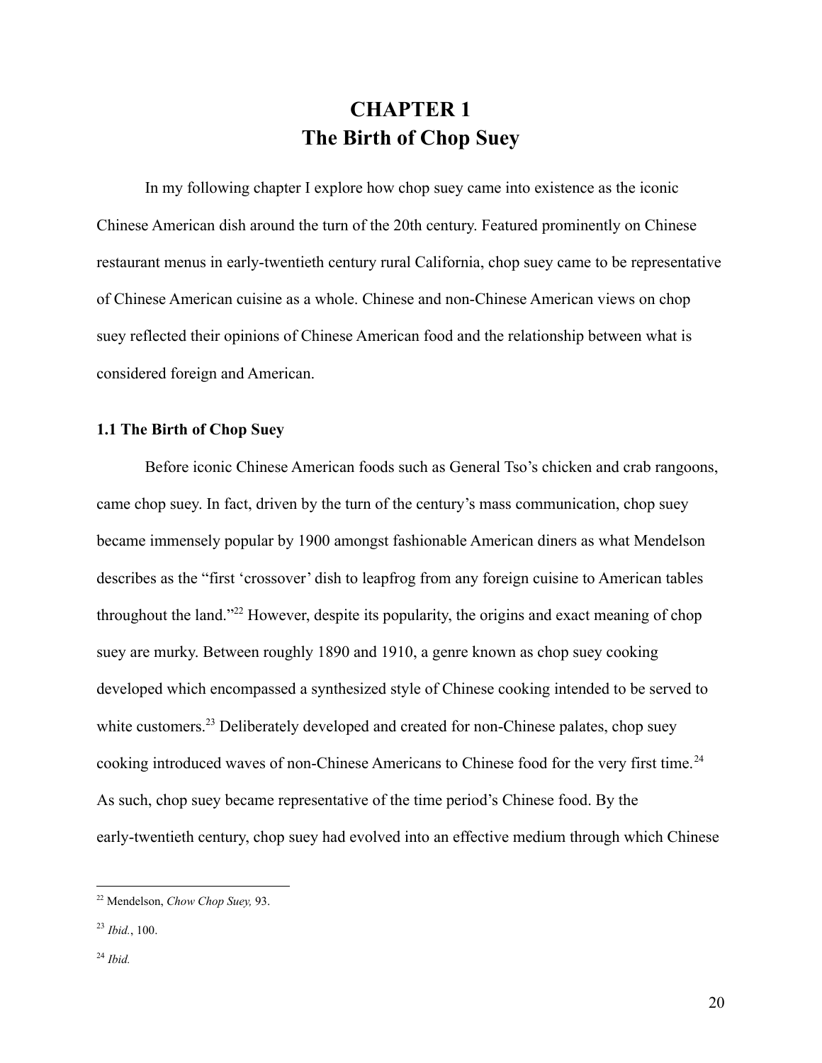# CHAPTER 1
# The Birth of Chop Suey

In my following chapter I explore how chop suey came into existence as the iconic Chinese American dish around the turn of the 20th century. Featured prominently on Chinese restaurant menus in early-twentieth century rural California, chop suey came to be representative of Chinese American cuisine as a whole. Chinese and non-Chinese American views on chop suey reflected their opinions of Chinese American food and the relationship between what is considered foreign and American.

### 1.1 The Birth of Chop Suey

Before iconic Chinese American foods such as General Tso's chicken and crab rangoons, came chop suey. In fact, driven by the turn of the century's mass communication, chop suey became immensely popular by 1900 amongst fashionable American diners as what Mendelson describes as the "first 'crossover' dish to leapfrog from any foreign cuisine to American tables throughout the land."[22] However, despite its popularity, the origins and exact meaning of chop suey are murky. Between roughly 1890 and 1910, a genre known as chop suey cooking developed which encompassed a synthesized style of Chinese cooking intended to be served to white customers.[23] Deliberately developed and created for non-Chinese palates, chop suey cooking introduced waves of non-Chinese Americans to Chinese food for the very first time.[24] As such, chop suey became representative of the time period's Chinese food. By the early-twentieth century, chop suey had evolved into an effective medium through which Chinese

---

[22] Mendelson, *Chow Chop Suey,* 93.

[23] *Ibid.*, 100.

[24] *Ibid.*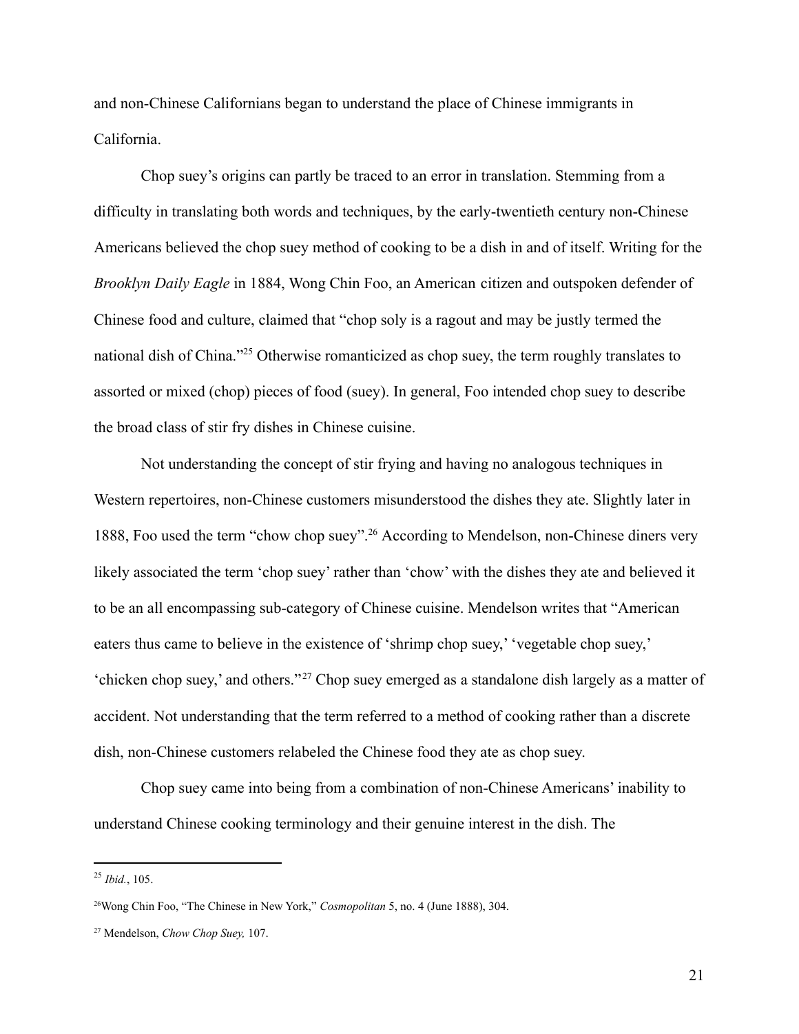and non-Chinese Californians began to understand the place of Chinese immigrants in California.

Chop suey's origins can partly be traced to an error in translation. Stemming from a difficulty in translating both words and techniques, by the early-twentieth century non-Chinese Americans believed the chop suey method of cooking to be a dish in and of itself. Writing for the *Brooklyn Daily Eagle* in 1884, Wong Chin Foo, an American citizen and outspoken defender of Chinese food and culture, claimed that "chop soly is a ragout and may be justly termed the national dish of China."[25] Otherwise romanticized as chop suey, the term roughly translates to assorted or mixed (chop) pieces of food (suey). In general, Foo intended chop suey to describe the broad class of stir fry dishes in Chinese cuisine.

Not understanding the concept of stir frying and having no analogous techniques in Western repertoires, non-Chinese customers misunderstood the dishes they ate. Slightly later in 1888, Foo used the term "chow chop suey".[26] According to Mendelson, non-Chinese diners very likely associated the term 'chop suey' rather than 'chow' with the dishes they ate and believed it to be an all encompassing sub-category of Chinese cuisine. Mendelson writes that "American eaters thus came to believe in the existence of 'shrimp chop suey,' 'vegetable chop suey,' 'chicken chop suey,' and others."[27] Chop suey emerged as a standalone dish largely as a matter of accident. Not understanding that the term referred to a method of cooking rather than a discrete dish, non-Chinese customers relabeled the Chinese food they ate as chop suey.

Chop suey came into being from a combination of non-Chinese Americans' inability to understand Chinese cooking terminology and their genuine interest in the dish. The

---

[25] *Ibid.*, 105.

[26] Wong Chin Foo, "The Chinese in New York," *Cosmopolitan* 5, no. 4 (June 1888), 304.

[27] Mendelson, *Chow Chop Suey,* 107.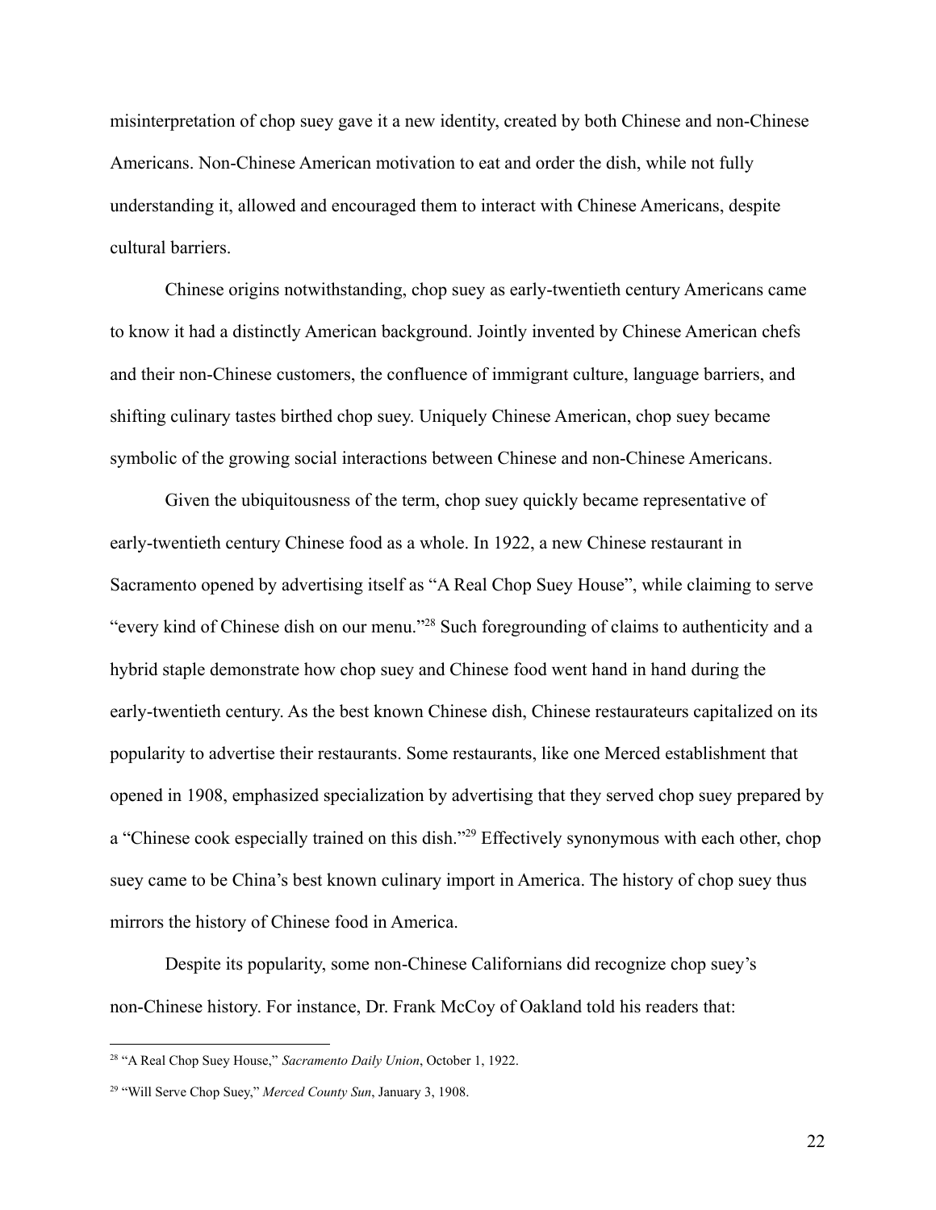misinterpretation of chop suey gave it a new identity, created by both Chinese and non-Chinese Americans. Non-Chinese American motivation to eat and order the dish, while not fully understanding it, allowed and encouraged them to interact with Chinese Americans, despite cultural barriers.

Chinese origins notwithstanding, chop suey as early-twentieth century Americans came to know it had a distinctly American background. Jointly invented by Chinese American chefs and their non-Chinese customers, the confluence of immigrant culture, language barriers, and shifting culinary tastes birthed chop suey. Uniquely Chinese American, chop suey became symbolic of the growing social interactions between Chinese and non-Chinese Americans.

Given the ubiquitousness of the term, chop suey quickly became representative of early-twentieth century Chinese food as a whole. In 1922, a new Chinese restaurant in Sacramento opened by advertising itself as "A Real Chop Suey House", while claiming to serve "every kind of Chinese dish on our menu."[28] Such foregrounding of claims to authenticity and a hybrid staple demonstrate how chop suey and Chinese food went hand in hand during the early-twentieth century. As the best known Chinese dish, Chinese restaurateurs capitalized on its popularity to advertise their restaurants. Some restaurants, like one Merced establishment that opened in 1908, emphasized specialization by advertising that they served chop suey prepared by a "Chinese cook especially trained on this dish."[29] Effectively synonymous with each other, chop suey came to be China's best known culinary import in America. The history of chop suey thus mirrors the history of Chinese food in America.

Despite its popularity, some non-Chinese Californians did recognize chop suey's non-Chinese history. For instance, Dr. Frank McCoy of Oakland told his readers that:

---

[28] "A Real Chop Suey House," *Sacramento Daily Union*, October 1, 1922.

[29] "Will Serve Chop Suey," *Merced County Sun*, January 3, 1908.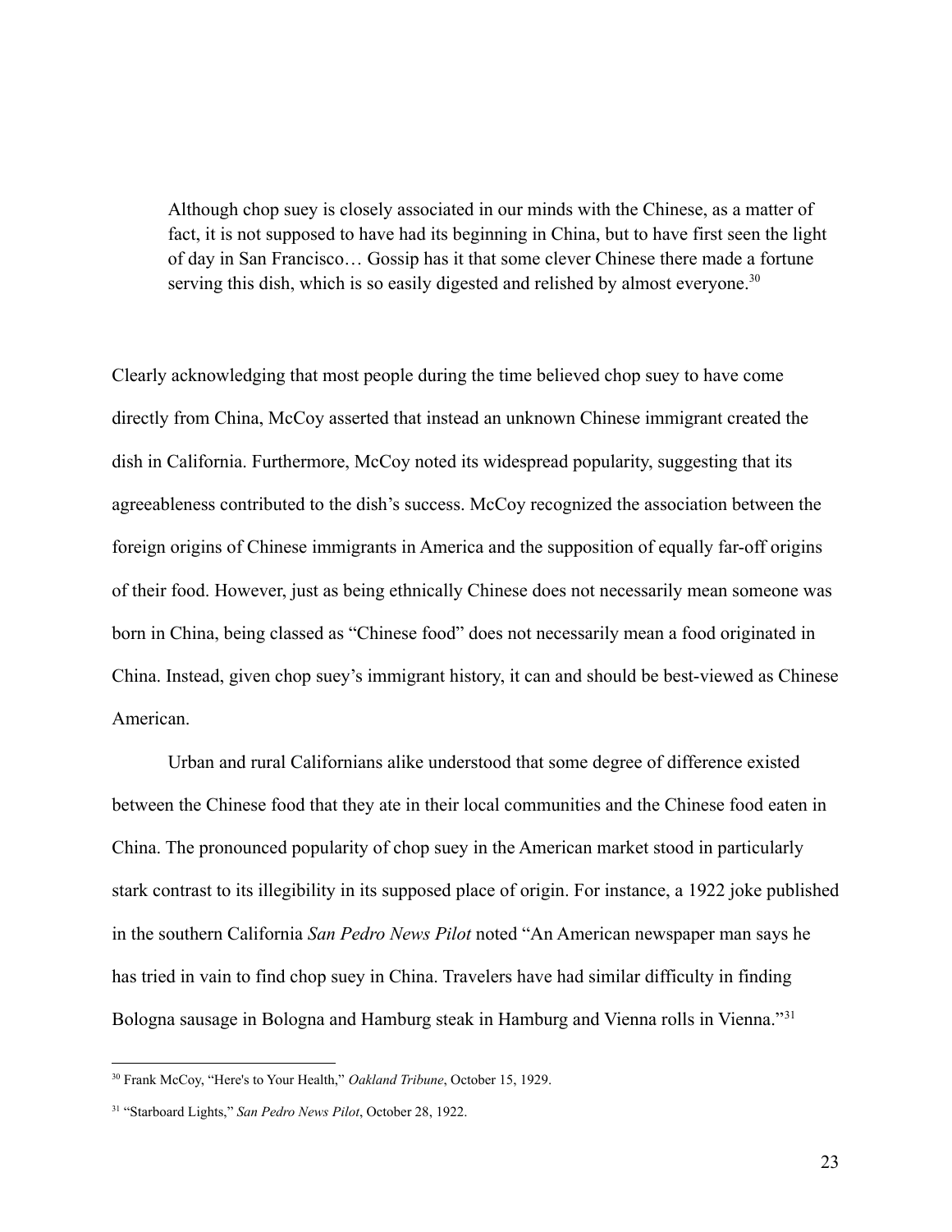> Although chop suey is closely associated in our minds with the Chinese, as a matter of fact, it is not supposed to have had its beginning in China, but to have first seen the light of day in San Francisco… Gossip has it that some clever Chinese there made a fortune serving this dish, which is so easily digested and relished by almost everyone.[30]

Clearly acknowledging that most people during the time believed chop suey to have come directly from China, McCoy asserted that instead an unknown Chinese immigrant created the dish in California. Furthermore, McCoy noted its widespread popularity, suggesting that its agreeableness contributed to the dish's success. McCoy recognized the association between the foreign origins of Chinese immigrants in America and the supposition of equally far-off origins of their food. However, just as being ethnically Chinese does not necessarily mean someone was born in China, being classed as "Chinese food" does not necessarily mean a food originated in China. Instead, given chop suey's immigrant history, it can and should be best-viewed as Chinese American.

Urban and rural Californians alike understood that some degree of difference existed between the Chinese food that they ate in their local communities and the Chinese food eaten in China. The pronounced popularity of chop suey in the American market stood in particularly stark contrast to its illegibility in its supposed place of origin. For instance, a 1922 joke published in the southern California *San Pedro News Pilot* noted "An American newspaper man says he has tried in vain to find chop suey in China. Travelers have had similar difficulty in finding Bologna sausage in Bologna and Hamburg steak in Hamburg and Vienna rolls in Vienna."[31]

---

[30] Frank McCoy, "Here's to Your Health," *Oakland Tribune*, October 15, 1929.

[31] "Starboard Lights," *San Pedro News Pilot*, October 28, 1922.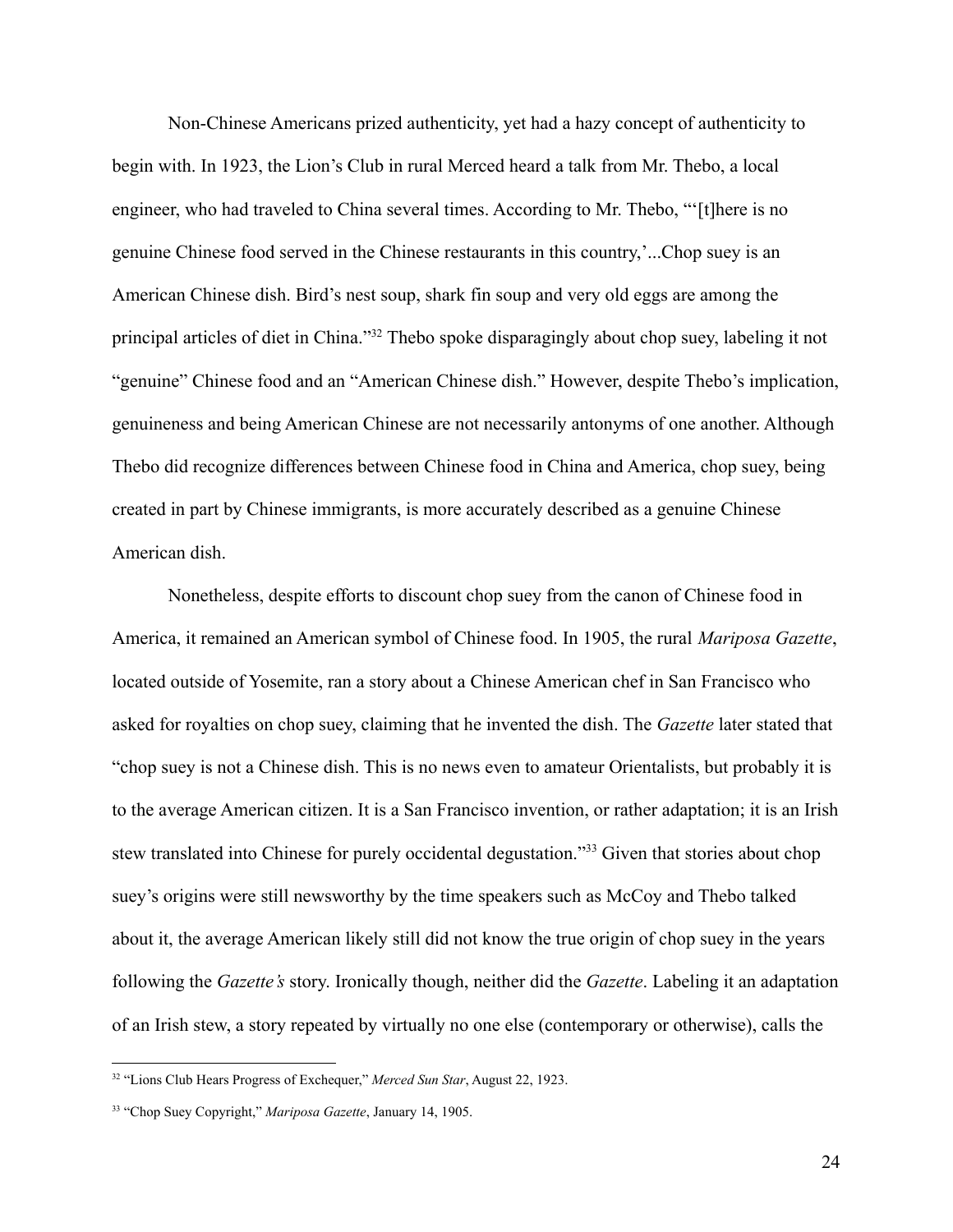Non-Chinese Americans prized authenticity, yet had a hazy concept of authenticity to begin with. In 1923, the Lion's Club in rural Merced heard a talk from Mr. Thebo, a local engineer, who had traveled to China several times. According to Mr. Thebo, "'[t]here is no genuine Chinese food served in the Chinese restaurants in this country,'...Chop suey is an American Chinese dish. Bird's nest soup, shark fin soup and very old eggs are among the principal articles of diet in China."[32] Thebo spoke disparagingly about chop suey, labeling it not "genuine" Chinese food and an "American Chinese dish." However, despite Thebo's implication, genuineness and being American Chinese are not necessarily antonyms of one another. Although Thebo did recognize differences between Chinese food in China and America, chop suey, being created in part by Chinese immigrants, is more accurately described as a genuine Chinese American dish.

Nonetheless, despite efforts to discount chop suey from the canon of Chinese food in America, it remained an American symbol of Chinese food. In 1905, the rural *Mariposa Gazette*, located outside of Yosemite, ran a story about a Chinese American chef in San Francisco who asked for royalties on chop suey, claiming that he invented the dish. The *Gazette* later stated that "chop suey is not a Chinese dish. This is no news even to amateur Orientalists, but probably it is to the average American citizen. It is a San Francisco invention, or rather adaptation; it is an Irish stew translated into Chinese for purely occidental degustation."[33] Given that stories about chop suey's origins were still newsworthy by the time speakers such as McCoy and Thebo talked about it, the average American likely still did not know the true origin of chop suey in the years following the *Gazette's* story. Ironically though, neither did the *Gazette*. Labeling it an adaptation of an Irish stew, a story repeated by virtually no one else (contemporary or otherwise), calls the

---

[32] "Lions Club Hears Progress of Exchequer," *Merced Sun Star*, August 22, 1923.

[33] "Chop Suey Copyright," *Mariposa Gazette*, January 14, 1905.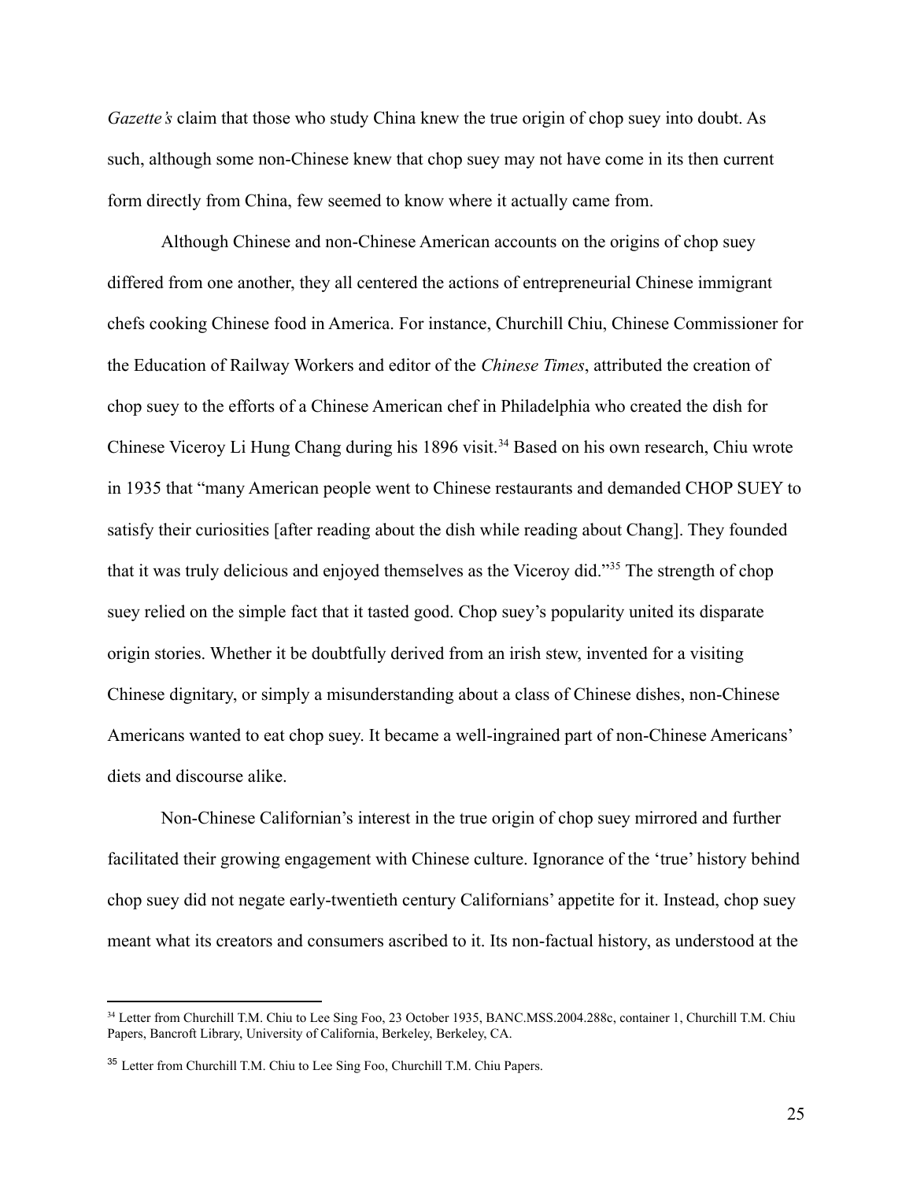*Gazette's* claim that those who study China knew the true origin of chop suey into doubt. As such, although some non-Chinese knew that chop suey may not have come in its then current form directly from China, few seemed to know where it actually came from.

Although Chinese and non-Chinese American accounts on the origins of chop suey differed from one another, they all centered the actions of entrepreneurial Chinese immigrant chefs cooking Chinese food in America. For instance, Churchill Chiu, Chinese Commissioner for the Education of Railway Workers and editor of the *Chinese Times*, attributed the creation of chop suey to the efforts of a Chinese American chef in Philadelphia who created the dish for Chinese Viceroy Li Hung Chang during his 1896 visit.[34] Based on his own research, Chiu wrote in 1935 that "many American people went to Chinese restaurants and demanded CHOP SUEY to satisfy their curiosities [after reading about the dish while reading about Chang]. They founded that it was truly delicious and enjoyed themselves as the Viceroy did."[35] The strength of chop suey relied on the simple fact that it tasted good. Chop suey's popularity united its disparate origin stories. Whether it be doubtfully derived from an irish stew, invented for a visiting Chinese dignitary, or simply a misunderstanding about a class of Chinese dishes, non-Chinese Americans wanted to eat chop suey. It became a well-ingrained part of non-Chinese Americans' diets and discourse alike.

Non-Chinese Californian's interest in the true origin of chop suey mirrored and further facilitated their growing engagement with Chinese culture. Ignorance of the 'true' history behind chop suey did not negate early-twentieth century Californians' appetite for it. Instead, chop suey meant what its creators and consumers ascribed to it. Its non-factual history, as understood at the

---

[34] Letter from Churchill T.M. Chiu to Lee Sing Foo, 23 October 1935, BANC.MSS.2004.288c, container 1, Churchill T.M. Chiu Papers, Bancroft Library, University of California, Berkeley, Berkeley, CA.

[35] Letter from Churchill T.M. Chiu to Lee Sing Foo, Churchill T.M. Chiu Papers.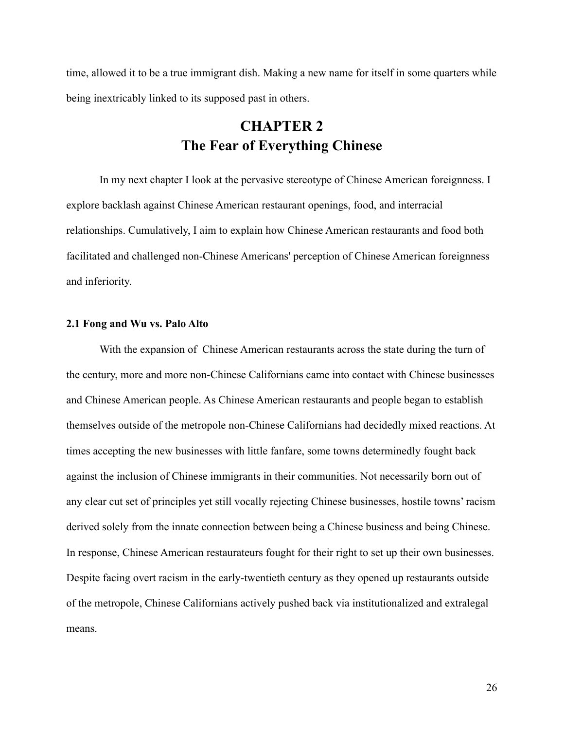time, allowed it to be a true immigrant dish. Making a new name for itself in some quarters while being inextricably linked to its supposed past in others.

# CHAPTER 2
# The Fear of Everything Chinese

In my next chapter I look at the pervasive stereotype of Chinese American foreignness. I explore backlash against Chinese American restaurant openings, food, and interracial relationships. Cumulatively, I aim to explain how Chinese American restaurants and food both facilitated and challenged non-Chinese Americans' perception of Chinese American foreignness and inferiority.

### 2.1 Fong and Wu vs. Palo Alto

With the expansion of  Chinese American restaurants across the state during the turn of the century, more and more non-Chinese Californians came into contact with Chinese businesses and Chinese American people. As Chinese American restaurants and people began to establish themselves outside of the metropole non-Chinese Californians had decidedly mixed reactions. At times accepting the new businesses with little fanfare, some towns determinedly fought back against the inclusion of Chinese immigrants in their communities. Not necessarily born out of any clear cut set of principles yet still vocally rejecting Chinese businesses, hostile towns' racism derived solely from the innate connection between being a Chinese business and being Chinese. In response, Chinese American restaurateurs fought for their right to set up their own businesses. Despite facing overt racism in the early-twentieth century as they opened up restaurants outside of the metropole, Chinese Californians actively pushed back via institutionalized and extralegal means.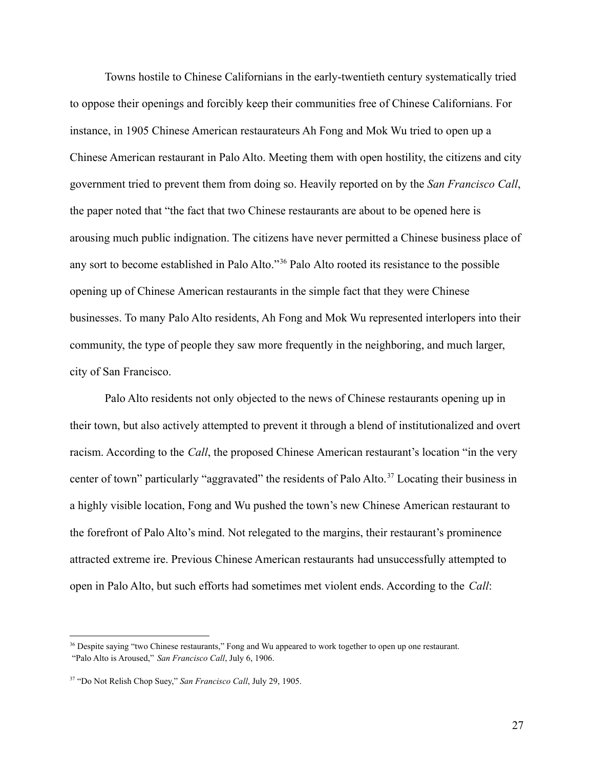Towns hostile to Chinese Californians in the early-twentieth century systematically tried to oppose their openings and forcibly keep their communities free of Chinese Californians. For instance, in 1905 Chinese American restaurateurs Ah Fong and Mok Wu tried to open up a Chinese American restaurant in Palo Alto. Meeting them with open hostility, the citizens and city government tried to prevent them from doing so. Heavily reported on by the *San Francisco Call*, the paper noted that "the fact that two Chinese restaurants are about to be opened here is arousing much public indignation. The citizens have never permitted a Chinese business place of any sort to become established in Palo Alto."[36] Palo Alto rooted its resistance to the possible opening up of Chinese American restaurants in the simple fact that they were Chinese businesses. To many Palo Alto residents, Ah Fong and Mok Wu represented interlopers into their community, the type of people they saw more frequently in the neighboring, and much larger, city of San Francisco.

Palo Alto residents not only objected to the news of Chinese restaurants opening up in their town, but also actively attempted to prevent it through a blend of institutionalized and overt racism. According to the *Call*, the proposed Chinese American restaurant's location "in the very center of town" particularly "aggravated" the residents of Palo Alto.[37] Locating their business in a highly visible location, Fong and Wu pushed the town's new Chinese American restaurant to the forefront of Palo Alto's mind. Not relegated to the margins, their restaurant's prominence attracted extreme ire. Previous Chinese American restaurants had unsuccessfully attempted to open in Palo Alto, but such efforts had sometimes met violent ends. According to the *Call*:

---

[36] Despite saying "two Chinese restaurants," Fong and Wu appeared to work together to open up one restaurant. "Palo Alto is Aroused," *San Francisco Call*, July 6, 1906.

[37] "Do Not Relish Chop Suey," *San Francisco Call*, July 29, 1905.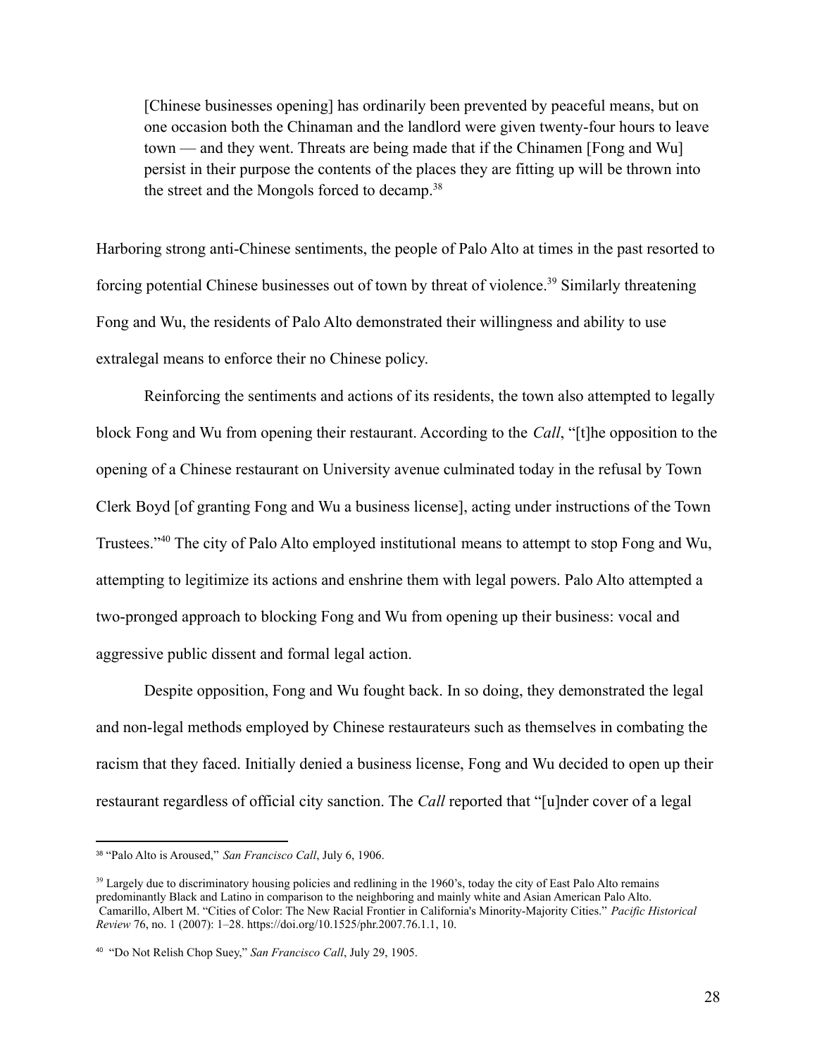> [Chinese businesses opening] has ordinarily been prevented by peaceful means, but on one occasion both the Chinaman and the landlord were given twenty-four hours to leave town — and they went. Threats are being made that if the Chinamen [Fong and Wu] persist in their purpose the contents of the places they are fitting up will be thrown into the street and the Mongols forced to decamp.[38]

Harboring strong anti-Chinese sentiments, the people of Palo Alto at times in the past resorted to forcing potential Chinese businesses out of town by threat of violence.[39] Similarly threatening Fong and Wu, the residents of Palo Alto demonstrated their willingness and ability to use extralegal means to enforce their no Chinese policy.

Reinforcing the sentiments and actions of its residents, the town also attempted to legally block Fong and Wu from opening their restaurant. According to the *Call*, "[t]he opposition to the opening of a Chinese restaurant on University avenue culminated today in the refusal by Town Clerk Boyd [of granting Fong and Wu a business license], acting under instructions of the Town Trustees."[40] The city of Palo Alto employed institutional means to attempt to stop Fong and Wu, attempting to legitimize its actions and enshrine them with legal powers. Palo Alto attempted a two-pronged approach to blocking Fong and Wu from opening up their business: vocal and aggressive public dissent and formal legal action.

Despite opposition, Fong and Wu fought back. In so doing, they demonstrated the legal and non-legal methods employed by Chinese restaurateurs such as themselves in combating the racism that they faced. Initially denied a business license, Fong and Wu decided to open up their restaurant regardless of official city sanction. The *Call* reported that "[u]nder cover of a legal

---

[38] "Palo Alto is Aroused," *San Francisco Call*, July 6, 1906.

[39] Largely due to discriminatory housing policies and redlining in the 1960's, today the city of East Palo Alto remains predominantly Black and Latino in comparison to the neighboring and mainly white and Asian American Palo Alto. Camarillo, Albert M. "Cities of Color: The New Racial Frontier in California's Minority-Majority Cities." *Pacific Historical Review* 76, no. 1 (2007): 1–28. https://doi.org/10.1525/phr.2007.76.1.1, 10.

[40] "Do Not Relish Chop Suey," *San Francisco Call*, July 29, 1905.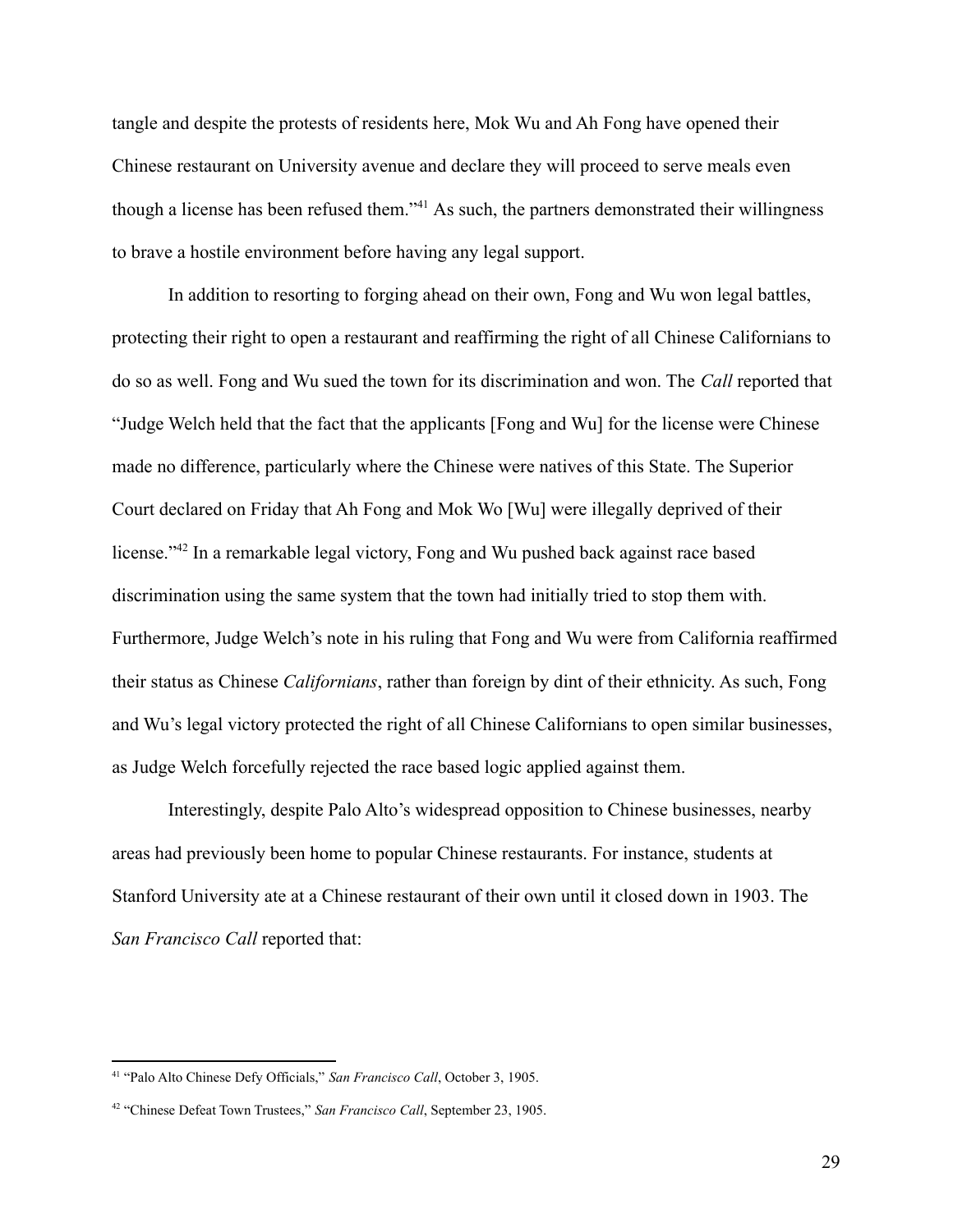tangle and despite the protests of residents here, Mok Wu and Ah Fong have opened their Chinese restaurant on University avenue and declare they will proceed to serve meals even though a license has been refused them."[41] As such, the partners demonstrated their willingness to brave a hostile environment before having any legal support.

In addition to resorting to forging ahead on their own, Fong and Wu won legal battles, protecting their right to open a restaurant and reaffirming the right of all Chinese Californians to do so as well. Fong and Wu sued the town for its discrimination and won. The *Call* reported that "Judge Welch held that the fact that the applicants [Fong and Wu] for the license were Chinese made no difference, particularly where the Chinese were natives of this State. The Superior Court declared on Friday that Ah Fong and Mok Wo [Wu] were illegally deprived of their license."[42] In a remarkable legal victory, Fong and Wu pushed back against race based discrimination using the same system that the town had initially tried to stop them with. Furthermore, Judge Welch's note in his ruling that Fong and Wu were from California reaffirmed their status as Chinese *Californians*, rather than foreign by dint of their ethnicity. As such, Fong and Wu's legal victory protected the right of all Chinese Californians to open similar businesses, as Judge Welch forcefully rejected the race based logic applied against them.

Interestingly, despite Palo Alto's widespread opposition to Chinese businesses, nearby areas had previously been home to popular Chinese restaurants. For instance, students at Stanford University ate at a Chinese restaurant of their own until it closed down in 1903. The *San Francisco Call* reported that:

---

[41] "Palo Alto Chinese Defy Officials," *San Francisco Call*, October 3, 1905.

[42] "Chinese Defeat Town Trustees," *San Francisco Call*, September 23, 1905.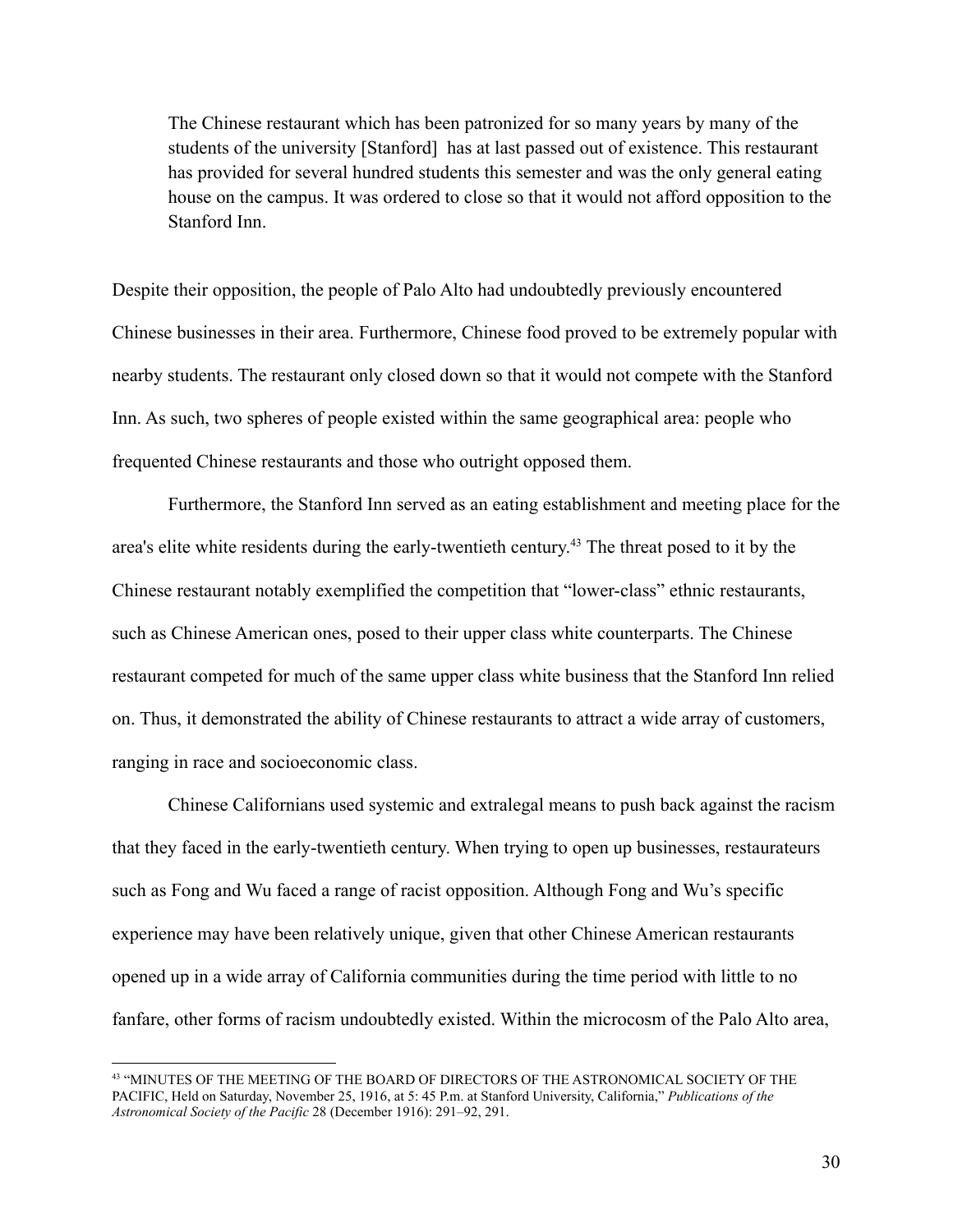> The Chinese restaurant which has been patronized for so many years by many of the students of the university [Stanford] has at last passed out of existence. This restaurant has provided for several hundred students this semester and was the only general eating house on the campus. It was ordered to close so that it would not afford opposition to the Stanford Inn.

Despite their opposition, the people of Palo Alto had undoubtedly previously encountered Chinese businesses in their area. Furthermore, Chinese food proved to be extremely popular with nearby students. The restaurant only closed down so that it would not compete with the Stanford Inn. As such, two spheres of people existed within the same geographical area: people who frequented Chinese restaurants and those who outright opposed them.

Furthermore, the Stanford Inn served as an eating establishment and meeting place for the area's elite white residents during the early-twentieth century.[43] The threat posed to it by the Chinese restaurant notably exemplified the competition that "lower-class" ethnic restaurants, such as Chinese American ones, posed to their upper class white counterparts. The Chinese restaurant competed for much of the same upper class white business that the Stanford Inn relied on. Thus, it demonstrated the ability of Chinese restaurants to attract a wide array of customers, ranging in race and socioeconomic class.

Chinese Californians used systemic and extralegal means to push back against the racism that they faced in the early-twentieth century. When trying to open up businesses, restaurateurs such as Fong and Wu faced a range of racist opposition. Although Fong and Wu's specific experience may have been relatively unique, given that other Chinese American restaurants opened up in a wide array of California communities during the time period with little to no fanfare, other forms of racism undoubtedly existed. Within the microcosm of the Palo Alto area,

---

[43] "MINUTES OF THE MEETING OF THE BOARD OF DIRECTORS OF THE ASTRONOMICAL SOCIETY OF THE PACIFIC, Held on Saturday, November 25, 1916, at 5: 45 P.m. at Stanford University, California," *Publications of the Astronomical Society of the Pacific* 28 (December 1916): 291–92, 291.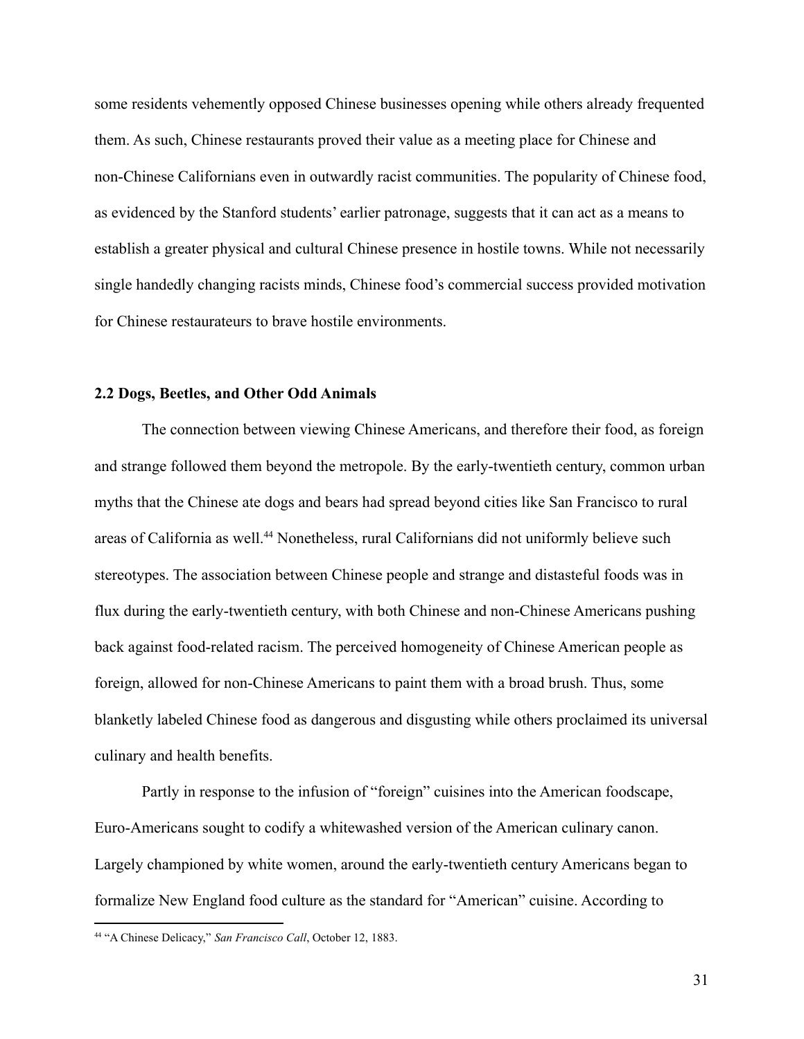some residents vehemently opposed Chinese businesses opening while others already frequented them. As such, Chinese restaurants proved their value as a meeting place for Chinese and non-Chinese Californians even in outwardly racist communities. The popularity of Chinese food, as evidenced by the Stanford students' earlier patronage, suggests that it can act as a means to establish a greater physical and cultural Chinese presence in hostile towns. While not necessarily single handedly changing racists minds, Chinese food's commercial success provided motivation for Chinese restaurateurs to brave hostile environments.

### 2.2 Dogs, Beetles, and Other Odd Animals

The connection between viewing Chinese Americans, and therefore their food, as foreign and strange followed them beyond the metropole. By the early-twentieth century, common urban myths that the Chinese ate dogs and bears had spread beyond cities like San Francisco to rural areas of California as well.[44] Nonetheless, rural Californians did not uniformly believe such stereotypes. The association between Chinese people and strange and distasteful foods was in flux during the early-twentieth century, with both Chinese and non-Chinese Americans pushing back against food-related racism. The perceived homogeneity of Chinese American people as foreign, allowed for non-Chinese Americans to paint them with a broad brush. Thus, some blanketly labeled Chinese food as dangerous and disgusting while others proclaimed its universal culinary and health benefits.

Partly in response to the infusion of "foreign" cuisines into the American foodscape, Euro-Americans sought to codify a whitewashed version of the American culinary canon. Largely championed by white women, around the early-twentieth century Americans began to formalize New England food culture as the standard for "American" cuisine. According to

[44] "A Chinese Delicacy," *San Francisco Call*, October 12, 1883.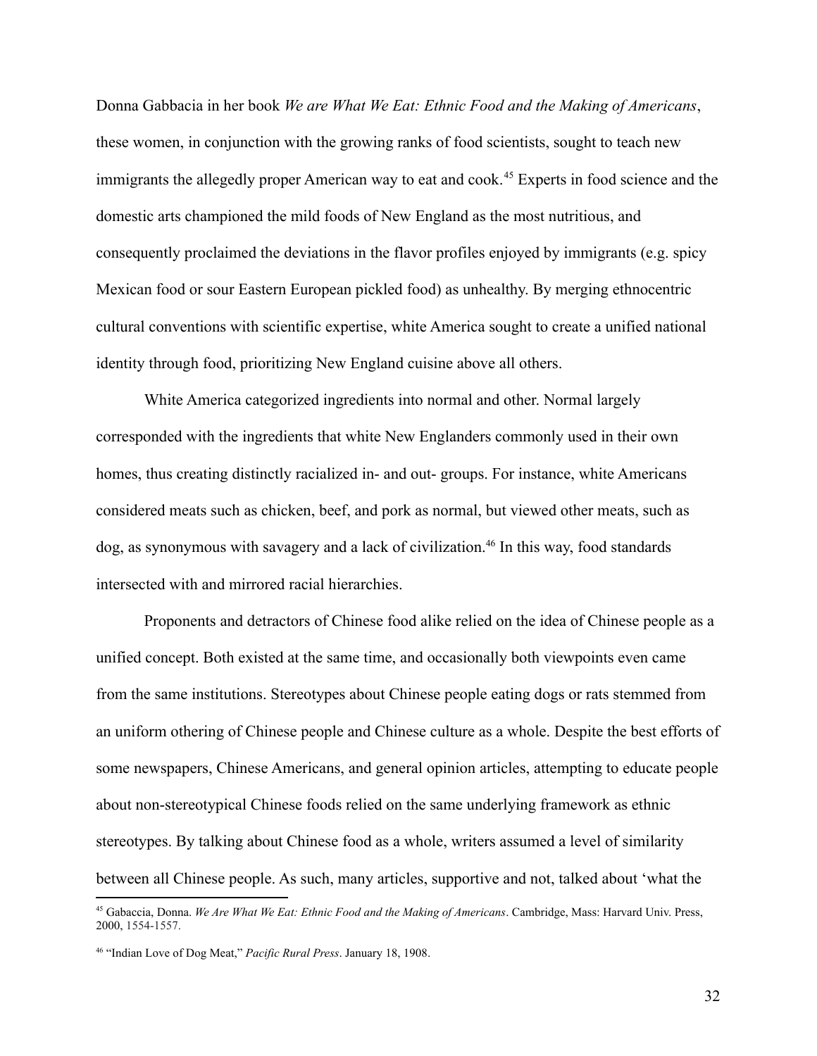Donna Gabbacia in her book *We are What We Eat: Ethnic Food and the Making of Americans*, these women, in conjunction with the growing ranks of food scientists, sought to teach new immigrants the allegedly proper American way to eat and cook.[45] Experts in food science and the domestic arts championed the mild foods of New England as the most nutritious, and consequently proclaimed the deviations in the flavor profiles enjoyed by immigrants (e.g. spicy Mexican food or sour Eastern European pickled food) as unhealthy. By merging ethnocentric cultural conventions with scientific expertise, white America sought to create a unified national identity through food, prioritizing New England cuisine above all others.

White America categorized ingredients into normal and other. Normal largely corresponded with the ingredients that white New Englanders commonly used in their own homes, thus creating distinctly racialized in- and out- groups. For instance, white Americans considered meats such as chicken, beef, and pork as normal, but viewed other meats, such as dog, as synonymous with savagery and a lack of civilization.[46] In this way, food standards intersected with and mirrored racial hierarchies.

Proponents and detractors of Chinese food alike relied on the idea of Chinese people as a unified concept. Both existed at the same time, and occasionally both viewpoints even came from the same institutions. Stereotypes about Chinese people eating dogs or rats stemmed from an uniform othering of Chinese people and Chinese culture as a whole. Despite the best efforts of some newspapers, Chinese Americans, and general opinion articles, attempting to educate people about non-stereotypical Chinese foods relied on the same underlying framework as ethnic stereotypes. By talking about Chinese food as a whole, writers assumed a level of similarity between all Chinese people. As such, many articles, supportive and not, talked about 'what the

---

[45] Gabaccia, Donna. *We Are What We Eat: Ethnic Food and the Making of Americans*. Cambridge, Mass: Harvard Univ. Press, 2000, 1554-1557.

[46] "Indian Love of Dog Meat," *Pacific Rural Press*. January 18, 1908.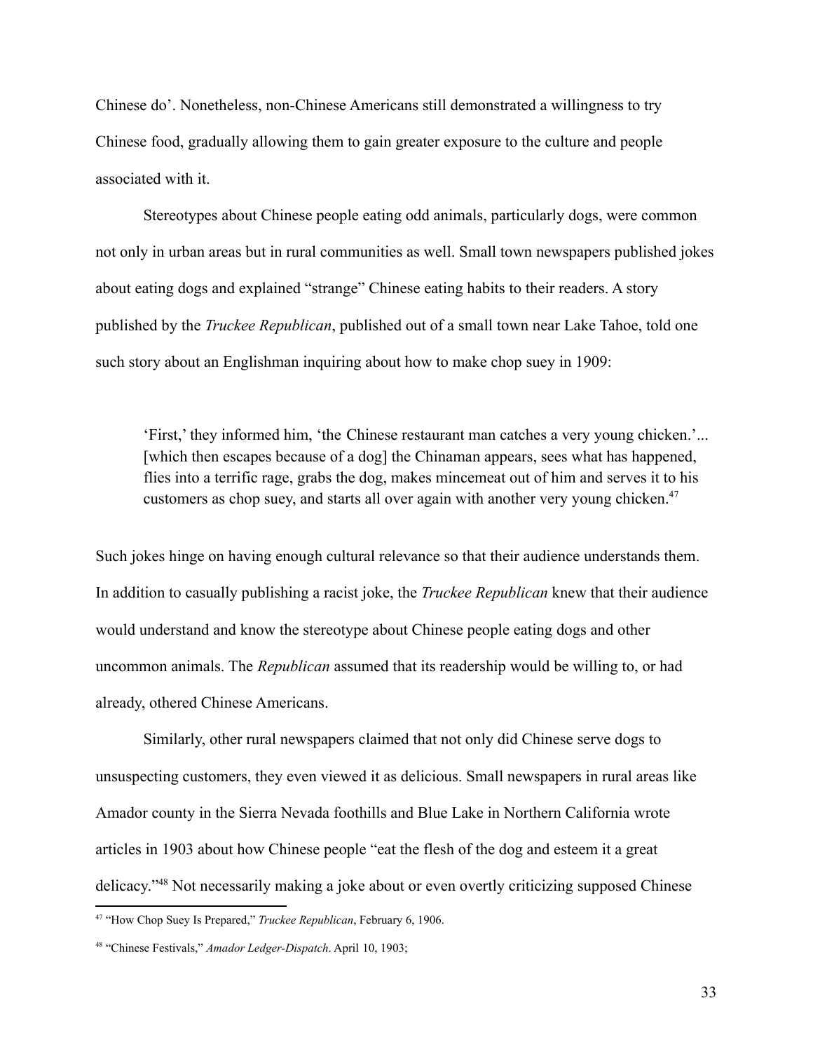Chinese do'. Nonetheless, non-Chinese Americans still demonstrated a willingness to try Chinese food, gradually allowing them to gain greater exposure to the culture and people associated with it.

Stereotypes about Chinese people eating odd animals, particularly dogs, were common not only in urban areas but in rural communities as well. Small town newspapers published jokes about eating dogs and explained "strange" Chinese eating habits to their readers. A story published by the *Truckee Republican*, published out of a small town near Lake Tahoe, told one such story about an Englishman inquiring about how to make chop suey in 1909:

> 'First,' they informed him, 'the Chinese restaurant man catches a very young chicken.'... [which then escapes because of a dog] the Chinaman appears, sees what has happened, flies into a terrific rage, grabs the dog, makes mincemeat out of him and serves it to his customers as chop suey, and starts all over again with another very young chicken.[47]

Such jokes hinge on having enough cultural relevance so that their audience understands them. In addition to casually publishing a racist joke, the *Truckee Republican* knew that their audience would understand and know the stereotype about Chinese people eating dogs and other uncommon animals. The *Republican* assumed that its readership would be willing to, or had already, othered Chinese Americans.

Similarly, other rural newspapers claimed that not only did Chinese serve dogs to unsuspecting customers, they even viewed it as delicious. Small newspapers in rural areas like Amador county in the Sierra Nevada foothills and Blue Lake in Northern California wrote articles in 1903 about how Chinese people "eat the flesh of the dog and esteem it a great delicacy."[48] Not necessarily making a joke about or even overtly criticizing supposed Chinese

---

[47] "How Chop Suey Is Prepared," *Truckee Republican*, February 6, 1906.

[48] "Chinese Festivals," *Amador Ledger-Dispatch*. April 10, 1903;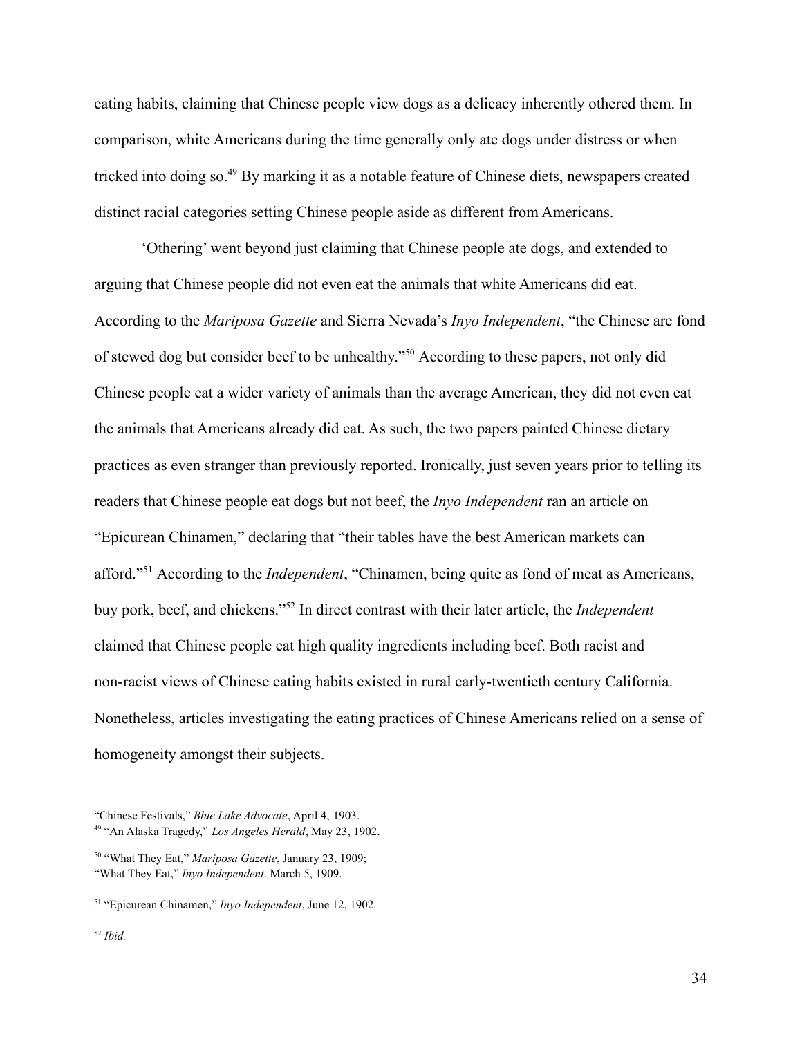eating habits, claiming that Chinese people view dogs as a delicacy inherently othered them. In comparison, white Americans during the time generally only ate dogs under distress or when tricked into doing so.[49] By marking it as a notable feature of Chinese diets, newspapers created distinct racial categories setting Chinese people aside as different from Americans.

'Othering' went beyond just claiming that Chinese people ate dogs, and extended to arguing that Chinese people did not even eat the animals that white Americans did eat. According to the *Mariposa Gazette* and Sierra Nevada's *Inyo Independent*, "the Chinese are fond of stewed dog but consider beef to be unhealthy."[50] According to these papers, not only did Chinese people eat a wider variety of animals than the average American, they did not even eat the animals that Americans already did eat. As such, the two papers painted Chinese dietary practices as even stranger than previously reported. Ironically, just seven years prior to telling its readers that Chinese people eat dogs but not beef, the *Inyo Independent* ran an article on "Epicurean Chinamen," declaring that "their tables have the best American markets can afford."[51] According to the *Independent*, "Chinamen, being quite as fond of meat as Americans, buy pork, beef, and chickens."[52] In direct contrast with their later article, the *Independent* claimed that Chinese people eat high quality ingredients including beef. Both racist and non-racist views of Chinese eating habits existed in rural early-twentieth century California. Nonetheless, articles investigating the eating practices of Chinese Americans relied on a sense of homogeneity amongst their subjects.

---

"Chinese Festivals," *Blue Lake Advocate*, April 4, 1903.

[49] "An Alaska Tragedy," *Los Angeles Herald*, May 23, 1902.

[50] "What They Eat," *Mariposa Gazette*, January 23, 1909;
"What They Eat," *Inyo Independent*. March 5, 1909.

[51] "Epicurean Chinamen," *Inyo Independent*, June 12, 1902.

[52] *Ibid.*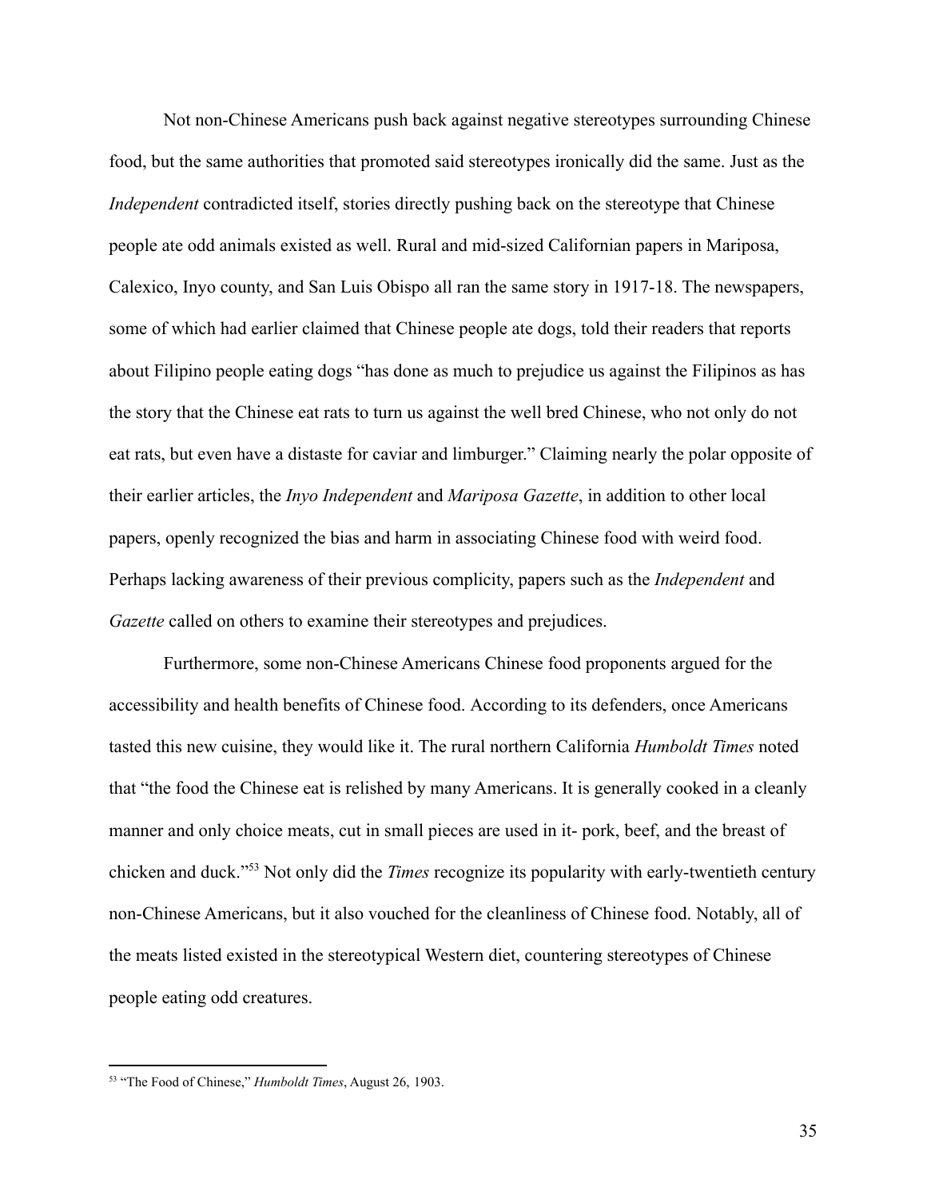Not non-Chinese Americans push back against negative stereotypes surrounding Chinese food, but the same authorities that promoted said stereotypes ironically did the same. Just as the *Independent* contradicted itself, stories directly pushing back on the stereotype that Chinese people ate odd animals existed as well. Rural and mid-sized Californian papers in Mariposa, Calexico, Inyo county, and San Luis Obispo all ran the same story in 1917-18. The newspapers, some of which had earlier claimed that Chinese people ate dogs, told their readers that reports about Filipino people eating dogs "has done as much to prejudice us against the Filipinos as has the story that the Chinese eat rats to turn us against the well bred Chinese, who not only do not eat rats, but even have a distaste for caviar and limburger." Claiming nearly the polar opposite of their earlier articles, the *Inyo Independent* and *Mariposa Gazette*, in addition to other local papers, openly recognized the bias and harm in associating Chinese food with weird food. Perhaps lacking awareness of their previous complicity, papers such as the *Independent* and *Gazette* called on others to examine their stereotypes and prejudices.

Furthermore, some non-Chinese Americans Chinese food proponents argued for the accessibility and health benefits of Chinese food. According to its defenders, once Americans tasted this new cuisine, they would like it. The rural northern California *Humboldt Times* noted that "the food the Chinese eat is relished by many Americans. It is generally cooked in a cleanly manner and only choice meats, cut in small pieces are used in it- pork, beef, and the breast of chicken and duck."[53] Not only did the *Times* recognize its popularity with early-twentieth century non-Chinese Americans, but it also vouched for the cleanliness of Chinese food. Notably, all of the meats listed existed in the stereotypical Western diet, countering stereotypes of Chinese people eating odd creatures.

[53] "The Food of Chinese," *Humboldt Times*, August 26, 1903.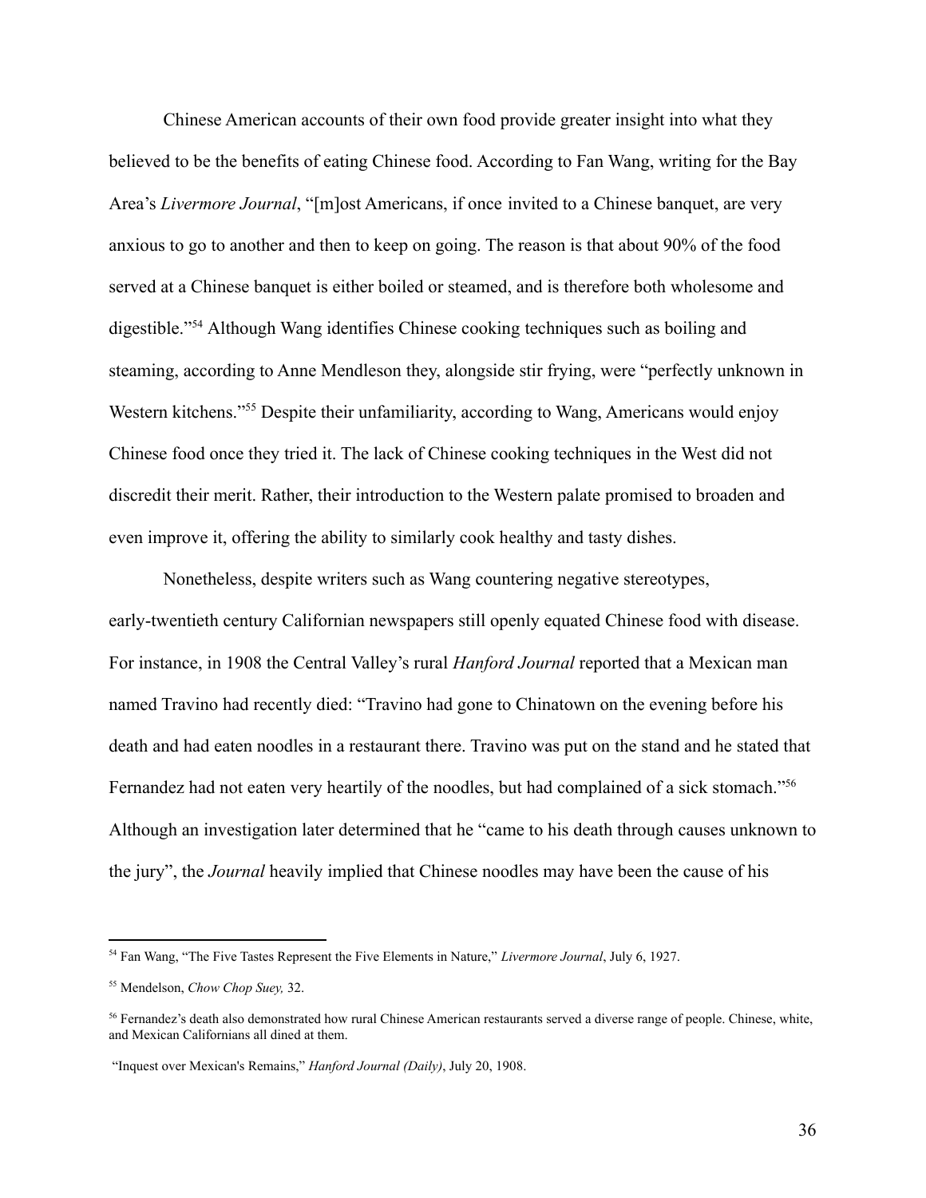Chinese American accounts of their own food provide greater insight into what they believed to be the benefits of eating Chinese food. According to Fan Wang, writing for the Bay Area's *Livermore Journal*, "[m]ost Americans, if once invited to a Chinese banquet, are very anxious to go to another and then to keep on going. The reason is that about 90% of the food served at a Chinese banquet is either boiled or steamed, and is therefore both wholesome and digestible."[54] Although Wang identifies Chinese cooking techniques such as boiling and steaming, according to Anne Mendleson they, alongside stir frying, were "perfectly unknown in Western kitchens."[55] Despite their unfamiliarity, according to Wang, Americans would enjoy Chinese food once they tried it. The lack of Chinese cooking techniques in the West did not discredit their merit. Rather, their introduction to the Western palate promised to broaden and even improve it, offering the ability to similarly cook healthy and tasty dishes.

Nonetheless, despite writers such as Wang countering negative stereotypes, early-twentieth century Californian newspapers still openly equated Chinese food with disease. For instance, in 1908 the Central Valley's rural *Hanford Journal* reported that a Mexican man named Travino had recently died: "Travino had gone to Chinatown on the evening before his death and had eaten noodles in a restaurant there. Travino was put on the stand and he stated that Fernandez had not eaten very heartily of the noodles, but had complained of a sick stomach."[56] Although an investigation later determined that he "came to his death through causes unknown to the jury", the *Journal* heavily implied that Chinese noodles may have been the cause of his

---

[54] Fan Wang, "The Five Tastes Represent the Five Elements in Nature," *Livermore Journal*, July 6, 1927.

[55] Mendelson, *Chow Chop Suey,* 32.

[56] Fernandez's death also demonstrated how rural Chinese American restaurants served a diverse range of people. Chinese, white, and Mexican Californians all dined at them.

"Inquest over Mexican's Remains," *Hanford Journal (Daily)*, July 20, 1908.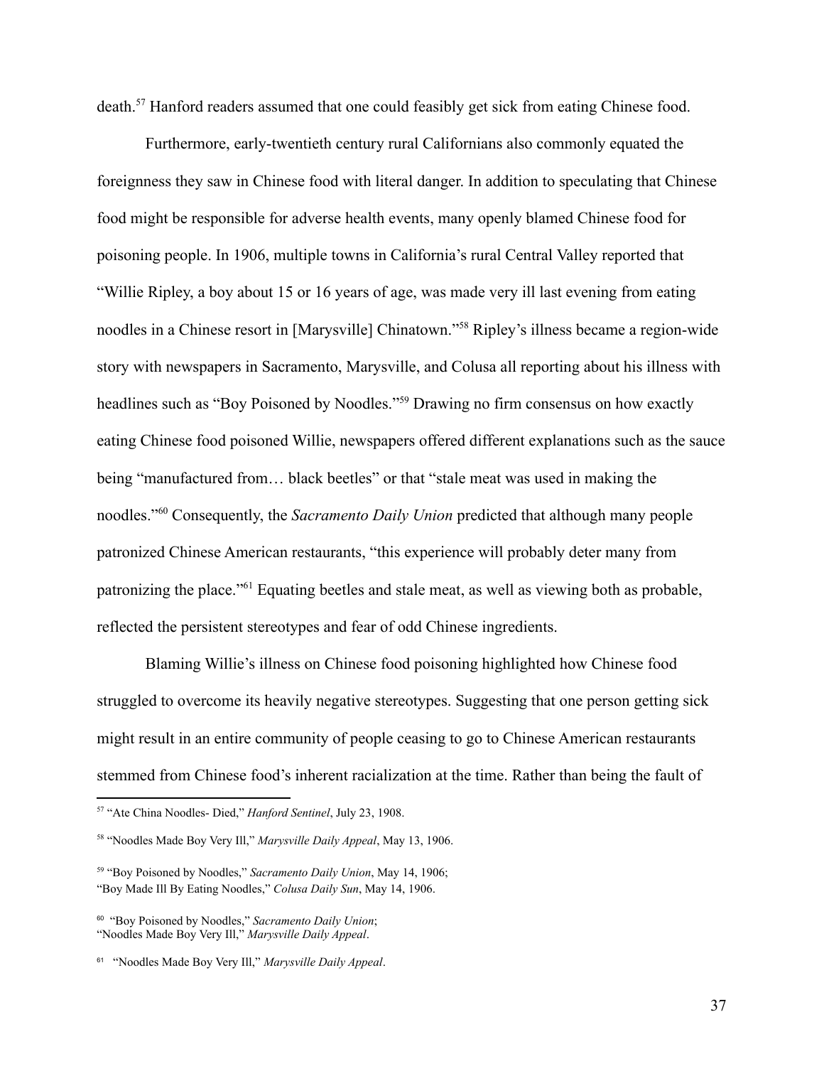death.[57] Hanford readers assumed that one could feasibly get sick from eating Chinese food.

Furthermore, early-twentieth century rural Californians also commonly equated the foreignness they saw in Chinese food with literal danger. In addition to speculating that Chinese food might be responsible for adverse health events, many openly blamed Chinese food for poisoning people. In 1906, multiple towns in California's rural Central Valley reported that "Willie Ripley, a boy about 15 or 16 years of age, was made very ill last evening from eating noodles in a Chinese resort in [Marysville] Chinatown."[58] Ripley's illness became a region-wide story with newspapers in Sacramento, Marysville, and Colusa all reporting about his illness with headlines such as "Boy Poisoned by Noodles."[59] Drawing no firm consensus on how exactly eating Chinese food poisoned Willie, newspapers offered different explanations such as the sauce being "manufactured from… black beetles" or that "stale meat was used in making the noodles."[60] Consequently, the *Sacramento Daily Union* predicted that although many people patronized Chinese American restaurants, "this experience will probably deter many from patronizing the place."[61] Equating beetles and stale meat, as well as viewing both as probable, reflected the persistent stereotypes and fear of odd Chinese ingredients.

Blaming Willie's illness on Chinese food poisoning highlighted how Chinese food struggled to overcome its heavily negative stereotypes. Suggesting that one person getting sick might result in an entire community of people ceasing to go to Chinese American restaurants stemmed from Chinese food's inherent racialization at the time. Rather than being the fault of

---

[57] "Ate China Noodles- Died," *Hanford Sentinel*, July 23, 1908.

[58] "Noodles Made Boy Very Ill," *Marysville Daily Appeal*, May 13, 1906.

[59] "Boy Poisoned by Noodles," *Sacramento Daily Union*, May 14, 1906;
"Boy Made Ill By Eating Noodles," *Colusa Daily Sun*, May 14, 1906.

[60] "Boy Poisoned by Noodles," *Sacramento Daily Union*;
"Noodles Made Boy Very Ill," *Marysville Daily Appeal*.

[61] "Noodles Made Boy Very Ill," *Marysville Daily Appeal*.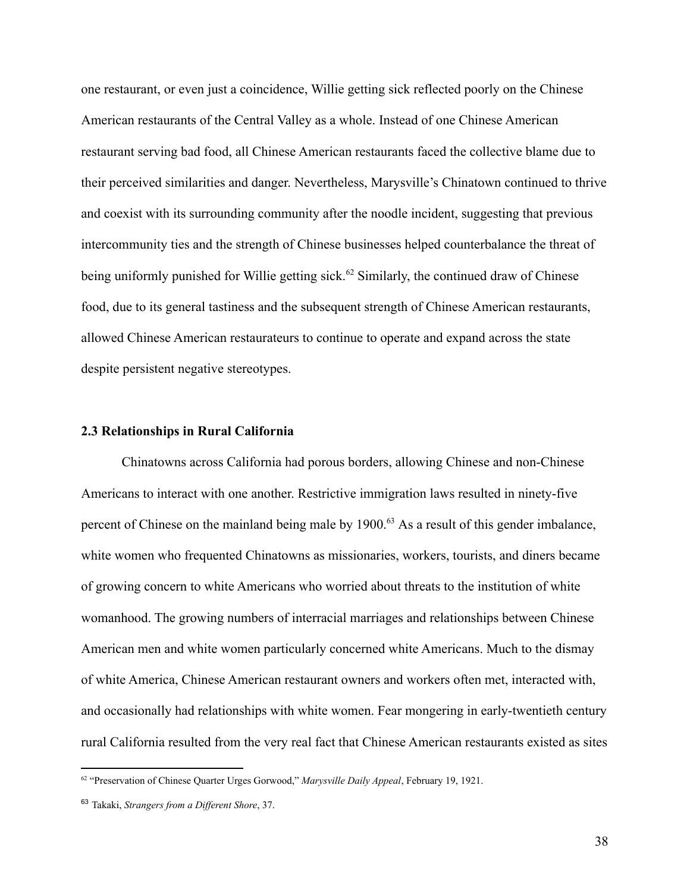one restaurant, or even just a coincidence, Willie getting sick reflected poorly on the Chinese American restaurants of the Central Valley as a whole. Instead of one Chinese American restaurant serving bad food, all Chinese American restaurants faced the collective blame due to their perceived similarities and danger. Nevertheless, Marysville's Chinatown continued to thrive and coexist with its surrounding community after the noodle incident, suggesting that previous intercommunity ties and the strength of Chinese businesses helped counterbalance the threat of being uniformly punished for Willie getting sick.[62] Similarly, the continued draw of Chinese food, due to its general tastiness and the subsequent strength of Chinese American restaurants, allowed Chinese American restaurateurs to continue to operate and expand across the state despite persistent negative stereotypes.

### 2.3 Relationships in Rural California

Chinatowns across California had porous borders, allowing Chinese and non-Chinese Americans to interact with one another. Restrictive immigration laws resulted in ninety-five percent of Chinese on the mainland being male by 1900.[63] As a result of this gender imbalance, white women who frequented Chinatowns as missionaries, workers, tourists, and diners became of growing concern to white Americans who worried about threats to the institution of white womanhood. The growing numbers of interracial marriages and relationships between Chinese American men and white women particularly concerned white Americans. Much to the dismay of white America, Chinese American restaurant owners and workers often met, interacted with, and occasionally had relationships with white women. Fear mongering in early-twentieth century rural California resulted from the very real fact that Chinese American restaurants existed as sites

---

[62] "Preservation of Chinese Quarter Urges Gorwood," *Marysville Daily Appeal*, February 19, 1921.

[63] Takaki, *Strangers from a Different Shore*, 37.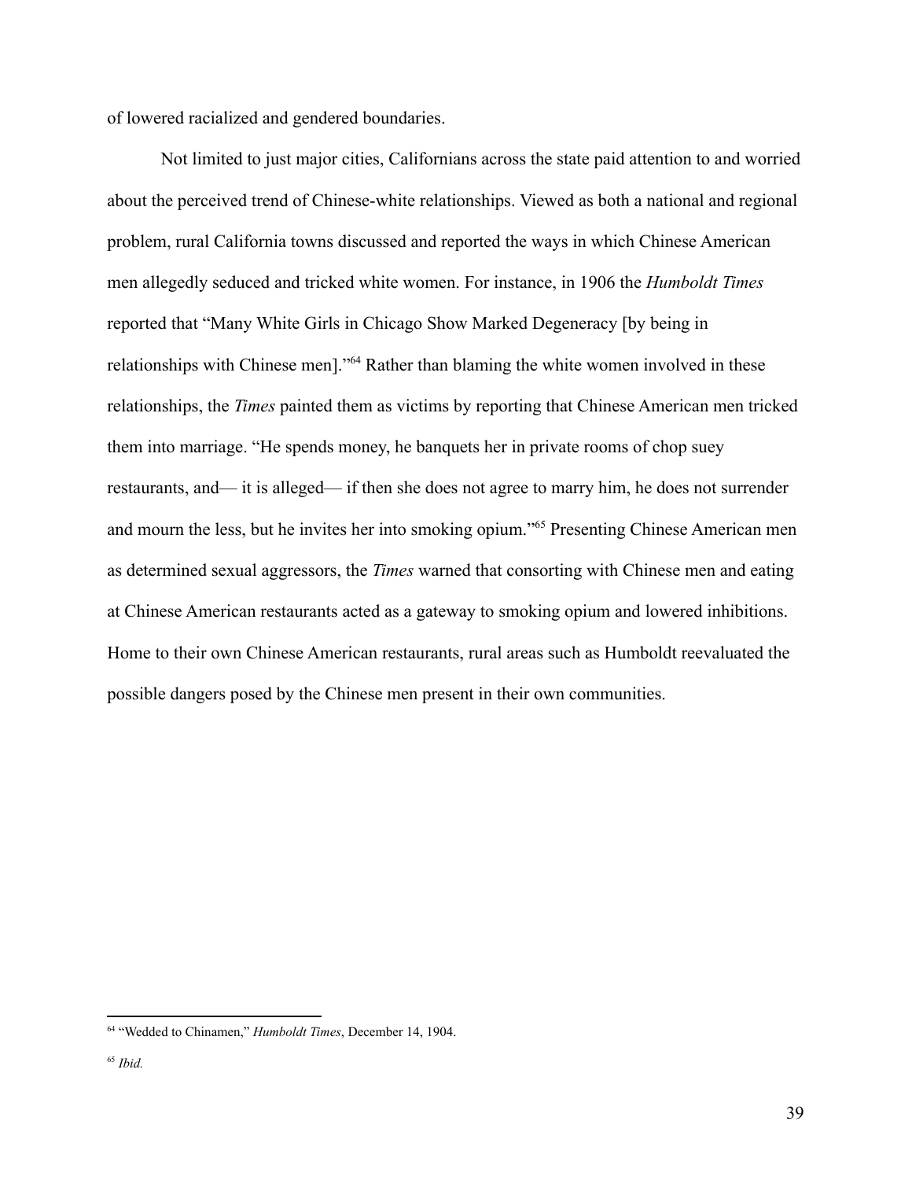of lowered racialized and gendered boundaries.

Not limited to just major cities, Californians across the state paid attention to and worried about the perceived trend of Chinese-white relationships. Viewed as both a national and regional problem, rural California towns discussed and reported the ways in which Chinese American men allegedly seduced and tricked white women. For instance, in 1906 the *Humboldt Times* reported that "Many White Girls in Chicago Show Marked Degeneracy [by being in relationships with Chinese men]."[64] Rather than blaming the white women involved in these relationships, the *Times* painted them as victims by reporting that Chinese American men tricked them into marriage. "He spends money, he banquets her in private rooms of chop suey restaurants, and— it is alleged— if then she does not agree to marry him, he does not surrender and mourn the less, but he invites her into smoking opium."[65] Presenting Chinese American men as determined sexual aggressors, the *Times* warned that consorting with Chinese men and eating at Chinese American restaurants acted as a gateway to smoking opium and lowered inhibitions. Home to their own Chinese American restaurants, rural areas such as Humboldt reevaluated the possible dangers posed by the Chinese men present in their own communities.

---

[64] "Wedded to Chinamen," *Humboldt Times*, December 14, 1904.

[65] *Ibid.*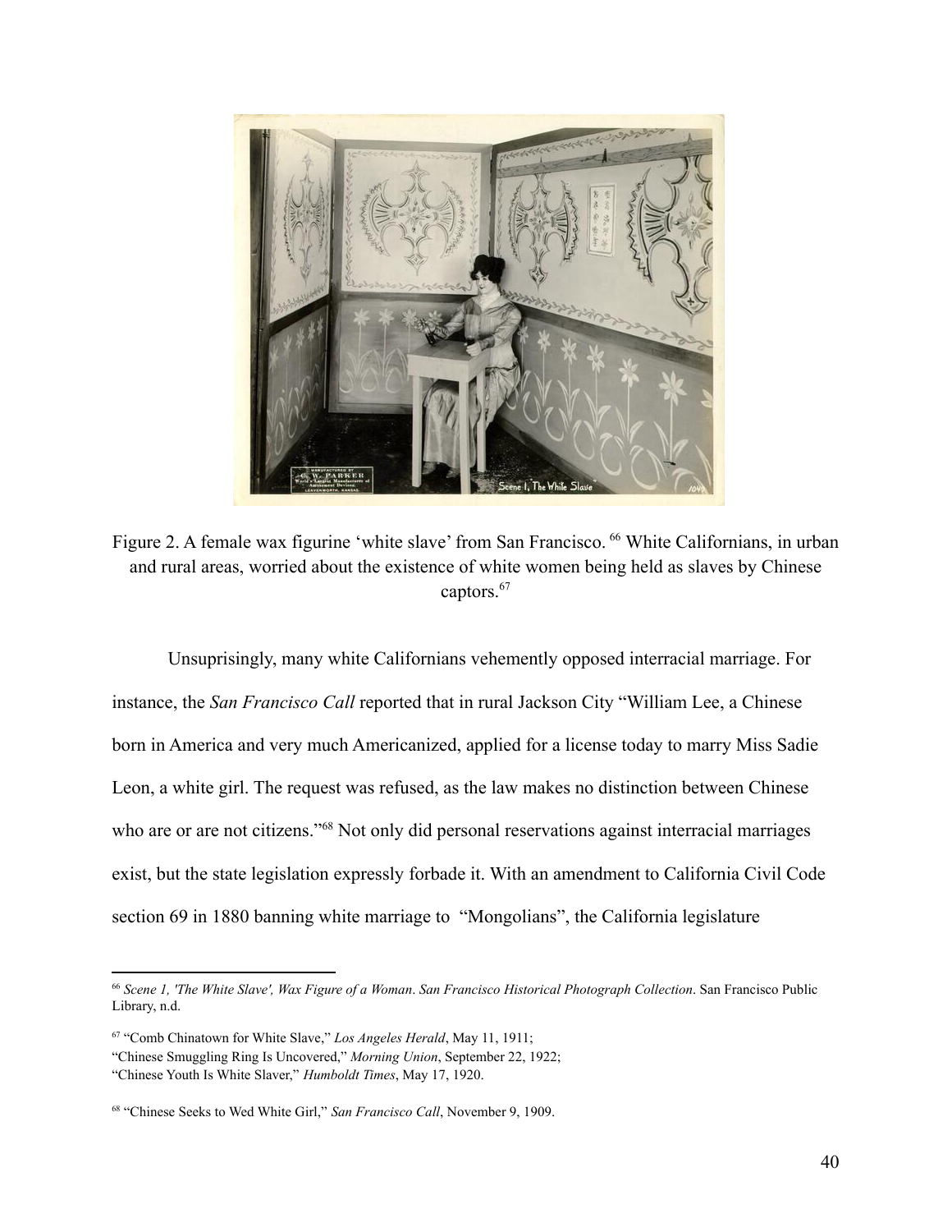Figure 2. A female wax figurine 'white slave' from San Francisco. [66] White Californians, in urban and rural areas, worried about the existence of white women being held as slaves by Chinese captors.[67]

Unsuprisingly, many white Californians vehemently opposed interracial marriage. For instance, the *San Francisco Call* reported that in rural Jackson City "William Lee, a Chinese born in America and very much Americanized, applied for a license today to marry Miss Sadie Leon, a white girl. The request was refused, as the law makes no distinction between Chinese who are or are not citizens."[68] Not only did personal reservations against interracial marriages exist, but the state legislation expressly forbade it. With an amendment to California Civil Code section 69 in 1880 banning white marriage to "Mongolians", the California legislature

---

[66] *Scene 1, 'The White Slave', Wax Figure of a Woman*. *San Francisco Historical Photograph Collection*. San Francisco Public Library, n.d.

[67] "Comb Chinatown for White Slave," *Los Angeles Herald*, May 11, 1911;
"Chinese Smuggling Ring Is Uncovered," *Morning Union*, September 22, 1922;
"Chinese Youth Is White Slaver," *Humboldt Times*, May 17, 1920.

[68] "Chinese Seeks to Wed White Girl," *San Francisco Call*, November 9, 1909.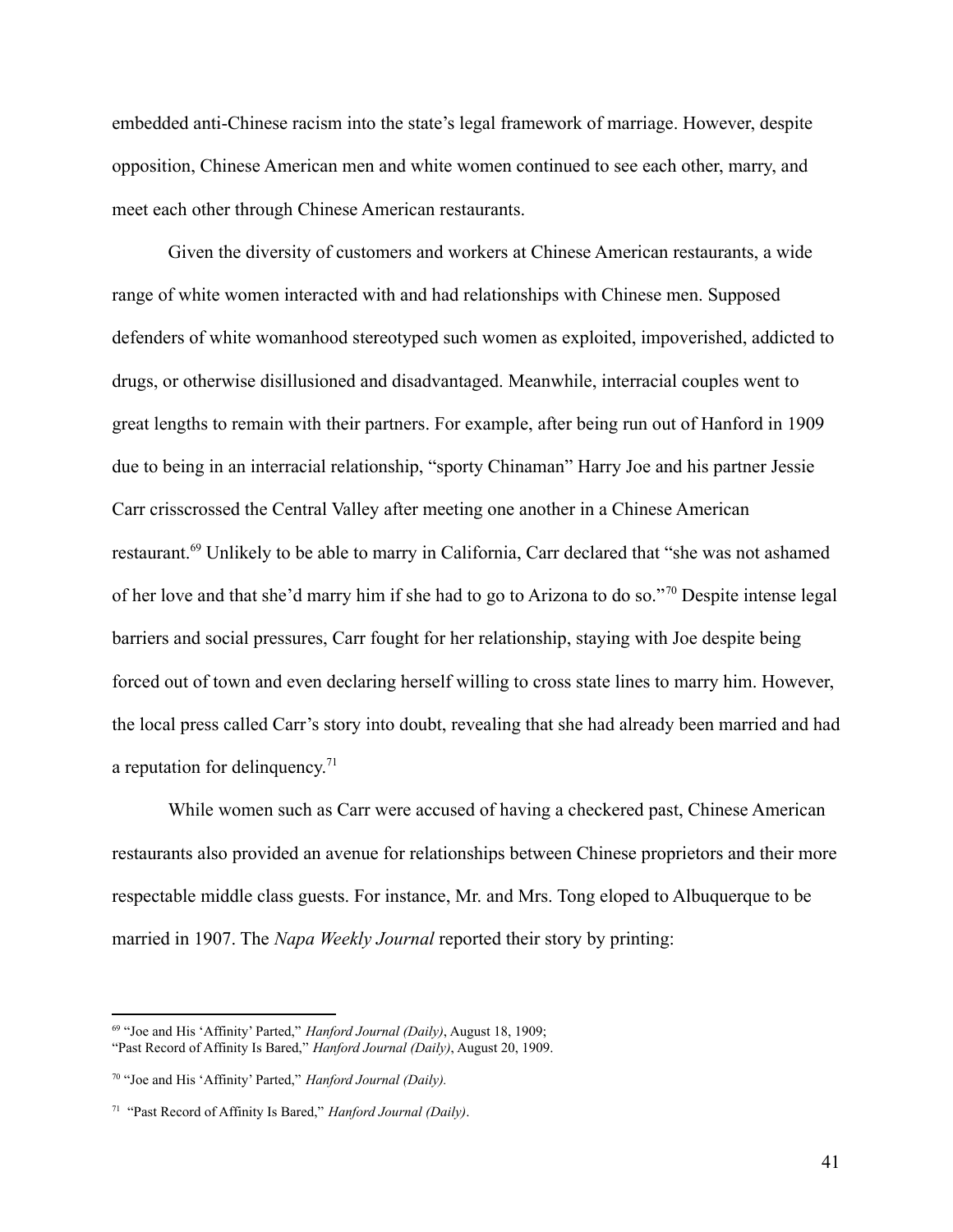embedded anti-Chinese racism into the state's legal framework of marriage. However, despite opposition, Chinese American men and white women continued to see each other, marry, and meet each other through Chinese American restaurants.

Given the diversity of customers and workers at Chinese American restaurants, a wide range of white women interacted with and had relationships with Chinese men. Supposed defenders of white womanhood stereotyped such women as exploited, impoverished, addicted to drugs, or otherwise disillusioned and disadvantaged. Meanwhile, interracial couples went to great lengths to remain with their partners. For example, after being run out of Hanford in 1909 due to being in an interracial relationship, "sporty Chinaman" Harry Joe and his partner Jessie Carr crisscrossed the Central Valley after meeting one another in a Chinese American restaurant.[69] Unlikely to be able to marry in California, Carr declared that "she was not ashamed of her love and that she'd marry him if she had to go to Arizona to do so."[70] Despite intense legal barriers and social pressures, Carr fought for her relationship, staying with Joe despite being forced out of town and even declaring herself willing to cross state lines to marry him. However, the local press called Carr's story into doubt, revealing that she had already been married and had a reputation for delinquency.[71]

While women such as Carr were accused of having a checkered past, Chinese American restaurants also provided an avenue for relationships between Chinese proprietors and their more respectable middle class guests. For instance, Mr. and Mrs. Tong eloped to Albuquerque to be married in 1907. The *Napa Weekly Journal* reported their story by printing:

---

[69] "Joe and His 'Affinity' Parted," *Hanford Journal (Daily)*, August 18, 1909; "Past Record of Affinity Is Bared," *Hanford Journal (Daily)*, August 20, 1909.

[70] "Joe and His 'Affinity' Parted," *Hanford Journal (Daily).*

[71] "Past Record of Affinity Is Bared," *Hanford Journal (Daily)*.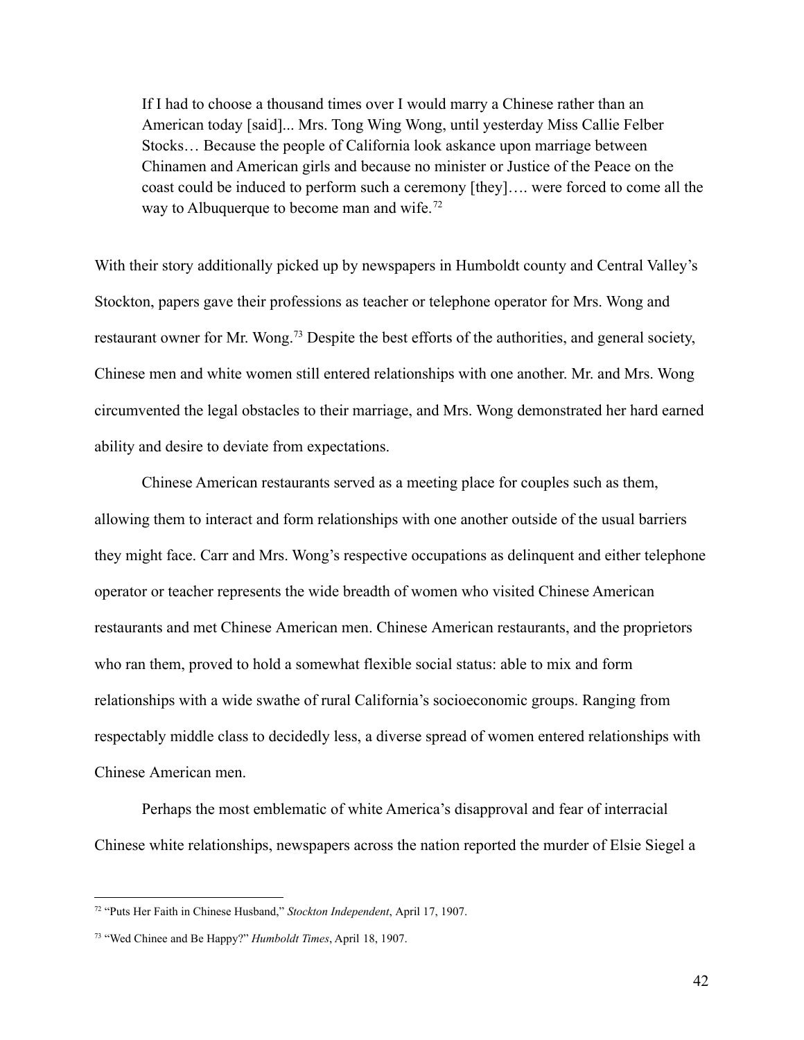> If I had to choose a thousand times over I would marry a Chinese rather than an American today [said]... Mrs. Tong Wing Wong, until yesterday Miss Callie Felber Stocks… Because the people of California look askance upon marriage between Chinamen and American girls and because no minister or Justice of the Peace on the coast could be induced to perform such a ceremony [they]…. were forced to come all the way to Albuquerque to become man and wife.[72]

With their story additionally picked up by newspapers in Humboldt county and Central Valley's Stockton, papers gave their professions as teacher or telephone operator for Mrs. Wong and restaurant owner for Mr. Wong.[73] Despite the best efforts of the authorities, and general society, Chinese men and white women still entered relationships with one another. Mr. and Mrs. Wong circumvented the legal obstacles to their marriage, and Mrs. Wong demonstrated her hard earned ability and desire to deviate from expectations.

Chinese American restaurants served as a meeting place for couples such as them, allowing them to interact and form relationships with one another outside of the usual barriers they might face. Carr and Mrs. Wong's respective occupations as delinquent and either telephone operator or teacher represents the wide breadth of women who visited Chinese American restaurants and met Chinese American men. Chinese American restaurants, and the proprietors who ran them, proved to hold a somewhat flexible social status: able to mix and form relationships with a wide swathe of rural California's socioeconomic groups. Ranging from respectably middle class to decidedly less, a diverse spread of women entered relationships with Chinese American men.

Perhaps the most emblematic of white America's disapproval and fear of interracial Chinese white relationships, newspapers across the nation reported the murder of Elsie Siegel a

---

[72] "Puts Her Faith in Chinese Husband," *Stockton Independent*, April 17, 1907.

[73] "Wed Chinee and Be Happy?" *Humboldt Times*, April 18, 1907.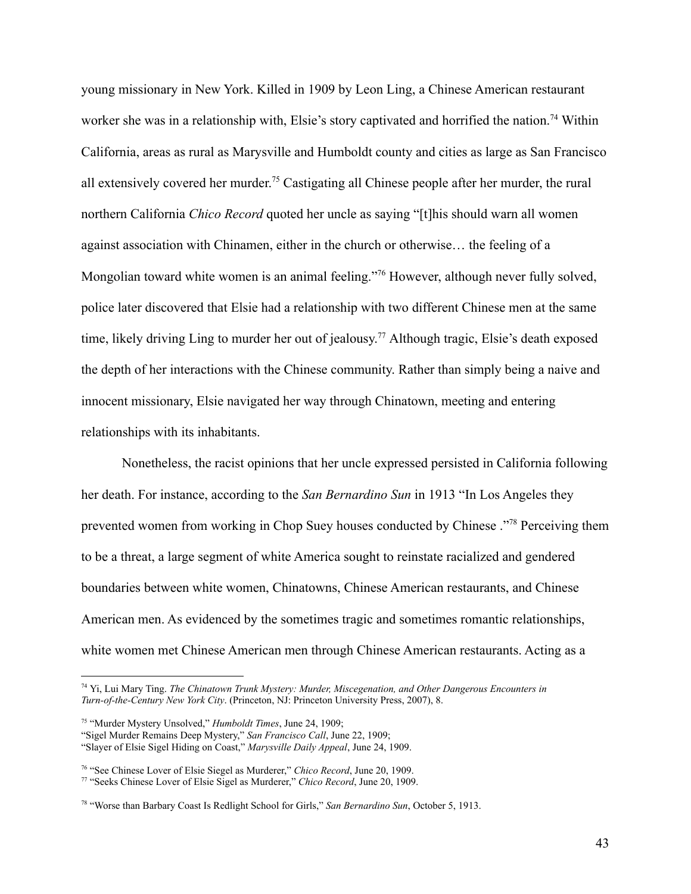young missionary in New York. Killed in 1909 by Leon Ling, a Chinese American restaurant worker she was in a relationship with, Elsie's story captivated and horrified the nation.[74] Within California, areas as rural as Marysville and Humboldt county and cities as large as San Francisco all extensively covered her murder.[75] Castigating all Chinese people after her murder, the rural northern California *Chico Record* quoted her uncle as saying "[t]his should warn all women against association with Chinamen, either in the church or otherwise… the feeling of a Mongolian toward white women is an animal feeling."[76] However, although never fully solved, police later discovered that Elsie had a relationship with two different Chinese men at the same time, likely driving Ling to murder her out of jealousy.[77] Although tragic, Elsie's death exposed the depth of her interactions with the Chinese community. Rather than simply being a naive and innocent missionary, Elsie navigated her way through Chinatown, meeting and entering relationships with its inhabitants.

Nonetheless, the racist opinions that her uncle expressed persisted in California following her death. For instance, according to the *San Bernardino Sun* in 1913 "In Los Angeles they prevented women from working in Chop Suey houses conducted by Chinese ."[78] Perceiving them to be a threat, a large segment of white America sought to reinstate racialized and gendered boundaries between white women, Chinatowns, Chinese American restaurants, and Chinese American men. As evidenced by the sometimes tragic and sometimes romantic relationships, white women met Chinese American men through Chinese American restaurants. Acting as a

---

[74] Yi, Lui Mary Ting. *The Chinatown Trunk Mystery: Murder, Miscegenation, and Other Dangerous Encounters in Turn-of-the-Century New York City*. (Princeton, NJ: Princeton University Press, 2007), 8.

[75] "Murder Mystery Unsolved," *Humboldt Times*, June 24, 1909;
"Sigel Murder Remains Deep Mystery," *San Francisco Call*, June 22, 1909;
"Slayer of Elsie Sigel Hiding on Coast," *Marysville Daily Appeal*, June 24, 1909.

[76] "See Chinese Lover of Elsie Siegel as Murderer," *Chico Record*, June 20, 1909.

[77] "Seeks Chinese Lover of Elsie Sigel as Murderer," *Chico Record*, June 20, 1909.

[78] "Worse than Barbary Coast Is Redlight School for Girls," *San Bernardino Sun*, October 5, 1913.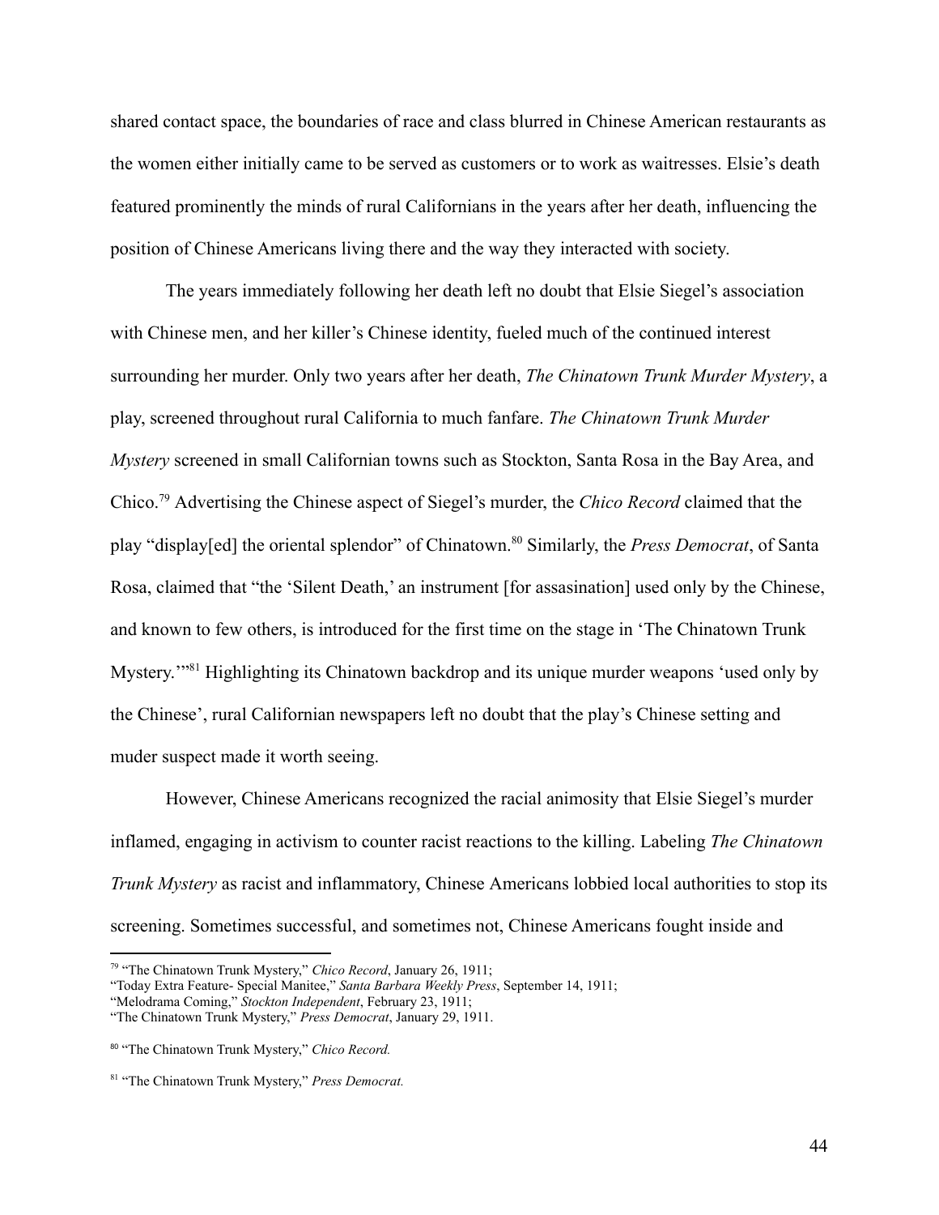shared contact space, the boundaries of race and class blurred in Chinese American restaurants as the women either initially came to be served as customers or to work as waitresses. Elsie's death featured prominently the minds of rural Californians in the years after her death, influencing the position of Chinese Americans living there and the way they interacted with society.

The years immediately following her death left no doubt that Elsie Siegel's association with Chinese men, and her killer's Chinese identity, fueled much of the continued interest surrounding her murder. Only two years after her death, *The Chinatown Trunk Murder Mystery*, a play, screened throughout rural California to much fanfare. *The Chinatown Trunk Murder Mystery* screened in small Californian towns such as Stockton, Santa Rosa in the Bay Area, and Chico.[79] Advertising the Chinese aspect of Siegel's murder, the *Chico Record* claimed that the play "display[ed] the oriental splendor" of Chinatown.[80] Similarly, the *Press Democrat*, of Santa Rosa, claimed that "the 'Silent Death,' an instrument [for assasination] used only by the Chinese, and known to few others, is introduced for the first time on the stage in 'The Chinatown Trunk Mystery.'"[81] Highlighting its Chinatown backdrop and its unique murder weapons 'used only by the Chinese', rural Californian newspapers left no doubt that the play's Chinese setting and muder suspect made it worth seeing.

However, Chinese Americans recognized the racial animosity that Elsie Siegel's murder inflamed, engaging in activism to counter racist reactions to the killing. Labeling *The Chinatown Trunk Mystery* as racist and inflammatory, Chinese Americans lobbied local authorities to stop its screening. Sometimes successful, and sometimes not, Chinese Americans fought inside and

---

[79] "The Chinatown Trunk Mystery," *Chico Record*, January 26, 1911;
"Today Extra Feature- Special Manitee," *Santa Barbara Weekly Press*, September 14, 1911;
"Melodrama Coming," *Stockton Independent*, February 23, 1911;
"The Chinatown Trunk Mystery," *Press Democrat*, January 29, 1911.

[80] "The Chinatown Trunk Mystery," *Chico Record.*

[81] "The Chinatown Trunk Mystery," *Press Democrat.*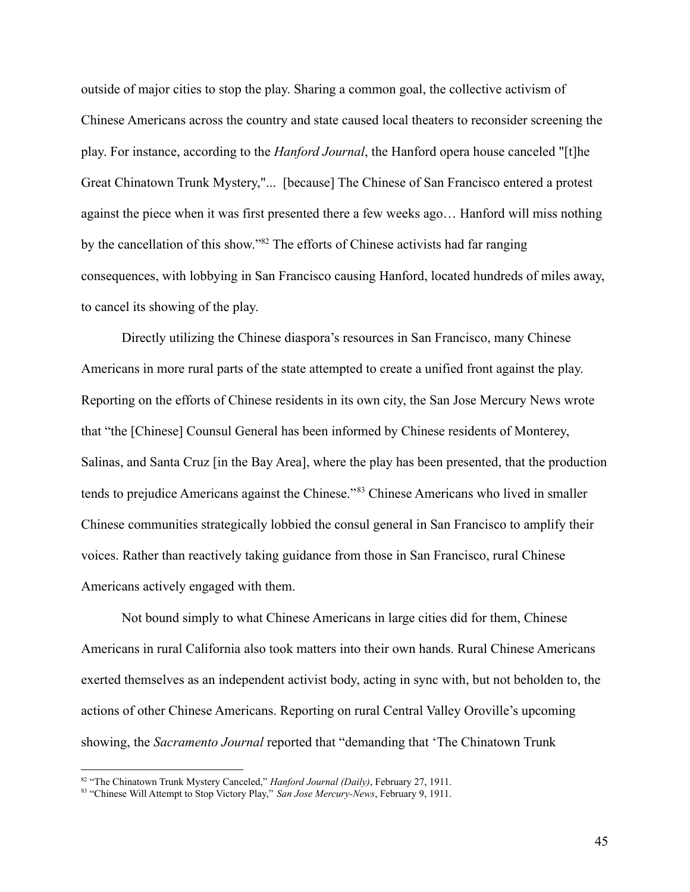outside of major cities to stop the play. Sharing a common goal, the collective activism of Chinese Americans across the country and state caused local theaters to reconsider screening the play. For instance, according to the *Hanford Journal*, the Hanford opera house canceled "[t]he Great Chinatown Trunk Mystery,"... [because] The Chinese of San Francisco entered a protest against the piece when it was first presented there a few weeks ago… Hanford will miss nothing by the cancellation of this show."[82] The efforts of Chinese activists had far ranging consequences, with lobbying in San Francisco causing Hanford, located hundreds of miles away, to cancel its showing of the play.

Directly utilizing the Chinese diaspora's resources in San Francisco, many Chinese Americans in more rural parts of the state attempted to create a unified front against the play. Reporting on the efforts of Chinese residents in its own city, the San Jose Mercury News wrote that "the [Chinese] Counsul General has been informed by Chinese residents of Monterey, Salinas, and Santa Cruz [in the Bay Area], where the play has been presented, that the production tends to prejudice Americans against the Chinese."[83] Chinese Americans who lived in smaller Chinese communities strategically lobbied the consul general in San Francisco to amplify their voices. Rather than reactively taking guidance from those in San Francisco, rural Chinese Americans actively engaged with them.

Not bound simply to what Chinese Americans in large cities did for them, Chinese Americans in rural California also took matters into their own hands. Rural Chinese Americans exerted themselves as an independent activist body, acting in sync with, but not beholden to, the actions of other Chinese Americans. Reporting on rural Central Valley Oroville's upcoming showing, the *Sacramento Journal* reported that "demanding that 'The Chinatown Trunk

---

[82] "The Chinatown Trunk Mystery Canceled," *Hanford Journal (Daily)*, February 27, 1911.

[83] "Chinese Will Attempt to Stop Victory Play," *San Jose Mercury-News*, February 9, 1911.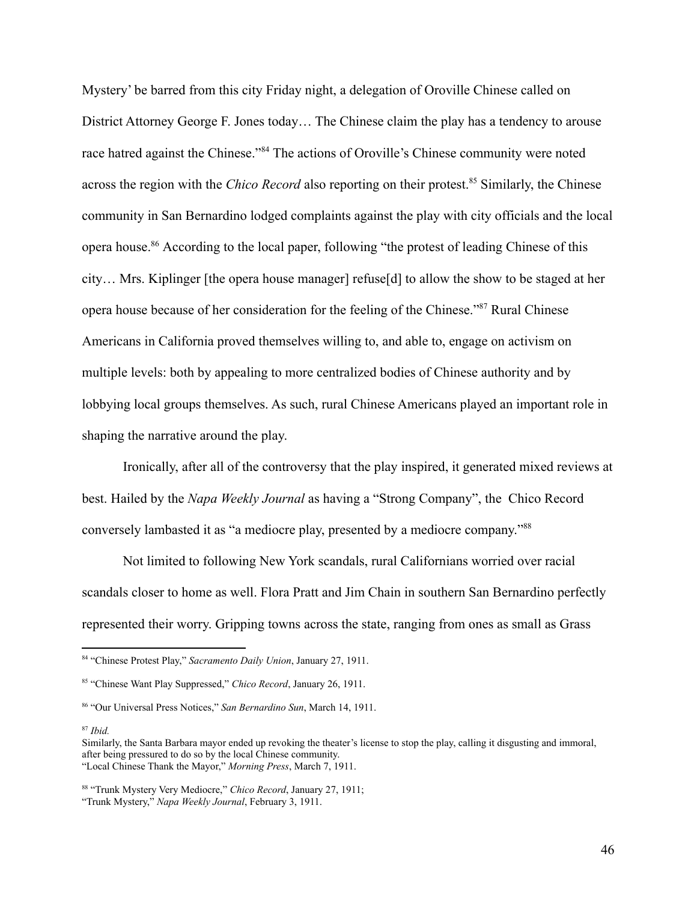Mystery' be barred from this city Friday night, a delegation of Oroville Chinese called on District Attorney George F. Jones today… The Chinese claim the play has a tendency to arouse race hatred against the Chinese."[84] The actions of Oroville's Chinese community were noted across the region with the *Chico Record* also reporting on their protest.[85] Similarly, the Chinese community in San Bernardino lodged complaints against the play with city officials and the local opera house.[86] According to the local paper, following "the protest of leading Chinese of this city… Mrs. Kiplinger [the opera house manager] refuse[d] to allow the show to be staged at her opera house because of her consideration for the feeling of the Chinese."[87] Rural Chinese Americans in California proved themselves willing to, and able to, engage on activism on multiple levels: both by appealing to more centralized bodies of Chinese authority and by lobbying local groups themselves. As such, rural Chinese Americans played an important role in shaping the narrative around the play.

Ironically, after all of the controversy that the play inspired, it generated mixed reviews at best. Hailed by the *Napa Weekly Journal* as having a "Strong Company", the Chico Record conversely lambasted it as "a mediocre play, presented by a mediocre company."[88]

Not limited to following New York scandals, rural Californians worried over racial scandals closer to home as well. Flora Pratt and Jim Chain in southern San Bernardino perfectly represented their worry. Gripping towns across the state, ranging from ones as small as Grass

---

[84] "Chinese Protest Play," *Sacramento Daily Union*, January 27, 1911.

[85] "Chinese Want Play Suppressed," *Chico Record*, January 26, 1911.

[86] "Our Universal Press Notices," *San Bernardino Sun*, March 14, 1911.

[87] *Ibid.*
Similarly, the Santa Barbara mayor ended up revoking the theater's license to stop the play, calling it disgusting and immoral, after being pressured to do so by the local Chinese community.
"Local Chinese Thank the Mayor," *Morning Press*, March 7, 1911.

[88] "Trunk Mystery Very Mediocre," *Chico Record*, January 27, 1911;
"Trunk Mystery," *Napa Weekly Journal*, February 3, 1911.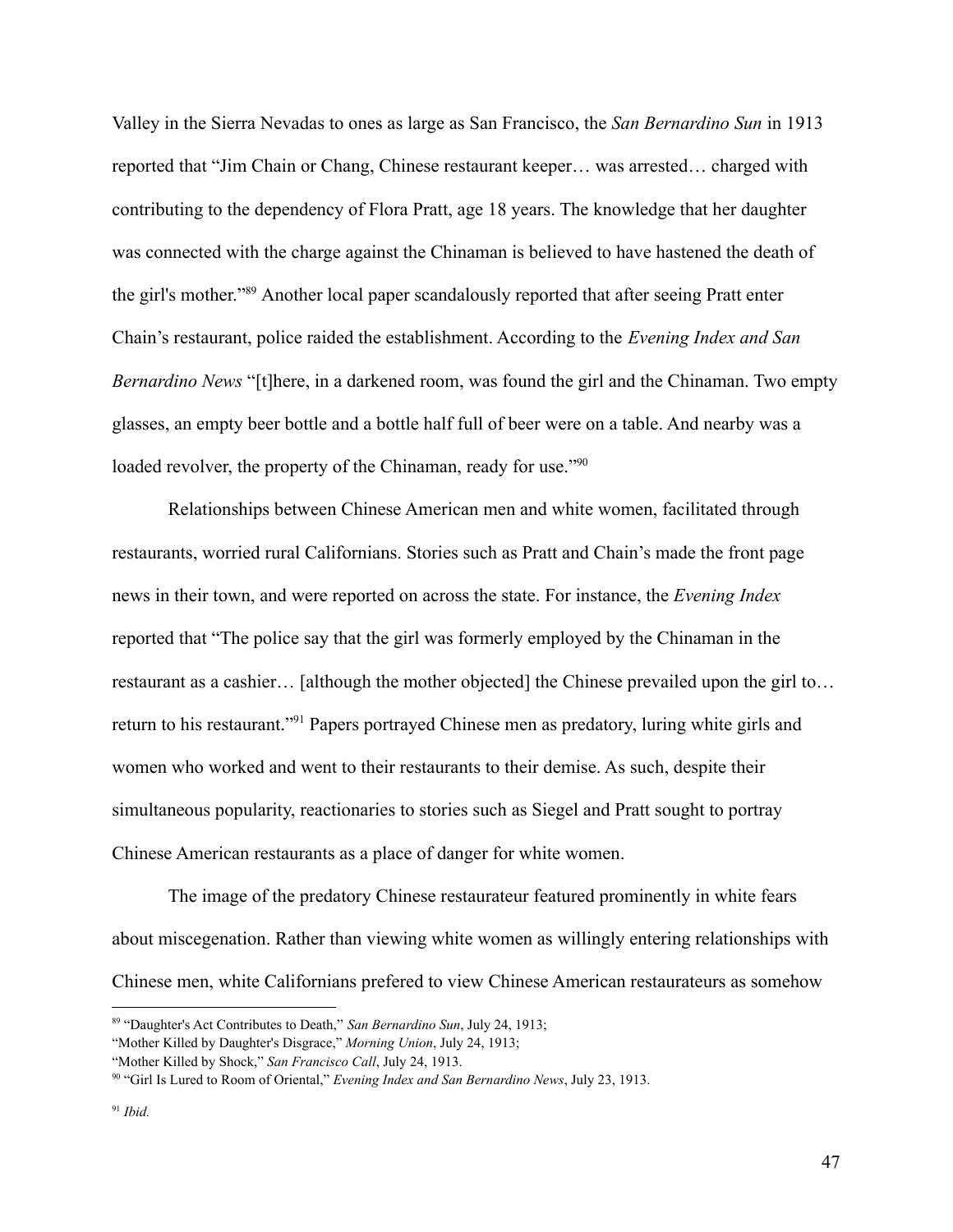Valley in the Sierra Nevadas to ones as large as San Francisco, the *San Bernardino Sun* in 1913 reported that "Jim Chain or Chang, Chinese restaurant keeper… was arrested… charged with contributing to the dependency of Flora Pratt, age 18 years. The knowledge that her daughter was connected with the charge against the Chinaman is believed to have hastened the death of the girl's mother."[89] Another local paper scandalously reported that after seeing Pratt enter Chain's restaurant, police raided the establishment. According to the *Evening Index and San Bernardino News* "[t]here, in a darkened room, was found the girl and the Chinaman. Two empty glasses, an empty beer bottle and a bottle half full of beer were on a table. And nearby was a loaded revolver, the property of the Chinaman, ready for use."[90]

Relationships between Chinese American men and white women, facilitated through restaurants, worried rural Californians. Stories such as Pratt and Chain's made the front page news in their town, and were reported on across the state. For instance, the *Evening Index* reported that "The police say that the girl was formerly employed by the Chinaman in the restaurant as a cashier… [although the mother objected] the Chinese prevailed upon the girl to… return to his restaurant."[91] Papers portrayed Chinese men as predatory, luring white girls and women who worked and went to their restaurants to their demise. As such, despite their simultaneous popularity, reactionaries to stories such as Siegel and Pratt sought to portray Chinese American restaurants as a place of danger for white women.

The image of the predatory Chinese restaurateur featured prominently in white fears about miscegenation. Rather than viewing white women as willingly entering relationships with Chinese men, white Californians prefered to view Chinese American restaurateurs as somehow

---

[89] "Daughter's Act Contributes to Death," *San Bernardino Sun*, July 24, 1913;
"Mother Killed by Daughter's Disgrace," *Morning Union*, July 24, 1913;
"Mother Killed by Shock," *San Francisco Call*, July 24, 1913.

[90] "Girl Is Lured to Room of Oriental," *Evening Index and San Bernardino News*, July 23, 1913.

[91] *Ibid.*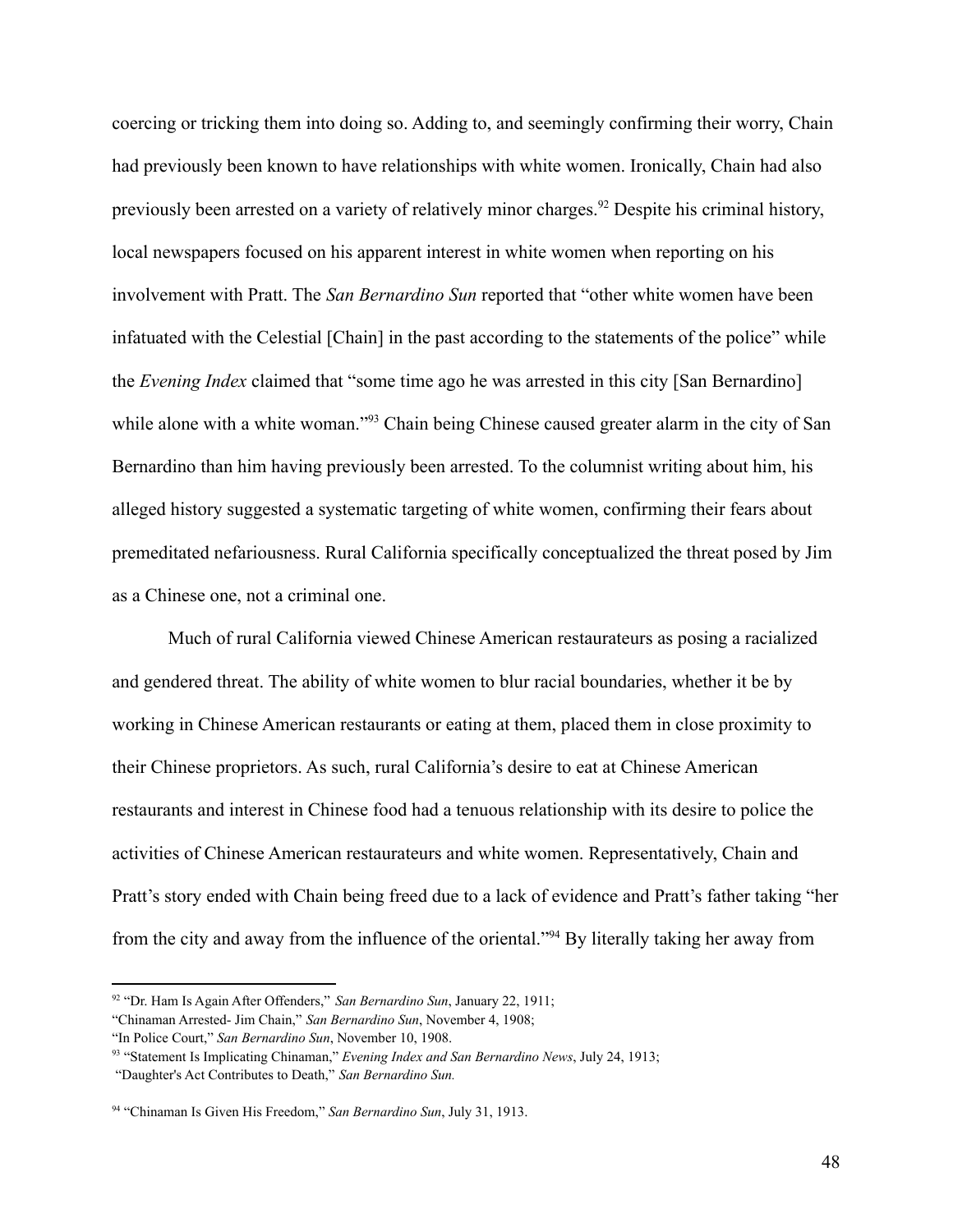coercing or tricking them into doing so. Adding to, and seemingly confirming their worry, Chain had previously been known to have relationships with white women. Ironically, Chain had also previously been arrested on a variety of relatively minor charges.[92] Despite his criminal history, local newspapers focused on his apparent interest in white women when reporting on his involvement with Pratt. The *San Bernardino Sun* reported that "other white women have been infatuated with the Celestial [Chain] in the past according to the statements of the police" while the *Evening Index* claimed that "some time ago he was arrested in this city [San Bernardino] while alone with a white woman."[93] Chain being Chinese caused greater alarm in the city of San Bernardino than him having previously been arrested. To the columnist writing about him, his alleged history suggested a systematic targeting of white women, confirming their fears about premeditated nefariousness. Rural California specifically conceptualized the threat posed by Jim as a Chinese one, not a criminal one.

Much of rural California viewed Chinese American restaurateurs as posing a racialized and gendered threat. The ability of white women to blur racial boundaries, whether it be by working in Chinese American restaurants or eating at them, placed them in close proximity to their Chinese proprietors. As such, rural California's desire to eat at Chinese American restaurants and interest in Chinese food had a tenuous relationship with its desire to police the activities of Chinese American restaurateurs and white women. Representatively, Chain and Pratt's story ended with Chain being freed due to a lack of evidence and Pratt's father taking "her from the city and away from the influence of the oriental."[94] By literally taking her away from

---

[92] "Dr. Ham Is Again After Offenders," *San Bernardino Sun*, January 22, 1911;
"Chinaman Arrested- Jim Chain," *San Bernardino Sun*, November 4, 1908;
"In Police Court," *San Bernardino Sun*, November 10, 1908.

[93] "Statement Is Implicating Chinaman," *Evening Index and San Bernardino News*, July 24, 1913;
"Daughter's Act Contributes to Death," *San Bernardino Sun.*

[94] "Chinaman Is Given His Freedom," *San Bernardino Sun*, July 31, 1913.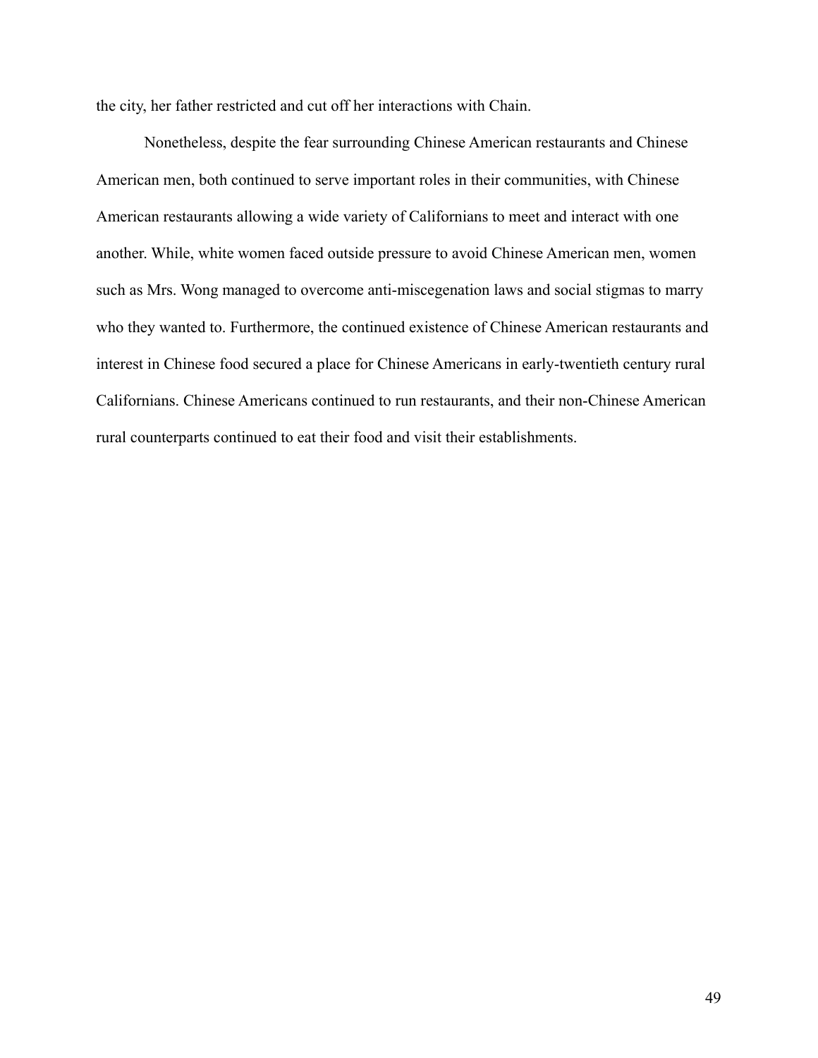the city, her father restricted and cut off her interactions with Chain.

Nonetheless, despite the fear surrounding Chinese American restaurants and Chinese American men, both continued to serve important roles in their communities, with Chinese American restaurants allowing a wide variety of Californians to meet and interact with one another. While, white women faced outside pressure to avoid Chinese American men, women such as Mrs. Wong managed to overcome anti-miscegenation laws and social stigmas to marry who they wanted to. Furthermore, the continued existence of Chinese American restaurants and interest in Chinese food secured a place for Chinese Americans in early-twentieth century rural Californians. Chinese Americans continued to run restaurants, and their non-Chinese American rural counterparts continued to eat their food and visit their establishments.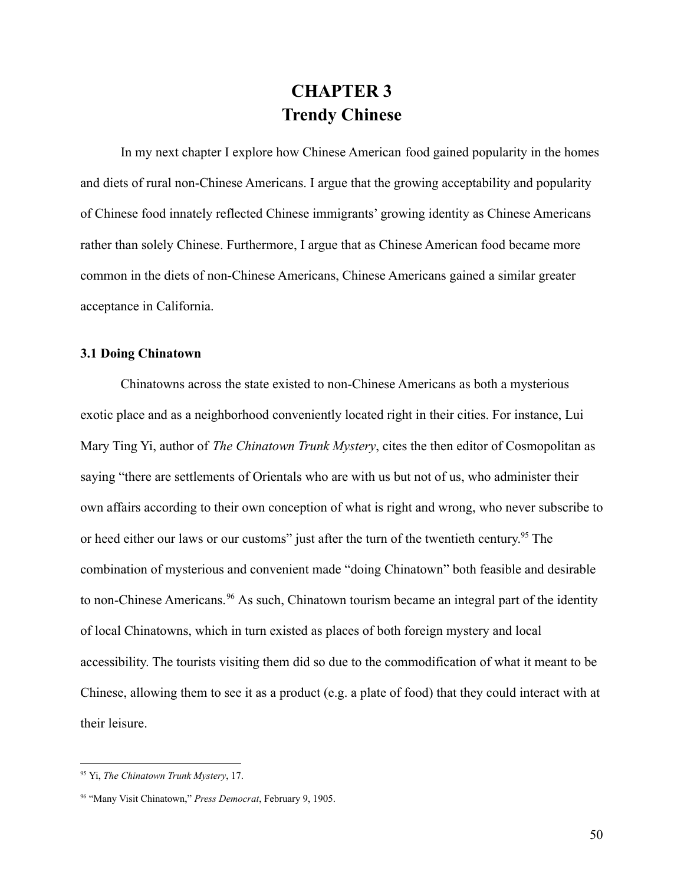# CHAPTER 3
# Trendy Chinese

In my next chapter I explore how Chinese American food gained popularity in the homes and diets of rural non-Chinese Americans. I argue that the growing acceptability and popularity of Chinese food innately reflected Chinese immigrants' growing identity as Chinese Americans rather than solely Chinese. Furthermore, I argue that as Chinese American food became more common in the diets of non-Chinese Americans, Chinese Americans gained a similar greater acceptance in California.

### 3.1 Doing Chinatown

Chinatowns across the state existed to non-Chinese Americans as both a mysterious exotic place and as a neighborhood conveniently located right in their cities. For instance, Lui Mary Ting Yi, author of *The Chinatown Trunk Mystery*, cites the then editor of Cosmopolitan as saying "there are settlements of Orientals who are with us but not of us, who administer their own affairs according to their own conception of what is right and wrong, who never subscribe to or heed either our laws or our customs" just after the turn of the twentieth century.[95] The combination of mysterious and convenient made "doing Chinatown" both feasible and desirable to non-Chinese Americans.[96] As such, Chinatown tourism became an integral part of the identity of local Chinatowns, which in turn existed as places of both foreign mystery and local accessibility. The tourists visiting them did so due to the commodification of what it meant to be Chinese, allowing them to see it as a product (e.g. a plate of food) that they could interact with at their leisure.

---

[95] Yi, *The Chinatown Trunk Mystery*, 17.

[96] "Many Visit Chinatown," *Press Democrat*, February 9, 1905.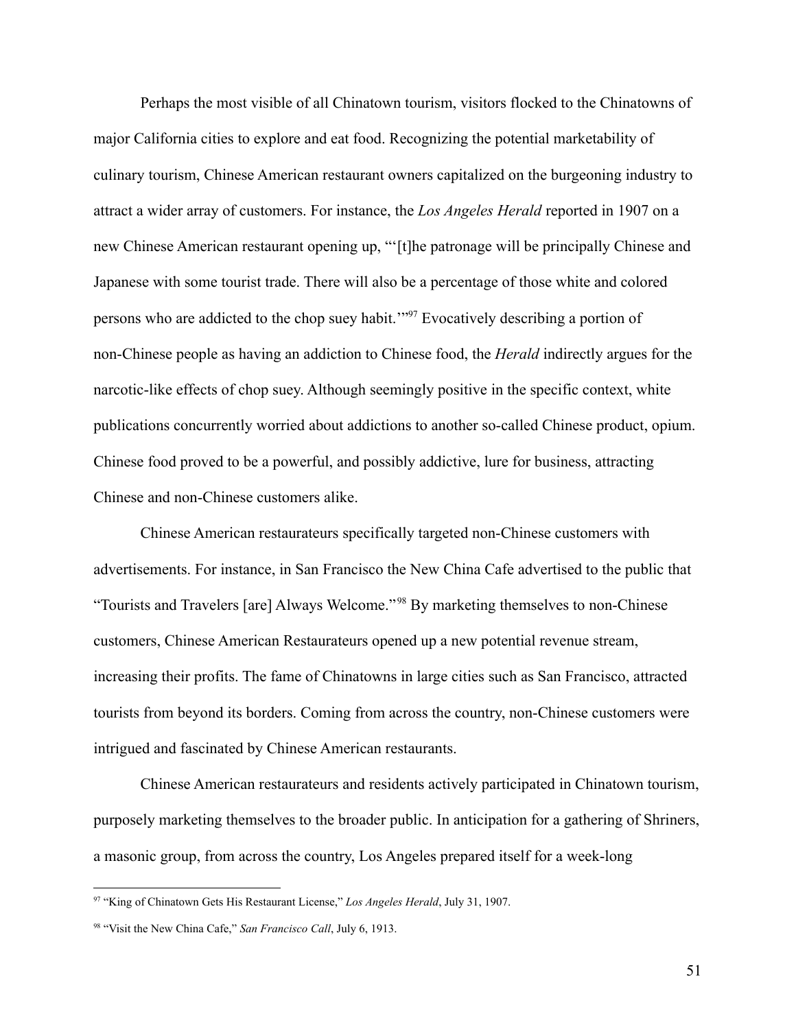Perhaps the most visible of all Chinatown tourism, visitors flocked to the Chinatowns of major California cities to explore and eat food. Recognizing the potential marketability of culinary tourism, Chinese American restaurant owners capitalized on the burgeoning industry to attract a wider array of customers. For instance, the *Los Angeles Herald* reported in 1907 on a new Chinese American restaurant opening up, "'[t]he patronage will be principally Chinese and Japanese with some tourist trade. There will also be a percentage of those white and colored persons who are addicted to the chop suey habit.'"[97] Evocatively describing a portion of non-Chinese people as having an addiction to Chinese food, the *Herald* indirectly argues for the narcotic-like effects of chop suey. Although seemingly positive in the specific context, white publications concurrently worried about addictions to another so-called Chinese product, opium. Chinese food proved to be a powerful, and possibly addictive, lure for business, attracting Chinese and non-Chinese customers alike.

Chinese American restaurateurs specifically targeted non-Chinese customers with advertisements. For instance, in San Francisco the New China Cafe advertised to the public that "Tourists and Travelers [are] Always Welcome."[98] By marketing themselves to non-Chinese customers, Chinese American Restaurateurs opened up a new potential revenue stream, increasing their profits. The fame of Chinatowns in large cities such as San Francisco, attracted tourists from beyond its borders. Coming from across the country, non-Chinese customers were intrigued and fascinated by Chinese American restaurants.

Chinese American restaurateurs and residents actively participated in Chinatown tourism, purposely marketing themselves to the broader public. In anticipation for a gathering of Shriners, a masonic group, from across the country, Los Angeles prepared itself for a week-long

[97] "King of Chinatown Gets His Restaurant License," *Los Angeles Herald*, July 31, 1907.

[98] "Visit the New China Cafe," *San Francisco Call*, July 6, 1913.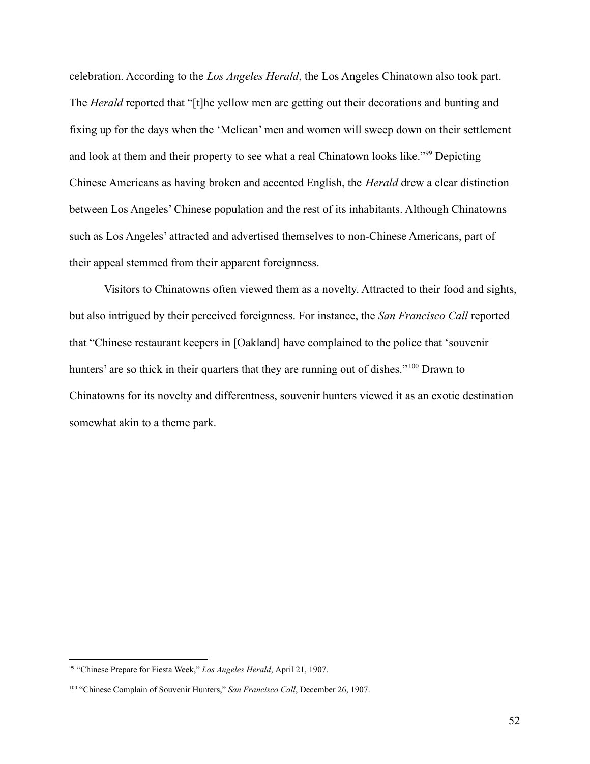celebration. According to the *Los Angeles Herald*, the Los Angeles Chinatown also took part. The *Herald* reported that "[t]he yellow men are getting out their decorations and bunting and fixing up for the days when the 'Melican' men and women will sweep down on their settlement and look at them and their property to see what a real Chinatown looks like."[99] Depicting Chinese Americans as having broken and accented English, the *Herald* drew a clear distinction between Los Angeles' Chinese population and the rest of its inhabitants. Although Chinatowns such as Los Angeles' attracted and advertised themselves to non-Chinese Americans, part of their appeal stemmed from their apparent foreignness.

Visitors to Chinatowns often viewed them as a novelty. Attracted to their food and sights, but also intrigued by their perceived foreignness. For instance, the *San Francisco Call* reported that "Chinese restaurant keepers in [Oakland] have complained to the police that 'souvenir hunters' are so thick in their quarters that they are running out of dishes."[100] Drawn to Chinatowns for its novelty and differentness, souvenir hunters viewed it as an exotic destination somewhat akin to a theme park.

---

[99] "Chinese Prepare for Fiesta Week," *Los Angeles Herald*, April 21, 1907.

[100] "Chinese Complain of Souvenir Hunters," *San Francisco Call*, December 26, 1907.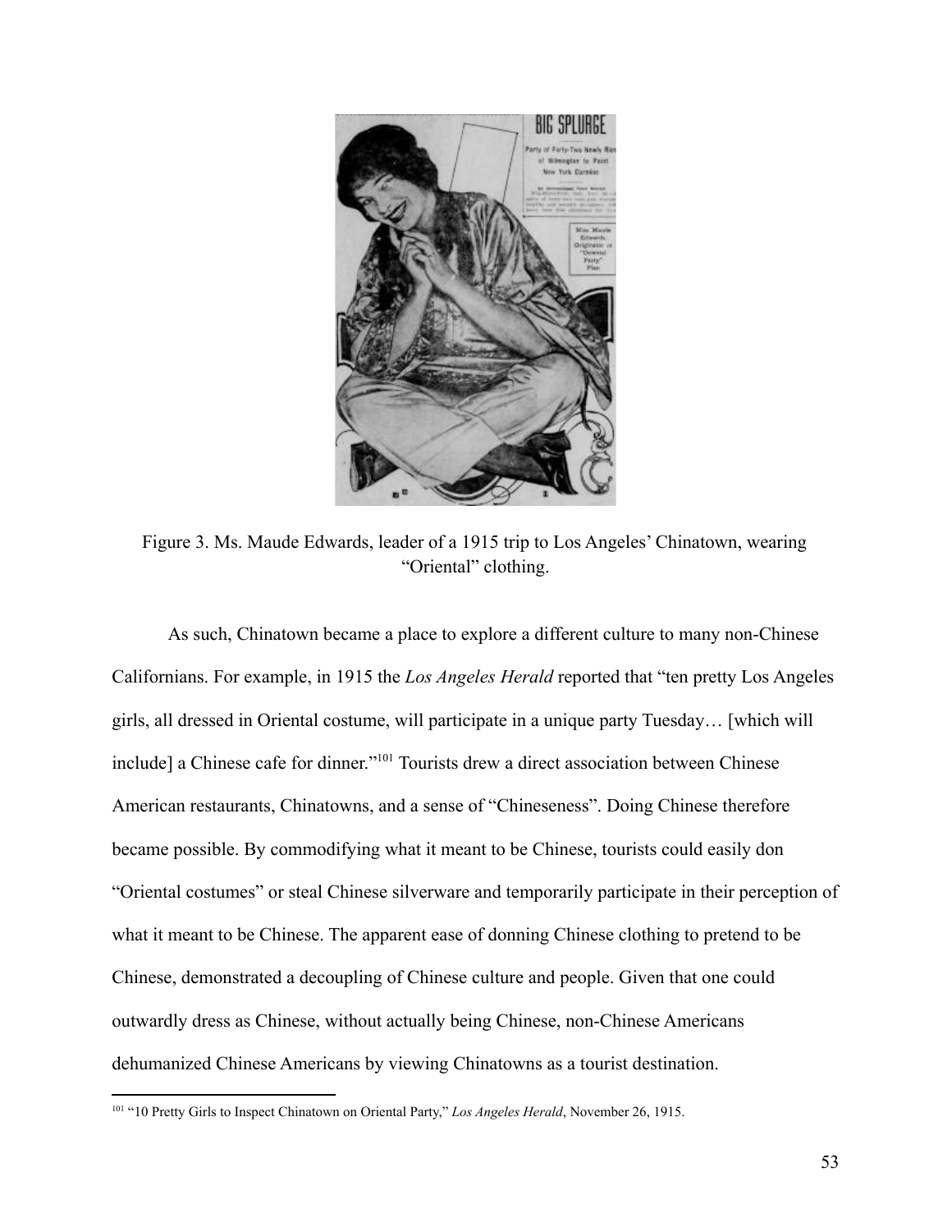Figure 3. Ms. Maude Edwards, leader of a 1915 trip to Los Angeles' Chinatown, wearing "Oriental" clothing.

As such, Chinatown became a place to explore a different culture to many non-Chinese Californians. For example, in 1915 the *Los Angeles Herald* reported that "ten pretty Los Angeles girls, all dressed in Oriental costume, will participate in a unique party Tuesday… [which will include] a Chinese cafe for dinner."[101] Tourists drew a direct association between Chinese American restaurants, Chinatowns, and a sense of "Chineseness". Doing Chinese therefore became possible. By commodifying what it meant to be Chinese, tourists could easily don "Oriental costumes" or steal Chinese silverware and temporarily participate in their perception of what it meant to be Chinese. The apparent ease of donning Chinese clothing to pretend to be Chinese, demonstrated a decoupling of Chinese culture and people. Given that one could outwardly dress as Chinese, without actually being Chinese, non-Chinese Americans dehumanized Chinese Americans by viewing Chinatowns as a tourist destination.

[101] "10 Pretty Girls to Inspect Chinatown on Oriental Party," *Los Angeles Herald*, November 26, 1915.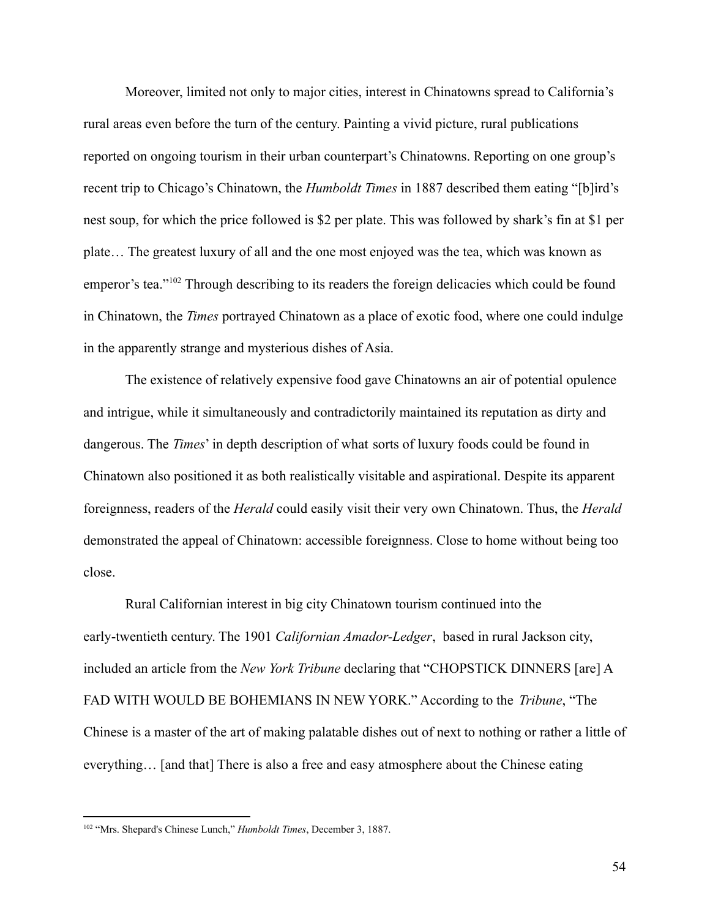Moreover, limited not only to major cities, interest in Chinatowns spread to California's rural areas even before the turn of the century. Painting a vivid picture, rural publications reported on ongoing tourism in their urban counterpart's Chinatowns. Reporting on one group's recent trip to Chicago's Chinatown, the *Humboldt Times* in 1887 described them eating "[b]ird's nest soup, for which the price followed is $2 per plate. This was followed by shark's fin at $1 per plate… The greatest luxury of all and the one most enjoyed was the tea, which was known as emperor's tea."[102] Through describing to its readers the foreign delicacies which could be found in Chinatown, the *Times* portrayed Chinatown as a place of exotic food, where one could indulge in the apparently strange and mysterious dishes of Asia.

The existence of relatively expensive food gave Chinatowns an air of potential opulence and intrigue, while it simultaneously and contradictorily maintained its reputation as dirty and dangerous. The *Times*' in depth description of what sorts of luxury foods could be found in Chinatown also positioned it as both realistically visitable and aspirational. Despite its apparent foreignness, readers of the *Herald* could easily visit their very own Chinatown. Thus, the *Herald* demonstrated the appeal of Chinatown: accessible foreignness. Close to home without being too close.

Rural Californian interest in big city Chinatown tourism continued into the early-twentieth century. The 1901 *Californian Amador-Ledger*, based in rural Jackson city, included an article from the *New York Tribune* declaring that "CHOPSTICK DINNERS [are] A FAD WITH WOULD BE BOHEMIANS IN NEW YORK." According to the *Tribune*, "The Chinese is a master of the art of making palatable dishes out of next to nothing or rather a little of everything… [and that] There is also a free and easy atmosphere about the Chinese eating

---

[102] "Mrs. Shepard's Chinese Lunch," *Humboldt Times*, December 3, 1887.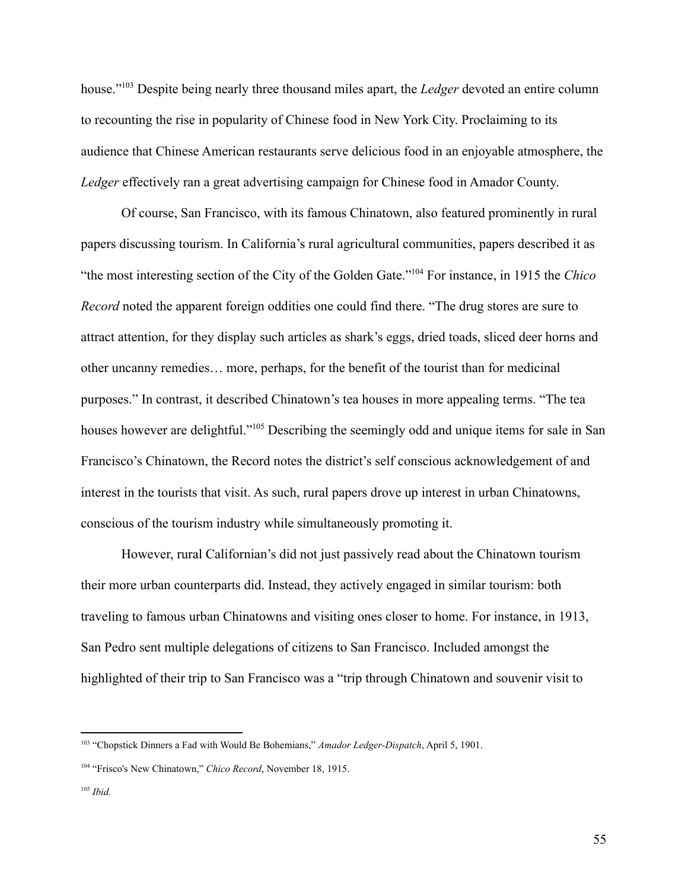house."[103] Despite being nearly three thousand miles apart, the *Ledger* devoted an entire column to recounting the rise in popularity of Chinese food in New York City. Proclaiming to its audience that Chinese American restaurants serve delicious food in an enjoyable atmosphere, the *Ledger* effectively ran a great advertising campaign for Chinese food in Amador County.

Of course, San Francisco, with its famous Chinatown, also featured prominently in rural papers discussing tourism. In California's rural agricultural communities, papers described it as "the most interesting section of the City of the Golden Gate."[104] For instance, in 1915 the *Chico Record* noted the apparent foreign oddities one could find there. "The drug stores are sure to attract attention, for they display such articles as shark's eggs, dried toads, sliced deer horns and other uncanny remedies… more, perhaps, for the benefit of the tourist than for medicinal purposes." In contrast, it described Chinatown's tea houses in more appealing terms. "The tea houses however are delightful."[105] Describing the seemingly odd and unique items for sale in San Francisco's Chinatown, the Record notes the district's self conscious acknowledgement of and interest in the tourists that visit. As such, rural papers drove up interest in urban Chinatowns, conscious of the tourism industry while simultaneously promoting it.

However, rural Californian's did not just passively read about the Chinatown tourism their more urban counterparts did. Instead, they actively engaged in similar tourism: both traveling to famous urban Chinatowns and visiting ones closer to home. For instance, in 1913, San Pedro sent multiple delegations of citizens to San Francisco. Included amongst the highlighted of their trip to San Francisco was a "trip through Chinatown and souvenir visit to

---

[103] "Chopstick Dinners a Fad with Would Be Bohemians," *Amador Ledger-Dispatch*, April 5, 1901.

[104] "Frisco's New Chinatown," *Chico Record*, November 18, 1915.

[105] *Ibid.*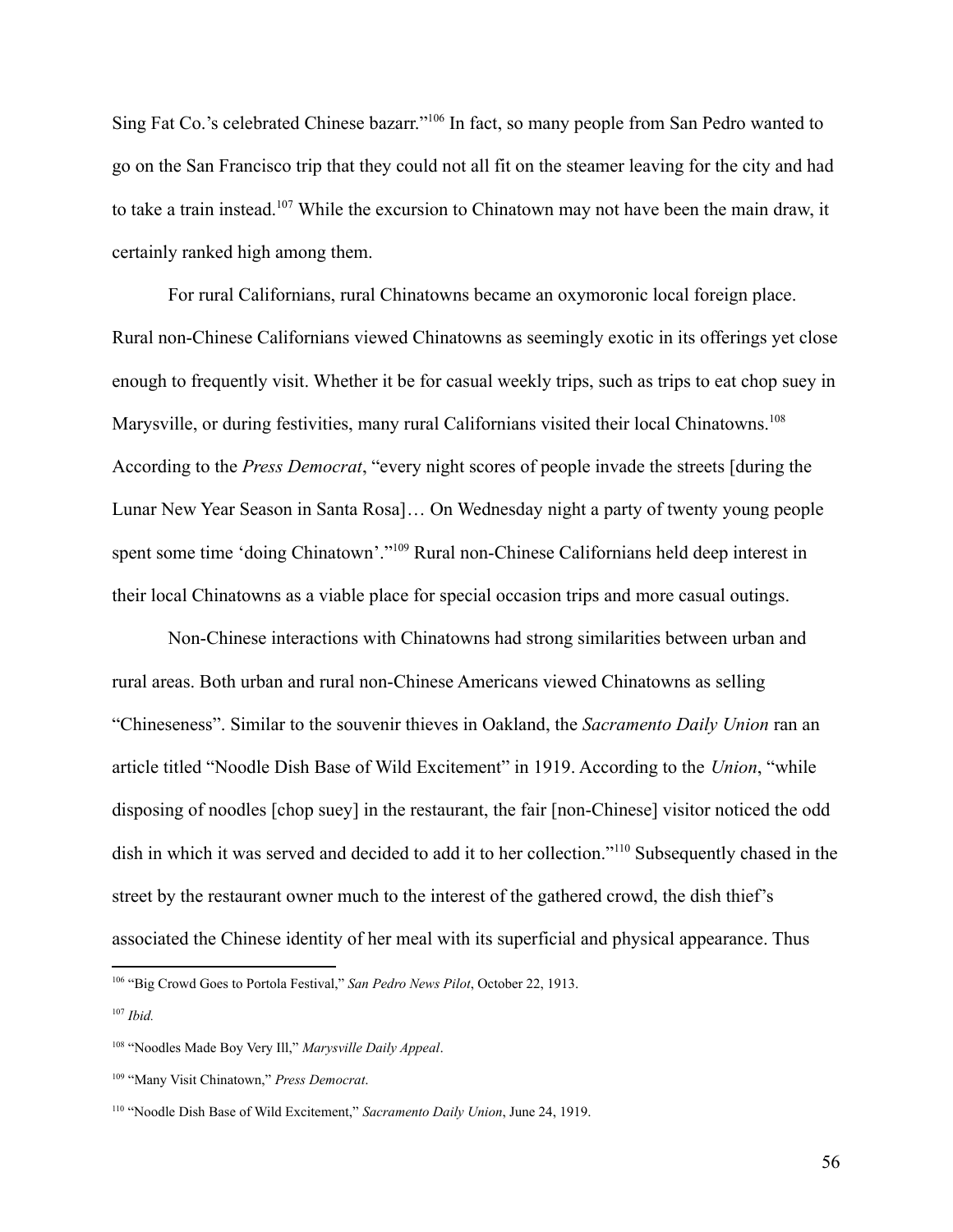Sing Fat Co.'s celebrated Chinese bazarr."[106] In fact, so many people from San Pedro wanted to go on the San Francisco trip that they could not all fit on the steamer leaving for the city and had to take a train instead.[107] While the excursion to Chinatown may not have been the main draw, it certainly ranked high among them.

For rural Californians, rural Chinatowns became an oxymoronic local foreign place. Rural non-Chinese Californians viewed Chinatowns as seemingly exotic in its offerings yet close enough to frequently visit. Whether it be for casual weekly trips, such as trips to eat chop suey in Marysville, or during festivities, many rural Californians visited their local Chinatowns.[108] According to the *Press Democrat*, "every night scores of people invade the streets [during the Lunar New Year Season in Santa Rosa]… On Wednesday night a party of twenty young people spent some time 'doing Chinatown'."[109] Rural non-Chinese Californians held deep interest in their local Chinatowns as a viable place for special occasion trips and more casual outings.

Non-Chinese interactions with Chinatowns had strong similarities between urban and rural areas. Both urban and rural non-Chinese Americans viewed Chinatowns as selling "Chineseness". Similar to the souvenir thieves in Oakland, the *Sacramento Daily Union* ran an article titled "Noodle Dish Base of Wild Excitement" in 1919. According to the *Union*, "while disposing of noodles [chop suey] in the restaurant, the fair [non-Chinese] visitor noticed the odd dish in which it was served and decided to add it to her collection."[110] Subsequently chased in the street by the restaurant owner much to the interest of the gathered crowd, the dish thief's associated the Chinese identity of her meal with its superficial and physical appearance. Thus

---

[106] "Big Crowd Goes to Portola Festival," *San Pedro News Pilot*, October 22, 1913.

[107] *Ibid.*

[108] "Noodles Made Boy Very Ill," *Marysville Daily Appeal*.

[109] "Many Visit Chinatown," *Press Democrat*.

[110] "Noodle Dish Base of Wild Excitement," *Sacramento Daily Union*, June 24, 1919.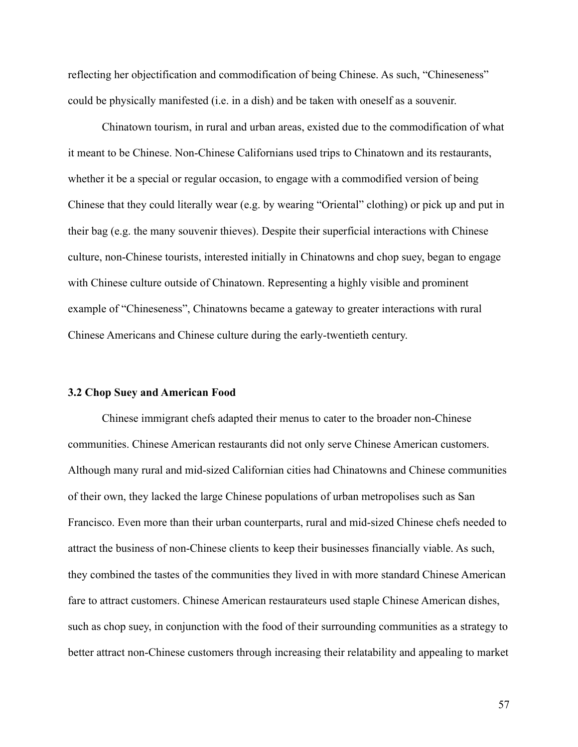reflecting her objectification and commodification of being Chinese. As such, "Chineseness" could be physically manifested (i.e. in a dish) and be taken with oneself as a souvenir.

Chinatown tourism, in rural and urban areas, existed due to the commodification of what it meant to be Chinese. Non-Chinese Californians used trips to Chinatown and its restaurants, whether it be a special or regular occasion, to engage with a commodified version of being Chinese that they could literally wear (e.g. by wearing "Oriental" clothing) or pick up and put in their bag (e.g. the many souvenir thieves). Despite their superficial interactions with Chinese culture, non-Chinese tourists, interested initially in Chinatowns and chop suey, began to engage with Chinese culture outside of Chinatown. Representing a highly visible and prominent example of "Chineseness", Chinatowns became a gateway to greater interactions with rural Chinese Americans and Chinese culture during the early-twentieth century.

### 3.2 Chop Suey and American Food

Chinese immigrant chefs adapted their menus to cater to the broader non-Chinese communities. Chinese American restaurants did not only serve Chinese American customers. Although many rural and mid-sized Californian cities had Chinatowns and Chinese communities of their own, they lacked the large Chinese populations of urban metropolises such as San Francisco. Even more than their urban counterparts, rural and mid-sized Chinese chefs needed to attract the business of non-Chinese clients to keep their businesses financially viable. As such, they combined the tastes of the communities they lived in with more standard Chinese American fare to attract customers. Chinese American restaurateurs used staple Chinese American dishes, such as chop suey, in conjunction with the food of their surrounding communities as a strategy to better attract non-Chinese customers through increasing their relatability and appealing to market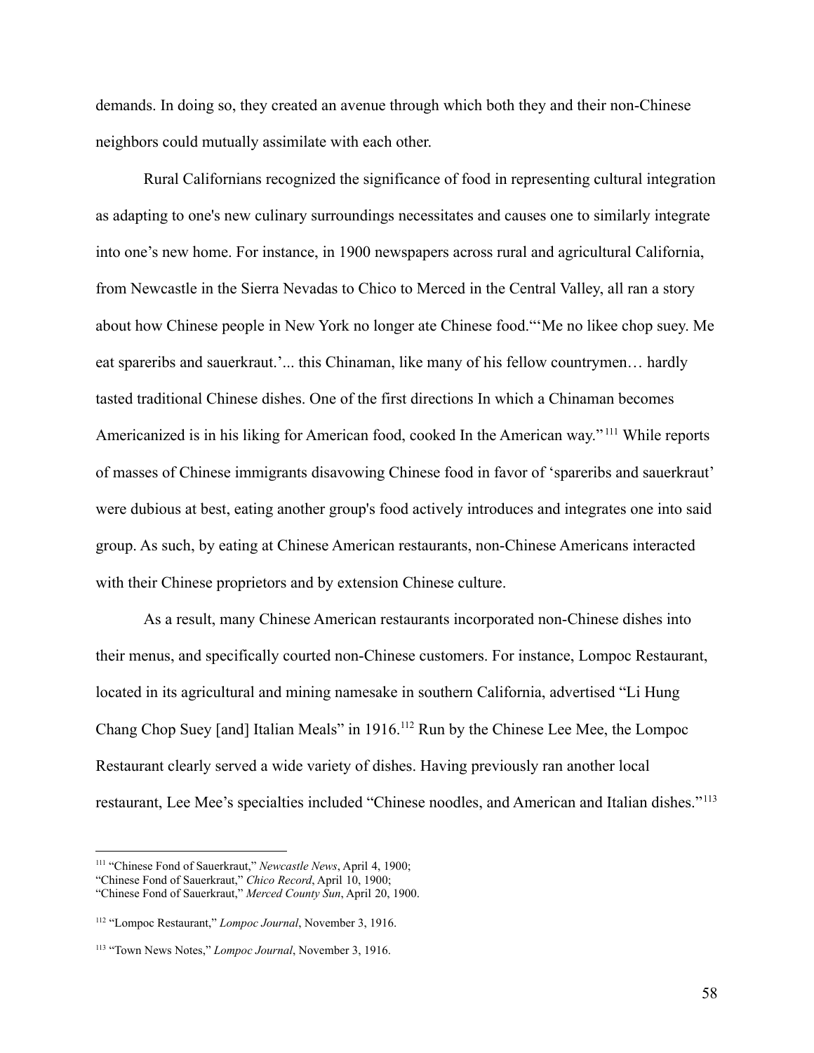demands. In doing so, they created an avenue through which both they and their non-Chinese neighbors could mutually assimilate with each other.

Rural Californians recognized the significance of food in representing cultural integration as adapting to one's new culinary surroundings necessitates and causes one to similarly integrate into one's new home. For instance, in 1900 newspapers across rural and agricultural California, from Newcastle in the Sierra Nevadas to Chico to Merced in the Central Valley, all ran a story about how Chinese people in New York no longer ate Chinese food."'Me no likee chop suey. Me eat spareribs and sauerkraut.'... this Chinaman, like many of his fellow countrymen… hardly tasted traditional Chinese dishes. One of the first directions In which a Chinaman becomes Americanized is in his liking for American food, cooked In the American way."[111] While reports of masses of Chinese immigrants disavowing Chinese food in favor of 'spareribs and sauerkraut' were dubious at best, eating another group's food actively introduces and integrates one into said group. As such, by eating at Chinese American restaurants, non-Chinese Americans interacted with their Chinese proprietors and by extension Chinese culture.

As a result, many Chinese American restaurants incorporated non-Chinese dishes into their menus, and specifically courted non-Chinese customers. For instance, Lompoc Restaurant, located in its agricultural and mining namesake in southern California, advertised "Li Hung Chang Chop Suey [and] Italian Meals" in 1916.[112] Run by the Chinese Lee Mee, the Lompoc Restaurant clearly served a wide variety of dishes. Having previously ran another local restaurant, Lee Mee's specialties included "Chinese noodles, and American and Italian dishes."[113]

---

[111] "Chinese Fond of Sauerkraut," *Newcastle News*, April 4, 1900;
"Chinese Fond of Sauerkraut," *Chico Record*, April 10, 1900;
"Chinese Fond of Sauerkraut," *Merced County Sun*, April 20, 1900.

[112] "Lompoc Restaurant," *Lompoc Journal*, November 3, 1916.

[113] "Town News Notes," *Lompoc Journal*, November 3, 1916.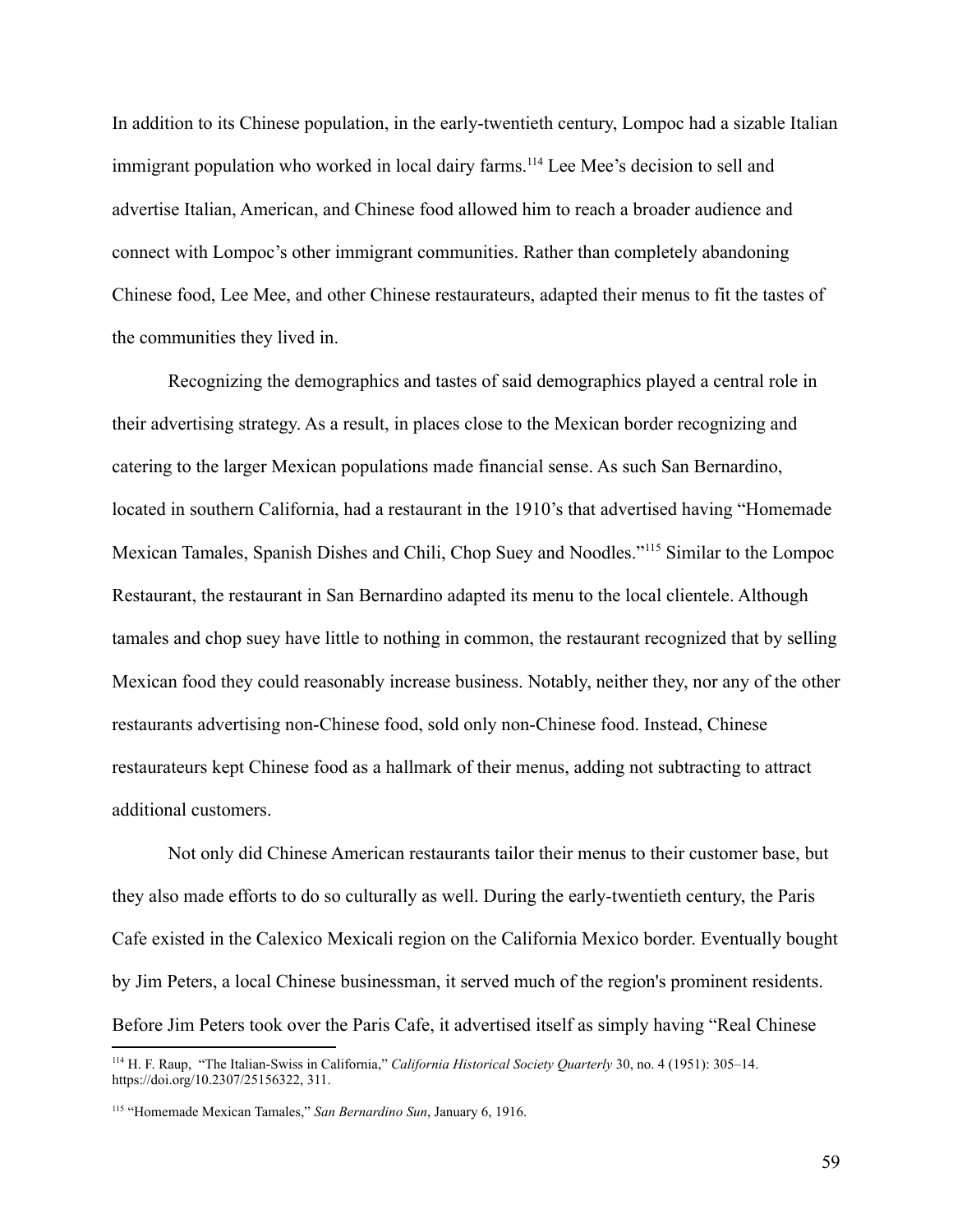In addition to its Chinese population, in the early-twentieth century, Lompoc had a sizable Italian immigrant population who worked in local dairy farms.[114] Lee Mee's decision to sell and advertise Italian, American, and Chinese food allowed him to reach a broader audience and connect with Lompoc's other immigrant communities. Rather than completely abandoning Chinese food, Lee Mee, and other Chinese restaurateurs, adapted their menus to fit the tastes of the communities they lived in.

Recognizing the demographics and tastes of said demographics played a central role in their advertising strategy. As a result, in places close to the Mexican border recognizing and catering to the larger Mexican populations made financial sense. As such San Bernardino, located in southern California, had a restaurant in the 1910's that advertised having "Homemade Mexican Tamales, Spanish Dishes and Chili, Chop Suey and Noodles."[115] Similar to the Lompoc Restaurant, the restaurant in San Bernardino adapted its menu to the local clientele. Although tamales and chop suey have little to nothing in common, the restaurant recognized that by selling Mexican food they could reasonably increase business. Notably, neither they, nor any of the other restaurants advertising non-Chinese food, sold only non-Chinese food. Instead, Chinese restaurateurs kept Chinese food as a hallmark of their menus, adding not subtracting to attract additional customers.

Not only did Chinese American restaurants tailor their menus to their customer base, but they also made efforts to do so culturally as well. During the early-twentieth century, the Paris Cafe existed in the Calexico Mexicali region on the California Mexico border. Eventually bought by Jim Peters, a local Chinese businessman, it served much of the region's prominent residents. Before Jim Peters took over the Paris Cafe, it advertised itself as simply having "Real Chinese

---

[114] H. F. Raup, "The Italian-Swiss in California," *California Historical Society Quarterly* 30, no. 4 (1951): 305–14. https://doi.org/10.2307/25156322, 311.

[115] "Homemade Mexican Tamales," *San Bernardino Sun*, January 6, 1916.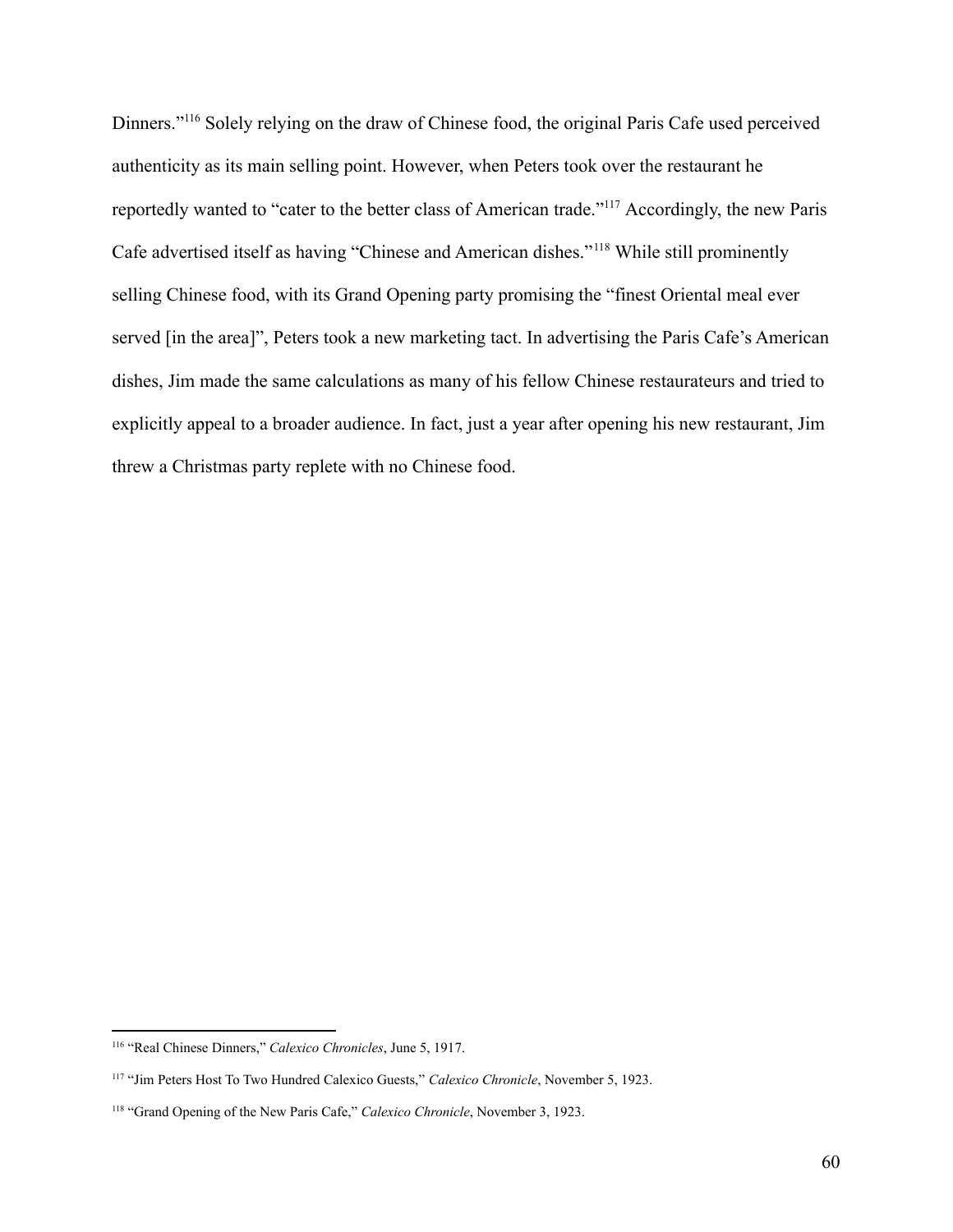Dinners."[116] Solely relying on the draw of Chinese food, the original Paris Cafe used perceived authenticity as its main selling point. However, when Peters took over the restaurant he reportedly wanted to "cater to the better class of American trade."[117] Accordingly, the new Paris Cafe advertised itself as having "Chinese and American dishes."[118] While still prominently selling Chinese food, with its Grand Opening party promising the "finest Oriental meal ever served [in the area]", Peters took a new marketing tact. In advertising the Paris Cafe's American dishes, Jim made the same calculations as many of his fellow Chinese restaurateurs and tried to explicitly appeal to a broader audience. In fact, just a year after opening his new restaurant, Jim threw a Christmas party replete with no Chinese food.

---

[116] "Real Chinese Dinners," *Calexico Chronicles*, June 5, 1917.

[117] "Jim Peters Host To Two Hundred Calexico Guests," *Calexico Chronicle*, November 5, 1923.

[118] "Grand Opening of the New Paris Cafe," *Calexico Chronicle*, November 3, 1923.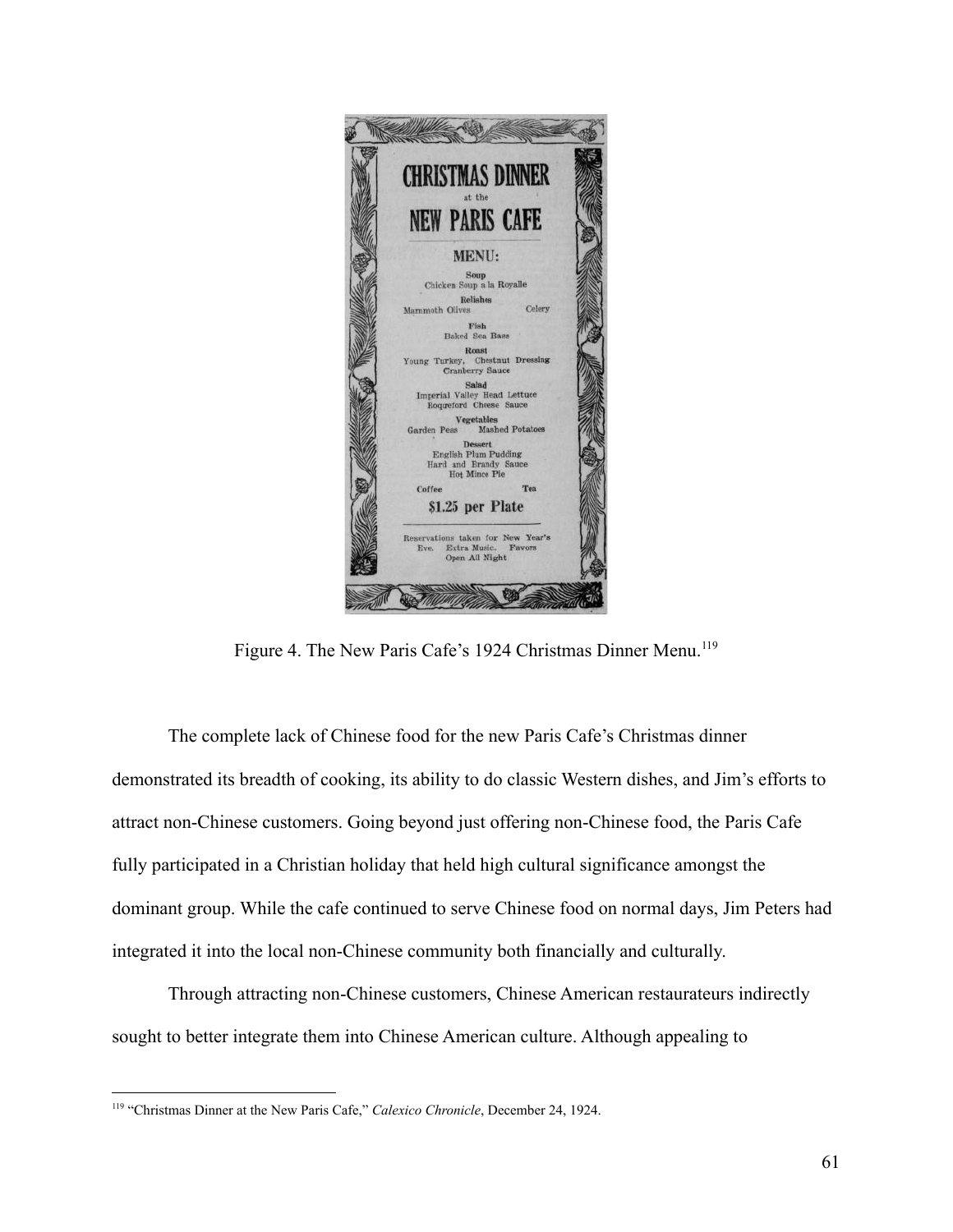**CHRISTMAS DINNER**
at the
**NEW PARIS CAFE**

**MENU:**

Soup
Chicken Soup a la Royalle

Relishes
Mammoth Olives Celery

Fish
Baked Sea Bass

Roast
Young Turkey, Chestnut Dressing
Cranberry Sauce

Salad
Imperial Valley Head Lettuce
Roquefort Cheese Sauce

Vegetables
Garden Peas Mashed Potatoes

Dessert
English Plum Pudding
Hard and Brandy Sauce
Hot Mince Pie

Coffee Tea

**$1.25 per Plate**

Reservations taken for New Year's Eve. Extra Music. Favors
Open All Night

Figure 4. The New Paris Cafe's 1924 Christmas Dinner Menu.[119]

The complete lack of Chinese food for the new Paris Cafe's Christmas dinner demonstrated its breadth of cooking, its ability to do classic Western dishes, and Jim's efforts to attract non-Chinese customers. Going beyond just offering non-Chinese food, the Paris Cafe fully participated in a Christian holiday that held high cultural significance amongst the dominant group. While the cafe continued to serve Chinese food on normal days, Jim Peters had integrated it into the local non-Chinese community both financially and culturally.

Through attracting non-Chinese customers, Chinese American restaurateurs indirectly sought to better integrate them into Chinese American culture. Although appealing to

---

[119] "Christmas Dinner at the New Paris Cafe," *Calexico Chronicle*, December 24, 1924.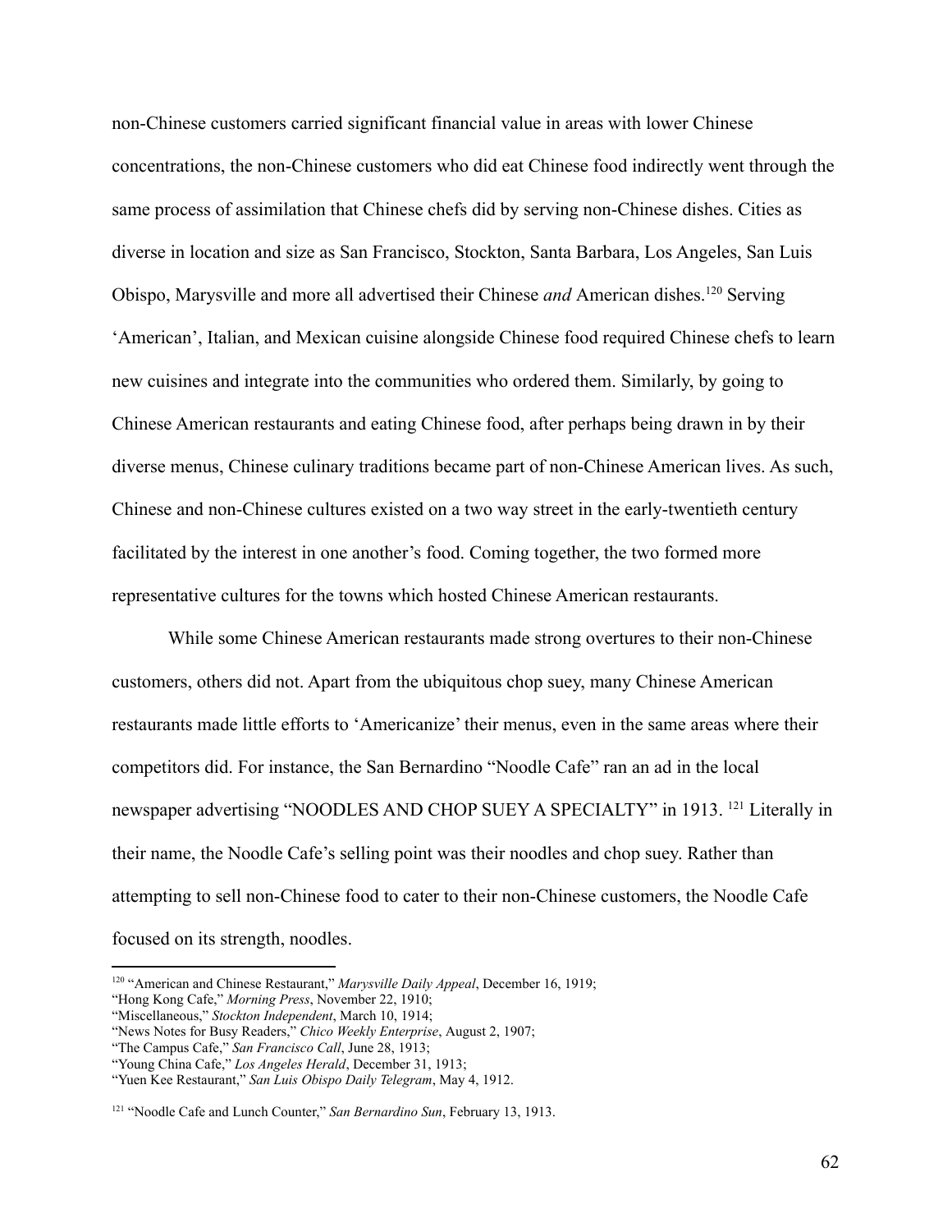non-Chinese customers carried significant financial value in areas with lower Chinese concentrations, the non-Chinese customers who did eat Chinese food indirectly went through the same process of assimilation that Chinese chefs did by serving non-Chinese dishes. Cities as diverse in location and size as San Francisco, Stockton, Santa Barbara, Los Angeles, San Luis Obispo, Marysville and more all advertised their Chinese *and* American dishes.[120] Serving 'American', Italian, and Mexican cuisine alongside Chinese food required Chinese chefs to learn new cuisines and integrate into the communities who ordered them. Similarly, by going to Chinese American restaurants and eating Chinese food, after perhaps being drawn in by their diverse menus, Chinese culinary traditions became part of non-Chinese American lives. As such, Chinese and non-Chinese cultures existed on a two way street in the early-twentieth century facilitated by the interest in one another's food. Coming together, the two formed more representative cultures for the towns which hosted Chinese American restaurants.

While some Chinese American restaurants made strong overtures to their non-Chinese customers, others did not. Apart from the ubiquitous chop suey, many Chinese American restaurants made little efforts to 'Americanize' their menus, even in the same areas where their competitors did. For instance, the San Bernardino "Noodle Cafe" ran an ad in the local newspaper advertising "NOODLES AND CHOP SUEY A SPECIALTY" in 1913. [121] Literally in their name, the Noodle Cafe's selling point was their noodles and chop suey. Rather than attempting to sell non-Chinese food to cater to their non-Chinese customers, the Noodle Cafe focused on its strength, noodles.

---

[120] "American and Chinese Restaurant," *Marysville Daily Appeal*, December 16, 1919;
"Hong Kong Cafe," *Morning Press*, November 22, 1910;
"Miscellaneous," *Stockton Independent*, March 10, 1914;
"News Notes for Busy Readers," *Chico Weekly Enterprise*, August 2, 1907;
"The Campus Cafe," *San Francisco Call*, June 28, 1913;
"Young China Cafe," *Los Angeles Herald*, December 31, 1913;
"Yuen Kee Restaurant," *San Luis Obispo Daily Telegram*, May 4, 1912.

[121] "Noodle Cafe and Lunch Counter," *San Bernardino Sun*, February 13, 1913.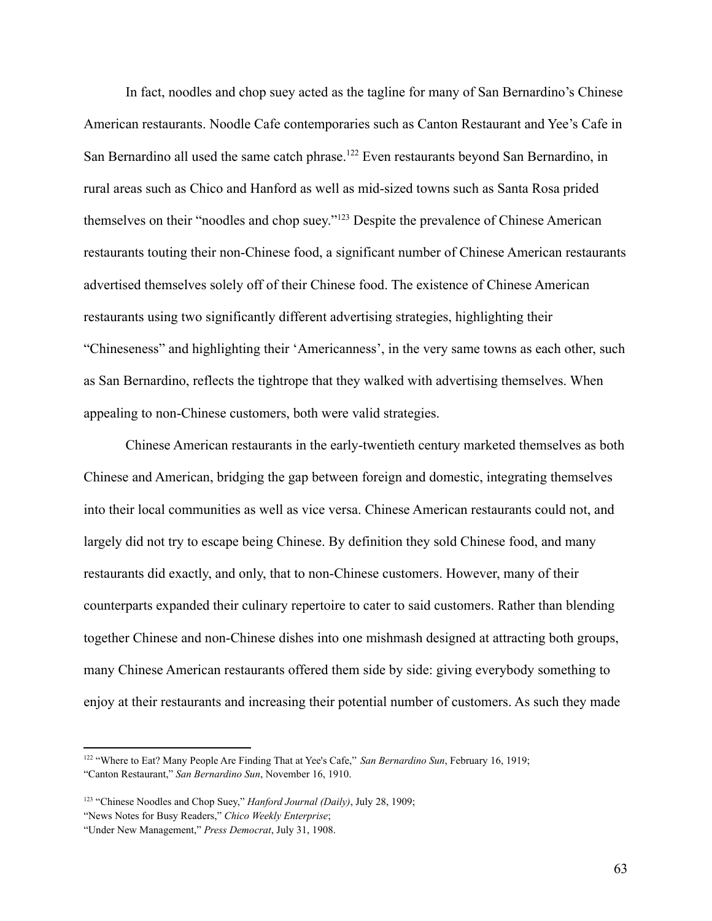In fact, noodles and chop suey acted as the tagline for many of San Bernardino's Chinese American restaurants. Noodle Cafe contemporaries such as Canton Restaurant and Yee's Cafe in San Bernardino all used the same catch phrase.[122] Even restaurants beyond San Bernardino, in rural areas such as Chico and Hanford as well as mid-sized towns such as Santa Rosa prided themselves on their "noodles and chop suey."[123] Despite the prevalence of Chinese American restaurants touting their non-Chinese food, a significant number of Chinese American restaurants advertised themselves solely off of their Chinese food. The existence of Chinese American restaurants using two significantly different advertising strategies, highlighting their "Chineseness" and highlighting their 'Americanness', in the very same towns as each other, such as San Bernardino, reflects the tightrope that they walked with advertising themselves. When appealing to non-Chinese customers, both were valid strategies.

Chinese American restaurants in the early-twentieth century marketed themselves as both Chinese and American, bridging the gap between foreign and domestic, integrating themselves into their local communities as well as vice versa. Chinese American restaurants could not, and largely did not try to escape being Chinese. By definition they sold Chinese food, and many restaurants did exactly, and only, that to non-Chinese customers. However, many of their counterparts expanded their culinary repertoire to cater to said customers. Rather than blending together Chinese and non-Chinese dishes into one mishmash designed at attracting both groups, many Chinese American restaurants offered them side by side: giving everybody something to enjoy at their restaurants and increasing their potential number of customers. As such they made

---

[122] "Where to Eat? Many People Are Finding That at Yee's Cafe," *San Bernardino Sun*, February 16, 1919; "Canton Restaurant," *San Bernardino Sun*, November 16, 1910.

[123] "Chinese Noodles and Chop Suey," *Hanford Journal (Daily)*, July 28, 1909; "News Notes for Busy Readers," *Chico Weekly Enterprise*; "Under New Management," *Press Democrat*, July 31, 1908.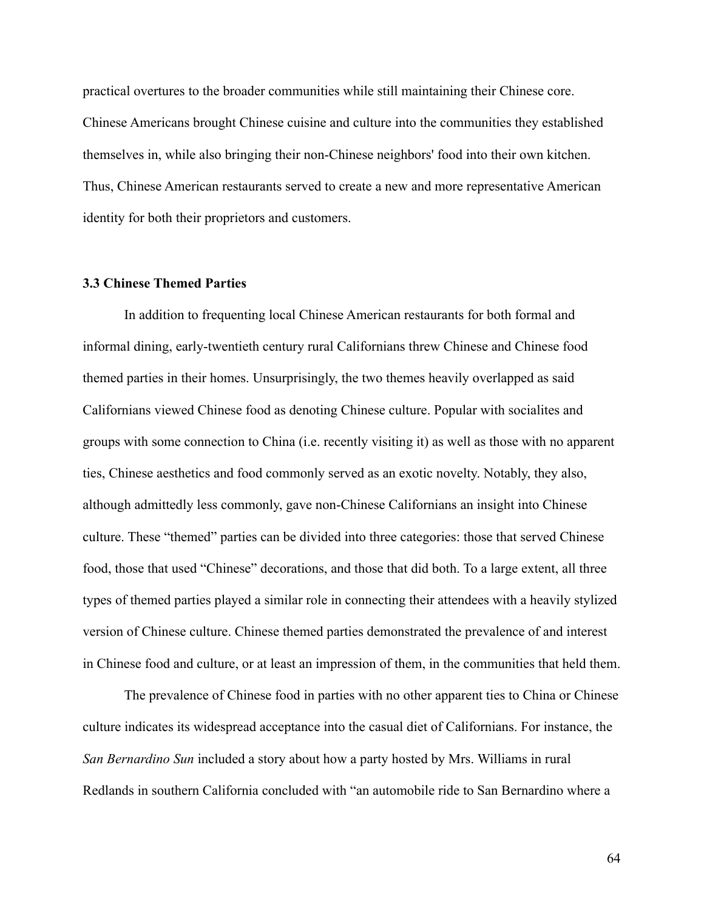practical overtures to the broader communities while still maintaining their Chinese core. Chinese Americans brought Chinese cuisine and culture into the communities they established themselves in, while also bringing their non-Chinese neighbors' food into their own kitchen. Thus, Chinese American restaurants served to create a new and more representative American identity for both their proprietors and customers.

### 3.3 Chinese Themed Parties

In addition to frequenting local Chinese American restaurants for both formal and informal dining, early-twentieth century rural Californians threw Chinese and Chinese food themed parties in their homes. Unsurprisingly, the two themes heavily overlapped as said Californians viewed Chinese food as denoting Chinese culture. Popular with socialites and groups with some connection to China (i.e. recently visiting it) as well as those with no apparent ties, Chinese aesthetics and food commonly served as an exotic novelty. Notably, they also, although admittedly less commonly, gave non-Chinese Californians an insight into Chinese culture. These "themed" parties can be divided into three categories: those that served Chinese food, those that used "Chinese" decorations, and those that did both. To a large extent, all three types of themed parties played a similar role in connecting their attendees with a heavily stylized version of Chinese culture. Chinese themed parties demonstrated the prevalence of and interest in Chinese food and culture, or at least an impression of them, in the communities that held them.

The prevalence of Chinese food in parties with no other apparent ties to China or Chinese culture indicates its widespread acceptance into the casual diet of Californians. For instance, the *San Bernardino Sun* included a story about how a party hosted by Mrs. Williams in rural Redlands in southern California concluded with "an automobile ride to San Bernardino where a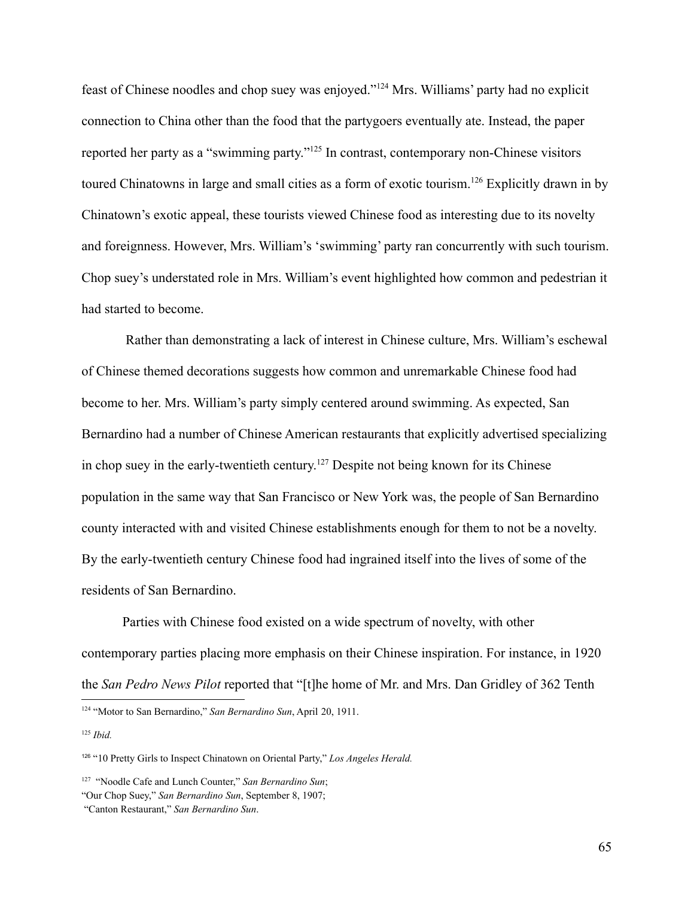feast of Chinese noodles and chop suey was enjoyed."[124] Mrs. Williams' party had no explicit connection to China other than the food that the partygoers eventually ate. Instead, the paper reported her party as a "swimming party."[125] In contrast, contemporary non-Chinese visitors toured Chinatowns in large and small cities as a form of exotic tourism.[126] Explicitly drawn in by Chinatown's exotic appeal, these tourists viewed Chinese food as interesting due to its novelty and foreignness. However, Mrs. William's 'swimming' party ran concurrently with such tourism. Chop suey's understated role in Mrs. William's event highlighted how common and pedestrian it had started to become.

Rather than demonstrating a lack of interest in Chinese culture, Mrs. William's eschewal of Chinese themed decorations suggests how common and unremarkable Chinese food had become to her. Mrs. William's party simply centered around swimming. As expected, San Bernardino had a number of Chinese American restaurants that explicitly advertised specializing in chop suey in the early-twentieth century.[127] Despite not being known for its Chinese population in the same way that San Francisco or New York was, the people of San Bernardino county interacted with and visited Chinese establishments enough for them to not be a novelty. By the early-twentieth century Chinese food had ingrained itself into the lives of some of the residents of San Bernardino.

Parties with Chinese food existed on a wide spectrum of novelty, with other contemporary parties placing more emphasis on their Chinese inspiration. For instance, in 1920 the *San Pedro News Pilot* reported that "[t]he home of Mr. and Mrs. Dan Gridley of 362 Tenth

---

[124] "Motor to San Bernardino," *San Bernardino Sun*, April 20, 1911.

[125] *Ibid.*

[126] "10 Pretty Girls to Inspect Chinatown on Oriental Party," *Los Angeles Herald.*

[127] "Noodle Cafe and Lunch Counter," *San Bernardino Sun*;
"Our Chop Suey," *San Bernardino Sun*, September 8, 1907;
"Canton Restaurant," *San Bernardino Sun*.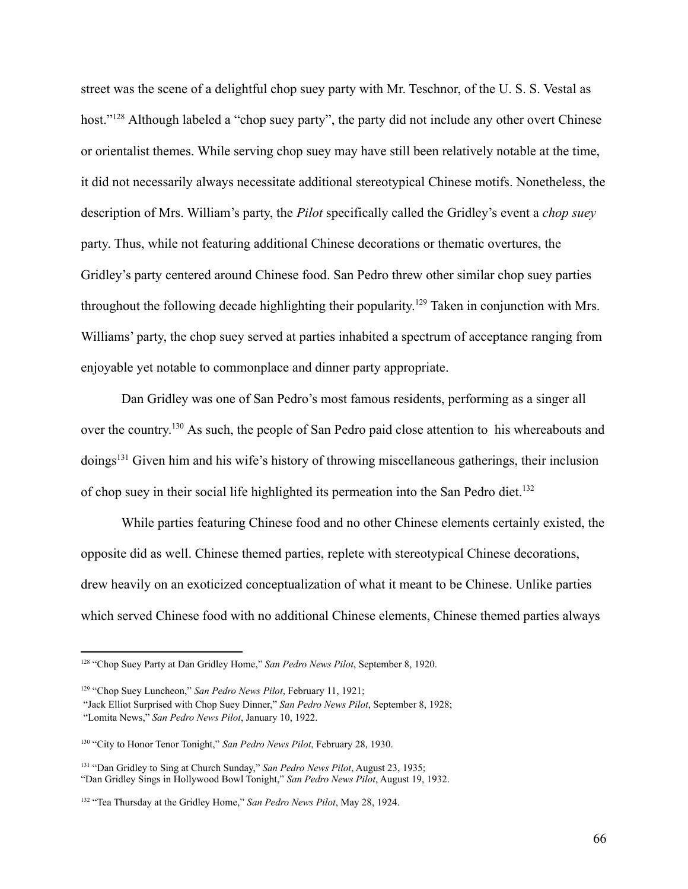street was the scene of a delightful chop suey party with Mr. Teschnor, of the U. S. S. Vestal as host."[128] Although labeled a "chop suey party", the party did not include any other overt Chinese or orientalist themes. While serving chop suey may have still been relatively notable at the time, it did not necessarily always necessitate additional stereotypical Chinese motifs. Nonetheless, the description of Mrs. William's party, the *Pilot* specifically called the Gridley's event a *chop suey* party. Thus, while not featuring additional Chinese decorations or thematic overtures, the Gridley's party centered around Chinese food. San Pedro threw other similar chop suey parties throughout the following decade highlighting their popularity.[129] Taken in conjunction with Mrs. Williams' party, the chop suey served at parties inhabited a spectrum of acceptance ranging from enjoyable yet notable to commonplace and dinner party appropriate.

Dan Gridley was one of San Pedro's most famous residents, performing as a singer all over the country.[130] As such, the people of San Pedro paid close attention to his whereabouts and doings[131] Given him and his wife's history of throwing miscellaneous gatherings, their inclusion of chop suey in their social life highlighted its permeation into the San Pedro diet.[132]

While parties featuring Chinese food and no other Chinese elements certainly existed, the opposite did as well. Chinese themed parties, replete with stereotypical Chinese decorations, drew heavily on an exoticized conceptualization of what it meant to be Chinese. Unlike parties which served Chinese food with no additional Chinese elements, Chinese themed parties always

---

[128] "Chop Suey Party at Dan Gridley Home," *San Pedro News Pilot*, September 8, 1920.

[129] "Chop Suey Luncheon," *San Pedro News Pilot*, February 11, 1921;
"Jack Elliot Surprised with Chop Suey Dinner," *San Pedro News Pilot*, September 8, 1928;
"Lomita News," *San Pedro News Pilot*, January 10, 1922.

[130] "City to Honor Tenor Tonight," *San Pedro News Pilot*, February 28, 1930.

[131] "Dan Gridley to Sing at Church Sunday," *San Pedro News Pilot*, August 23, 1935;
"Dan Gridley Sings in Hollywood Bowl Tonight," *San Pedro News Pilot*, August 19, 1932.

[132] "Tea Thursday at the Gridley Home," *San Pedro News Pilot*, May 28, 1924.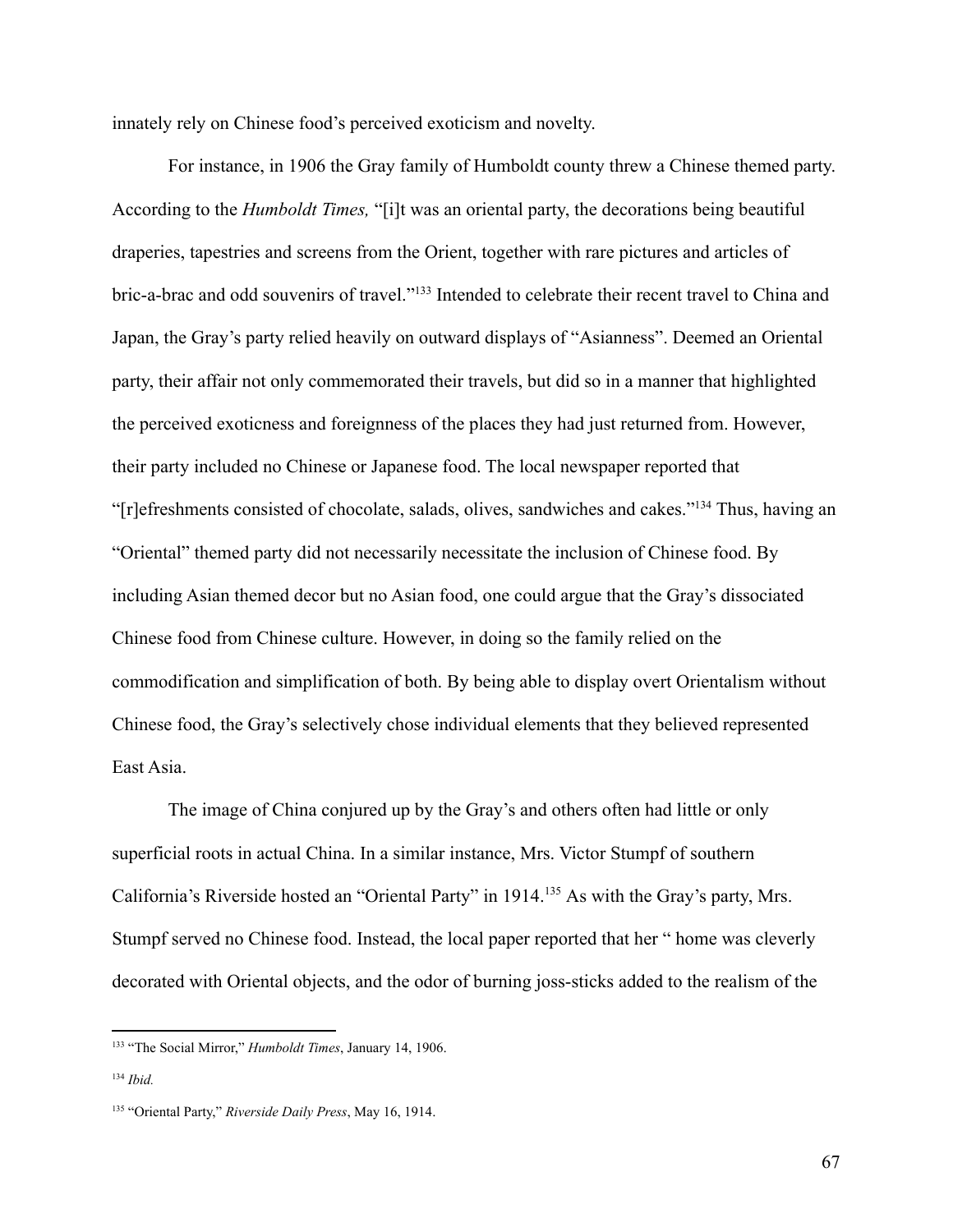innately rely on Chinese food's perceived exoticism and novelty.

For instance, in 1906 the Gray family of Humboldt county threw a Chinese themed party. According to the *Humboldt Times,* "[i]t was an oriental party, the decorations being beautiful draperies, tapestries and screens from the Orient, together with rare pictures and articles of bric-a-brac and odd souvenirs of travel."[133] Intended to celebrate their recent travel to China and Japan, the Gray's party relied heavily on outward displays of "Asianness". Deemed an Oriental party, their affair not only commemorated their travels, but did so in a manner that highlighted the perceived exoticness and foreignness of the places they had just returned from. However, their party included no Chinese or Japanese food. The local newspaper reported that "[r]efreshments consisted of chocolate, salads, olives, sandwiches and cakes."[134] Thus, having an "Oriental" themed party did not necessarily necessitate the inclusion of Chinese food. By including Asian themed decor but no Asian food, one could argue that the Gray's dissociated Chinese food from Chinese culture. However, in doing so the family relied on the commodification and simplification of both. By being able to display overt Orientalism without Chinese food, the Gray's selectively chose individual elements that they believed represented East Asia.

The image of China conjured up by the Gray's and others often had little or only superficial roots in actual China. In a similar instance, Mrs. Victor Stumpf of southern California's Riverside hosted an "Oriental Party" in 1914.[135] As with the Gray's party, Mrs. Stumpf served no Chinese food. Instead, the local paper reported that her " home was cleverly decorated with Oriental objects, and the odor of burning joss-sticks added to the realism of the

---

[133] "The Social Mirror," *Humboldt Times*, January 14, 1906.

[134] *Ibid.*

[135] "Oriental Party," *Riverside Daily Press*, May 16, 1914.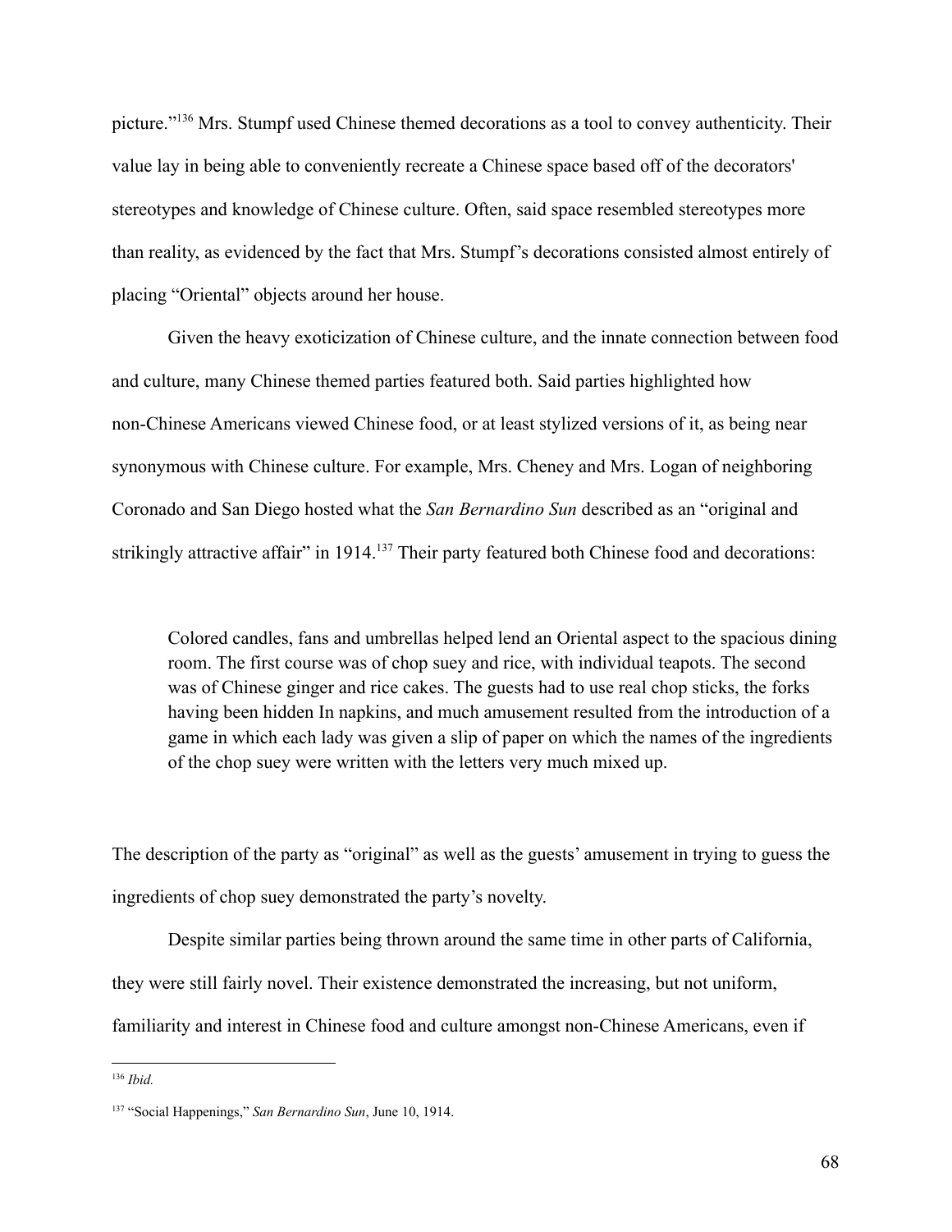picture."[136] Mrs. Stumpf used Chinese themed decorations as a tool to convey authenticity. Their value lay in being able to conveniently recreate a Chinese space based off of the decorators' stereotypes and knowledge of Chinese culture. Often, said space resembled stereotypes more than reality, as evidenced by the fact that Mrs. Stumpf's decorations consisted almost entirely of placing "Oriental" objects around her house.

Given the heavy exoticization of Chinese culture, and the innate connection between food and culture, many Chinese themed parties featured both. Said parties highlighted how non-Chinese Americans viewed Chinese food, or at least stylized versions of it, as being near synonymous with Chinese culture. For example, Mrs. Cheney and Mrs. Logan of neighboring Coronado and San Diego hosted what the *San Bernardino Sun* described as an "original and strikingly attractive affair" in 1914.[137] Their party featured both Chinese food and decorations:

> Colored candles, fans and umbrellas helped lend an Oriental aspect to the spacious dining room. The first course was of chop suey and rice, with individual teapots. The second was of Chinese ginger and rice cakes. The guests had to use real chop sticks, the forks having been hidden In napkins, and much amusement resulted from the introduction of a game in which each lady was given a slip of paper on which the names of the ingredients of the chop suey were written with the letters very much mixed up.

The description of the party as "original" as well as the guests' amusement in trying to guess the ingredients of chop suey demonstrated the party's novelty.

Despite similar parties being thrown around the same time in other parts of California, they were still fairly novel. Their existence demonstrated the increasing, but not uniform, familiarity and interest in Chinese food and culture amongst non-Chinese Americans, even if

---

[136] *Ibid.*

[137] "Social Happenings," *San Bernardino Sun*, June 10, 1914.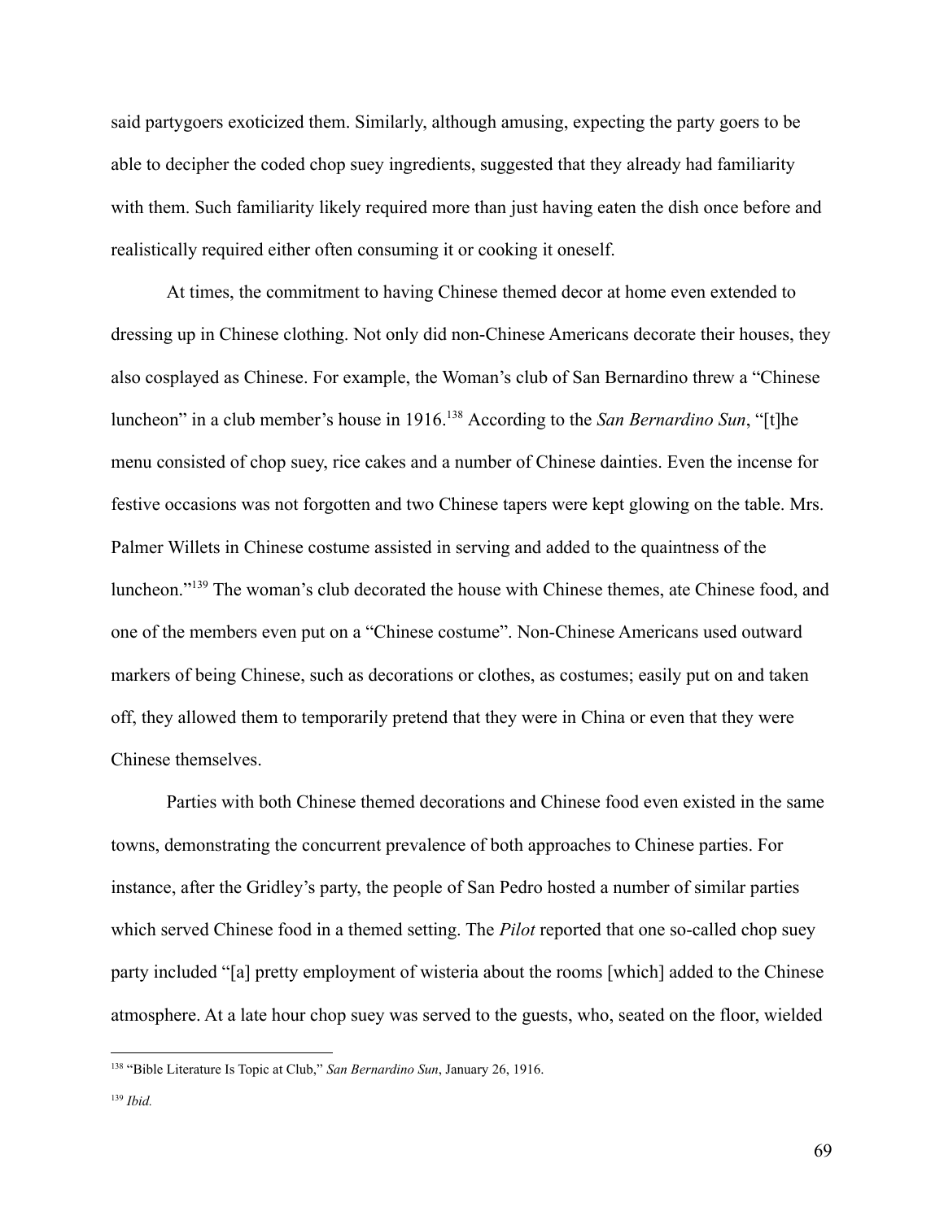said partygoers exoticized them. Similarly, although amusing, expecting the party goers to be able to decipher the coded chop suey ingredients, suggested that they already had familiarity with them. Such familiarity likely required more than just having eaten the dish once before and realistically required either often consuming it or cooking it oneself.

At times, the commitment to having Chinese themed decor at home even extended to dressing up in Chinese clothing. Not only did non-Chinese Americans decorate their houses, they also cosplayed as Chinese. For example, the Woman's club of San Bernardino threw a "Chinese luncheon" in a club member's house in 1916.[138] According to the *San Bernardino Sun*, "[t]he menu consisted of chop suey, rice cakes and a number of Chinese dainties. Even the incense for festive occasions was not forgotten and two Chinese tapers were kept glowing on the table. Mrs. Palmer Willets in Chinese costume assisted in serving and added to the quaintness of the luncheon."[139] The woman's club decorated the house with Chinese themes, ate Chinese food, and one of the members even put on a "Chinese costume". Non-Chinese Americans used outward markers of being Chinese, such as decorations or clothes, as costumes; easily put on and taken off, they allowed them to temporarily pretend that they were in China or even that they were Chinese themselves.

Parties with both Chinese themed decorations and Chinese food even existed in the same towns, demonstrating the concurrent prevalence of both approaches to Chinese parties. For instance, after the Gridley's party, the people of San Pedro hosted a number of similar parties which served Chinese food in a themed setting. The *Pilot* reported that one so-called chop suey party included "[a] pretty employment of wisteria about the rooms [which] added to the Chinese atmosphere. At a late hour chop suey was served to the guests, who, seated on the floor, wielded

---

[138] "Bible Literature Is Topic at Club," *San Bernardino Sun*, January 26, 1916.

[139] *Ibid.*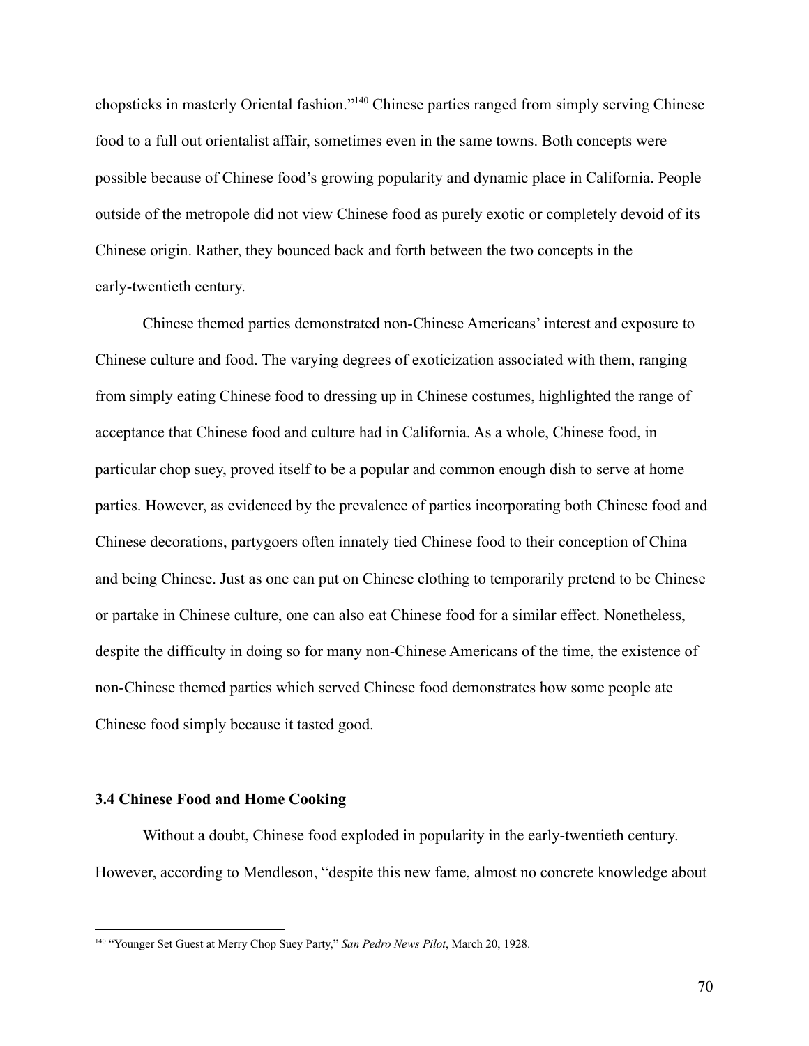chopsticks in masterly Oriental fashion."[140] Chinese parties ranged from simply serving Chinese food to a full out orientalist affair, sometimes even in the same towns. Both concepts were possible because of Chinese food's growing popularity and dynamic place in California. People outside of the metropole did not view Chinese food as purely exotic or completely devoid of its Chinese origin. Rather, they bounced back and forth between the two concepts in the early-twentieth century.

Chinese themed parties demonstrated non-Chinese Americans' interest and exposure to Chinese culture and food. The varying degrees of exoticization associated with them, ranging from simply eating Chinese food to dressing up in Chinese costumes, highlighted the range of acceptance that Chinese food and culture had in California. As a whole, Chinese food, in particular chop suey, proved itself to be a popular and common enough dish to serve at home parties. However, as evidenced by the prevalence of parties incorporating both Chinese food and Chinese decorations, partygoers often innately tied Chinese food to their conception of China and being Chinese. Just as one can put on Chinese clothing to temporarily pretend to be Chinese or partake in Chinese culture, one can also eat Chinese food for a similar effect. Nonetheless, despite the difficulty in doing so for many non-Chinese Americans of the time, the existence of non-Chinese themed parties which served Chinese food demonstrates how some people ate Chinese food simply because it tasted good.

### 3.4 Chinese Food and Home Cooking

Without a doubt, Chinese food exploded in popularity in the early-twentieth century. However, according to Mendleson, "despite this new fame, almost no concrete knowledge about

[140] "Younger Set Guest at Merry Chop Suey Party," *San Pedro News Pilot*, March 20, 1928.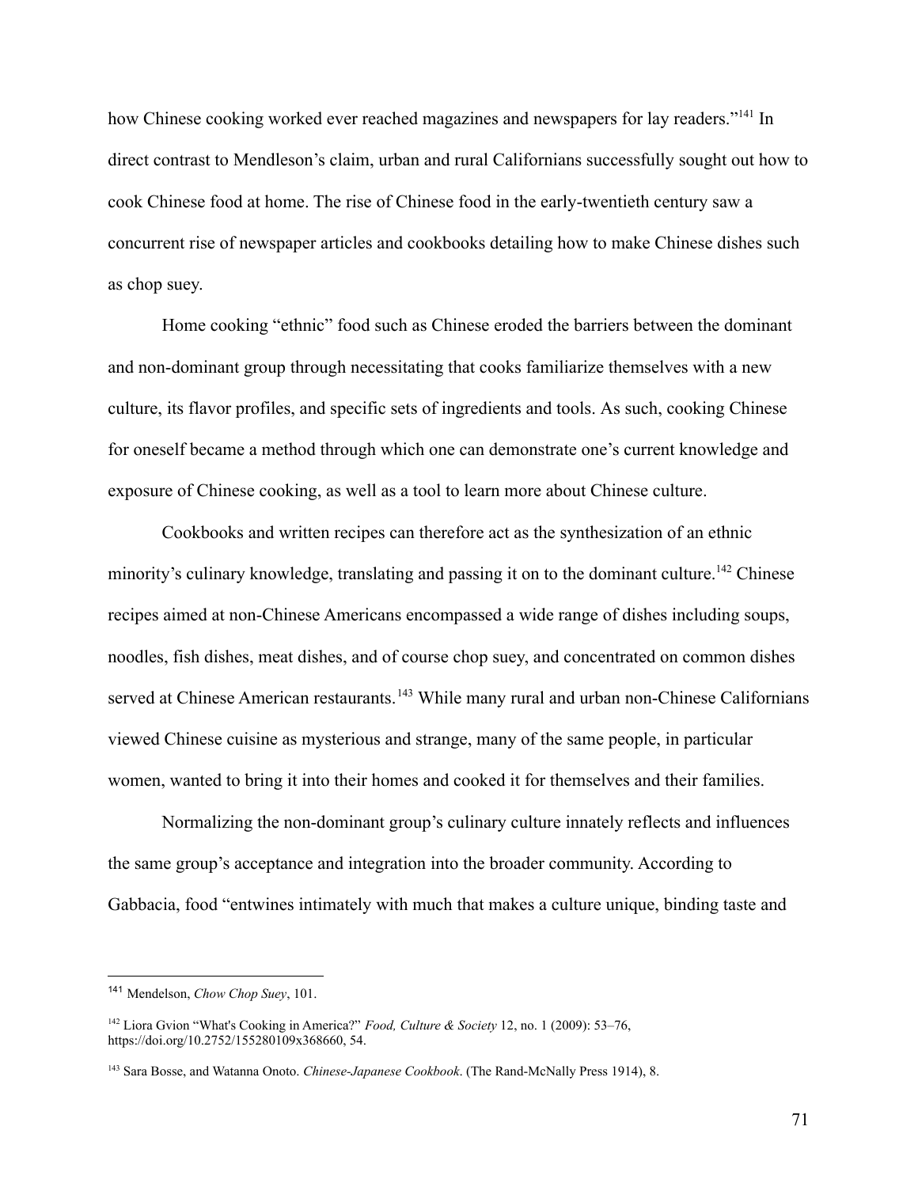how Chinese cooking worked ever reached magazines and newspapers for lay readers."[141] In direct contrast to Mendleson's claim, urban and rural Californians successfully sought out how to cook Chinese food at home. The rise of Chinese food in the early-twentieth century saw a concurrent rise of newspaper articles and cookbooks detailing how to make Chinese dishes such as chop suey.

Home cooking "ethnic" food such as Chinese eroded the barriers between the dominant and non-dominant group through necessitating that cooks familiarize themselves with a new culture, its flavor profiles, and specific sets of ingredients and tools. As such, cooking Chinese for oneself became a method through which one can demonstrate one's current knowledge and exposure of Chinese cooking, as well as a tool to learn more about Chinese culture.

Cookbooks and written recipes can therefore act as the synthesization of an ethnic minority's culinary knowledge, translating and passing it on to the dominant culture.[142] Chinese recipes aimed at non-Chinese Americans encompassed a wide range of dishes including soups, noodles, fish dishes, meat dishes, and of course chop suey, and concentrated on common dishes served at Chinese American restaurants.[143] While many rural and urban non-Chinese Californians viewed Chinese cuisine as mysterious and strange, many of the same people, in particular women, wanted to bring it into their homes and cooked it for themselves and their families.

Normalizing the non-dominant group's culinary culture innately reflects and influences the same group's acceptance and integration into the broader community. According to Gabbacia, food "entwines intimately with much that makes a culture unique, binding taste and

---

[141] Mendelson, *Chow Chop Suey*, 101.

[142] Liora Gvion "What's Cooking in America?" *Food, Culture & Society* 12, no. 1 (2009): 53–76, https://doi.org/10.2752/155280109x368660, 54.

[143] Sara Bosse, and Watanna Onoto. *Chinese-Japanese Cookbook*. (The Rand-McNally Press 1914), 8.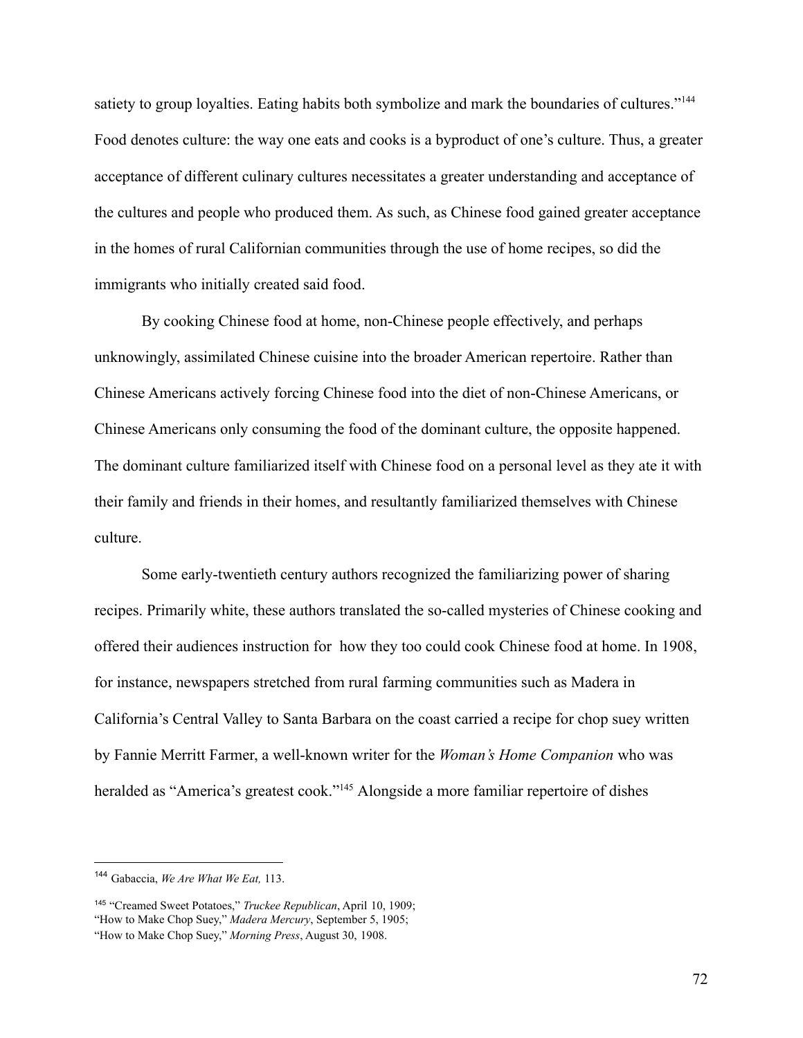satiety to group loyalties. Eating habits both symbolize and mark the boundaries of cultures."[144] Food denotes culture: the way one eats and cooks is a byproduct of one's culture. Thus, a greater acceptance of different culinary cultures necessitates a greater understanding and acceptance of the cultures and people who produced them. As such, as Chinese food gained greater acceptance in the homes of rural Californian communities through the use of home recipes, so did the immigrants who initially created said food.

By cooking Chinese food at home, non-Chinese people effectively, and perhaps unknowingly, assimilated Chinese cuisine into the broader American repertoire. Rather than Chinese Americans actively forcing Chinese food into the diet of non-Chinese Americans, or Chinese Americans only consuming the food of the dominant culture, the opposite happened. The dominant culture familiarized itself with Chinese food on a personal level as they ate it with their family and friends in their homes, and resultantly familiarized themselves with Chinese culture.

Some early-twentieth century authors recognized the familiarizing power of sharing recipes. Primarily white, these authors translated the so-called mysteries of Chinese cooking and offered their audiences instruction for how they too could cook Chinese food at home. In 1908, for instance, newspapers stretched from rural farming communities such as Madera in California's Central Valley to Santa Barbara on the coast carried a recipe for chop suey written by Fannie Merritt Farmer, a well-known writer for the *Woman's Home Companion* who was heralded as "America's greatest cook."[145] Alongside a more familiar repertoire of dishes

---

[144] Gabaccia, *We Are What We Eat,* 113.

[145] "Creamed Sweet Potatoes," *Truckee Republican*, April 10, 1909;
"How to Make Chop Suey," *Madera Mercury*, September 5, 1905;
"How to Make Chop Suey," *Morning Press*, August 30, 1908.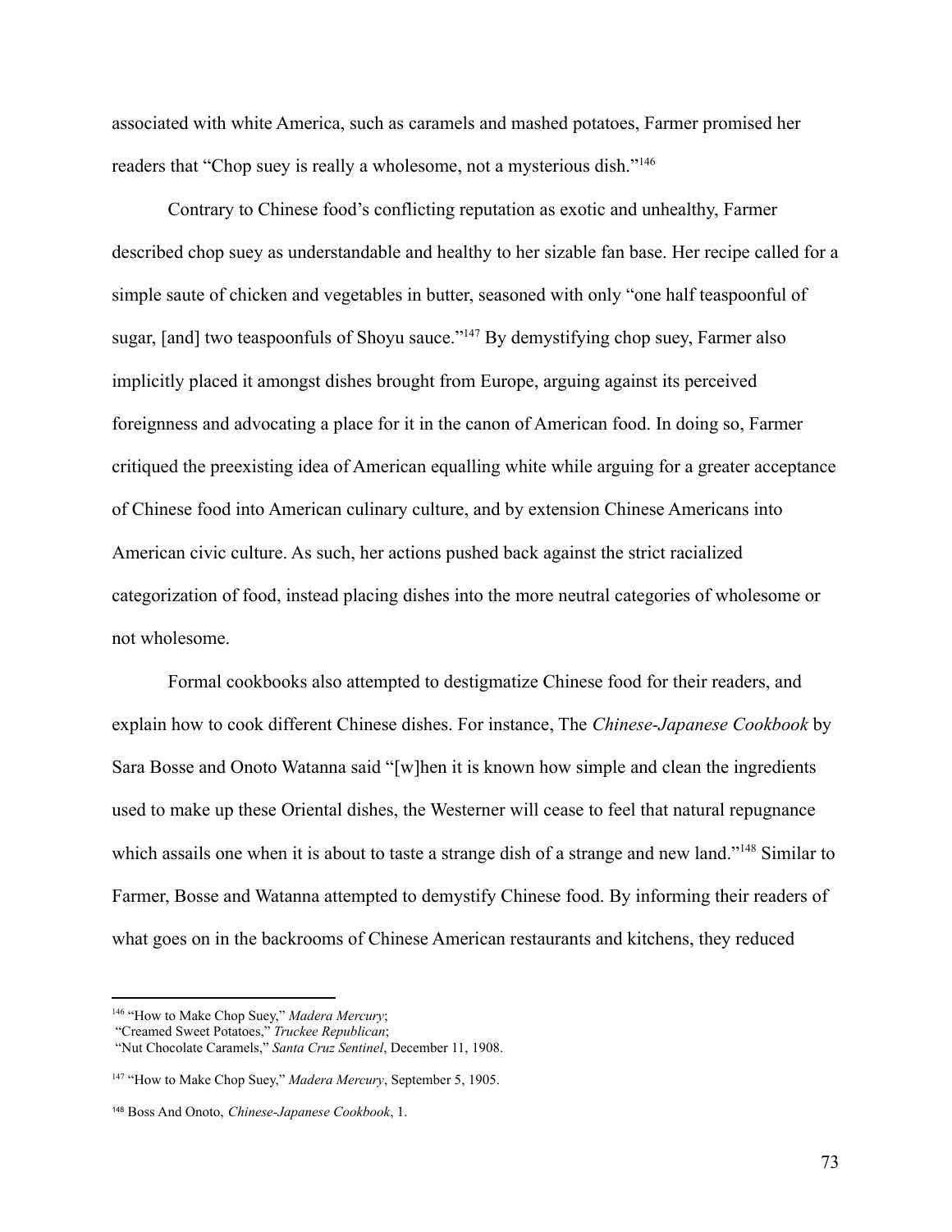associated with white America, such as caramels and mashed potatoes, Farmer promised her readers that "Chop suey is really a wholesome, not a mysterious dish."[146]

Contrary to Chinese food's conflicting reputation as exotic and unhealthy, Farmer described chop suey as understandable and healthy to her sizable fan base. Her recipe called for a simple saute of chicken and vegetables in butter, seasoned with only "one half teaspoonful of sugar, [and] two teaspoonfuls of Shoyu sauce."[147] By demystifying chop suey, Farmer also implicitly placed it amongst dishes brought from Europe, arguing against its perceived foreignness and advocating a place for it in the canon of American food. In doing so, Farmer critiqued the preexisting idea of American equalling white while arguing for a greater acceptance of Chinese food into American culinary culture, and by extension Chinese Americans into American civic culture. As such, her actions pushed back against the strict racialized categorization of food, instead placing dishes into the more neutral categories of wholesome or not wholesome.

Formal cookbooks also attempted to destigmatize Chinese food for their readers, and explain how to cook different Chinese dishes. For instance, The *Chinese-Japanese Cookbook* by Sara Bosse and Onoto Watanna said "[w]hen it is known how simple and clean the ingredients used to make up these Oriental dishes, the Westerner will cease to feel that natural repugnance which assails one when it is about to taste a strange dish of a strange and new land."[148] Similar to Farmer, Bosse and Watanna attempted to demystify Chinese food. By informing their readers of what goes on in the backrooms of Chinese American restaurants and kitchens, they reduced

---

[146] "How to Make Chop Suey," *Madera Mercury*;
"Creamed Sweet Potatoes," *Truckee Republican*;
"Nut Chocolate Caramels," *Santa Cruz Sentinel*, December 11, 1908.

[147] "How to Make Chop Suey," *Madera Mercury*, September 5, 1905.

[148] Boss And Onoto, *Chinese-Japanese Cookbook*, 1.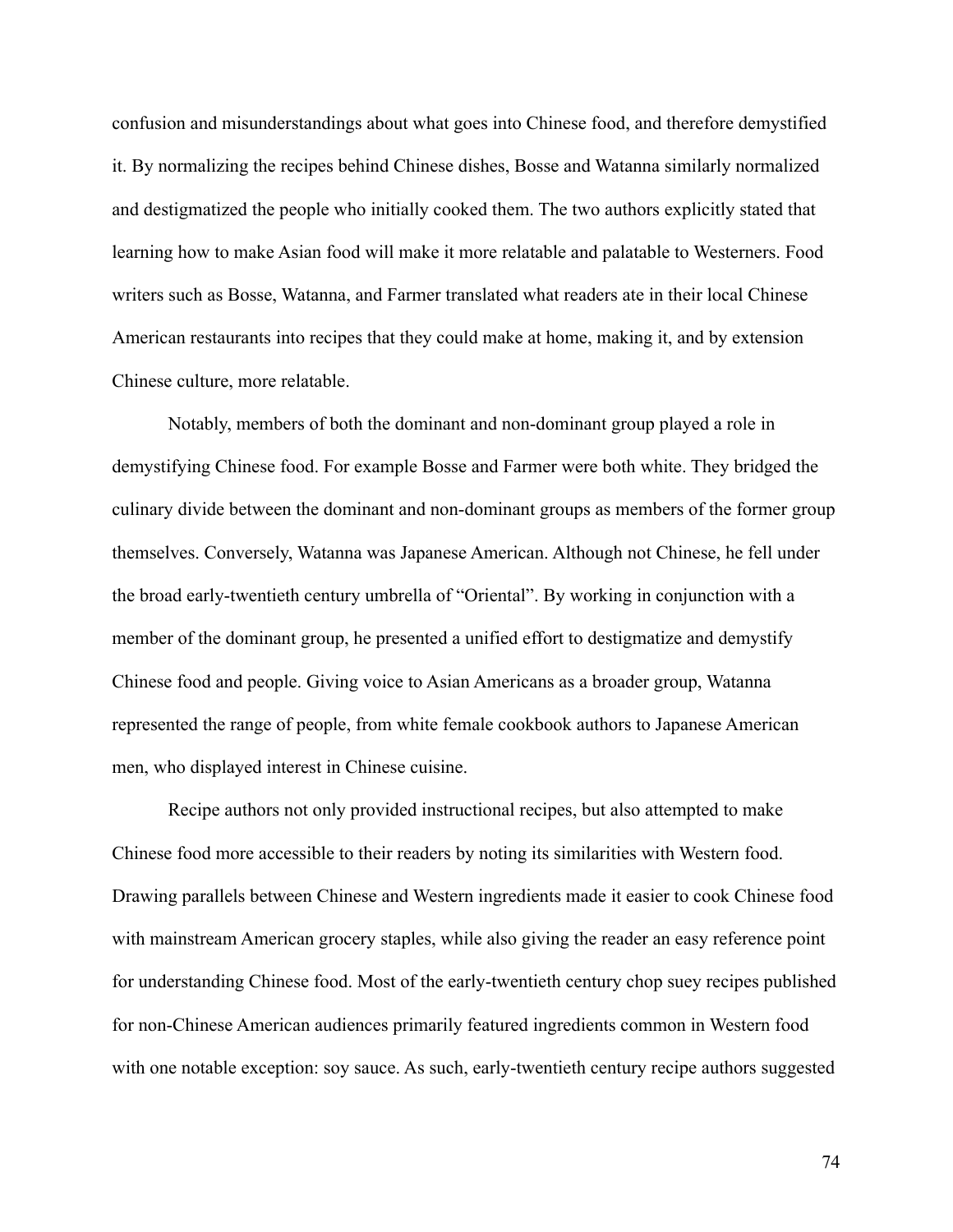confusion and misunderstandings about what goes into Chinese food, and therefore demystified it. By normalizing the recipes behind Chinese dishes, Bosse and Watanna similarly normalized and destigmatized the people who initially cooked them. The two authors explicitly stated that learning how to make Asian food will make it more relatable and palatable to Westerners. Food writers such as Bosse, Watanna, and Farmer translated what readers ate in their local Chinese American restaurants into recipes that they could make at home, making it, and by extension Chinese culture, more relatable.

Notably, members of both the dominant and non-dominant group played a role in demystifying Chinese food. For example Bosse and Farmer were both white. They bridged the culinary divide between the dominant and non-dominant groups as members of the former group themselves. Conversely, Watanna was Japanese American. Although not Chinese, he fell under the broad early-twentieth century umbrella of "Oriental". By working in conjunction with a member of the dominant group, he presented a unified effort to destigmatize and demystify Chinese food and people. Giving voice to Asian Americans as a broader group, Watanna represented the range of people, from white female cookbook authors to Japanese American men, who displayed interest in Chinese cuisine.

Recipe authors not only provided instructional recipes, but also attempted to make Chinese food more accessible to their readers by noting its similarities with Western food. Drawing parallels between Chinese and Western ingredients made it easier to cook Chinese food with mainstream American grocery staples, while also giving the reader an easy reference point for understanding Chinese food. Most of the early-twentieth century chop suey recipes published for non-Chinese American audiences primarily featured ingredients common in Western food with one notable exception: soy sauce. As such, early-twentieth century recipe authors suggested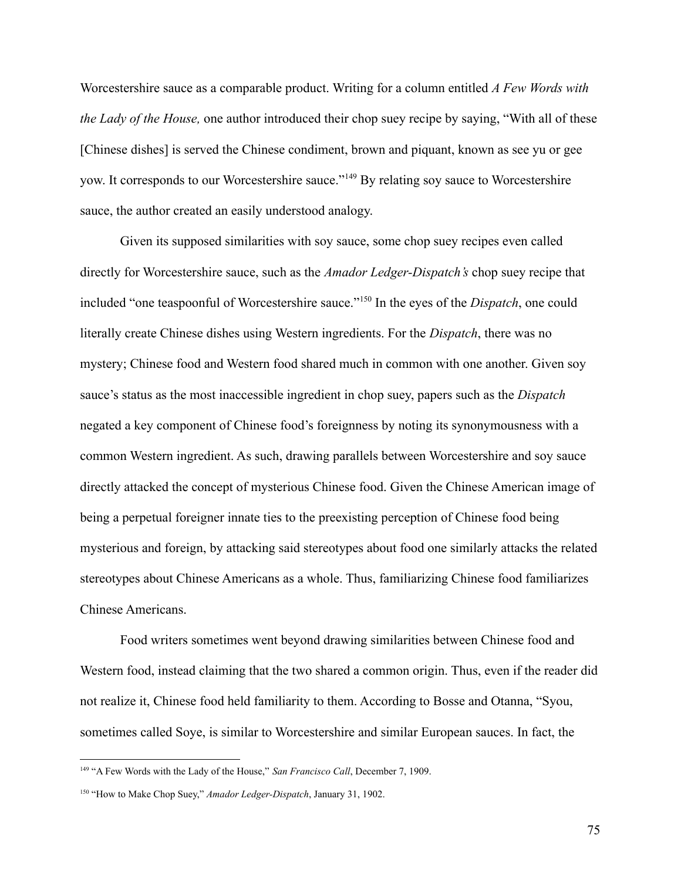Worcestershire sauce as a comparable product. Writing for a column entitled *A Few Words with the Lady of the House,* one author introduced their chop suey recipe by saying, "With all of these [Chinese dishes] is served the Chinese condiment, brown and piquant, known as see yu or gee yow. It corresponds to our Worcestershire sauce."[149] By relating soy sauce to Worcestershire sauce, the author created an easily understood analogy.

Given its supposed similarities with soy sauce, some chop suey recipes even called directly for Worcestershire sauce, such as the *Amador Ledger-Dispatch's* chop suey recipe that included "one teaspoonful of Worcestershire sauce."[150] In the eyes of the *Dispatch*, one could literally create Chinese dishes using Western ingredients. For the *Dispatch*, there was no mystery; Chinese food and Western food shared much in common with one another. Given soy sauce's status as the most inaccessible ingredient in chop suey, papers such as the *Dispatch* negated a key component of Chinese food's foreignness by noting its synonymousness with a common Western ingredient. As such, drawing parallels between Worcestershire and soy sauce directly attacked the concept of mysterious Chinese food. Given the Chinese American image of being a perpetual foreigner innate ties to the preexisting perception of Chinese food being mysterious and foreign, by attacking said stereotypes about food one similarly attacks the related stereotypes about Chinese Americans as a whole. Thus, familiarizing Chinese food familiarizes Chinese Americans.

Food writers sometimes went beyond drawing similarities between Chinese food and Western food, instead claiming that the two shared a common origin. Thus, even if the reader did not realize it, Chinese food held familiarity to them. According to Bosse and Otanna, "Syou, sometimes called Soye, is similar to Worcestershire and similar European sauces. In fact, the

---

[149] "A Few Words with the Lady of the House," *San Francisco Call*, December 7, 1909.

[150] "How to Make Chop Suey," *Amador Ledger-Dispatch*, January 31, 1902.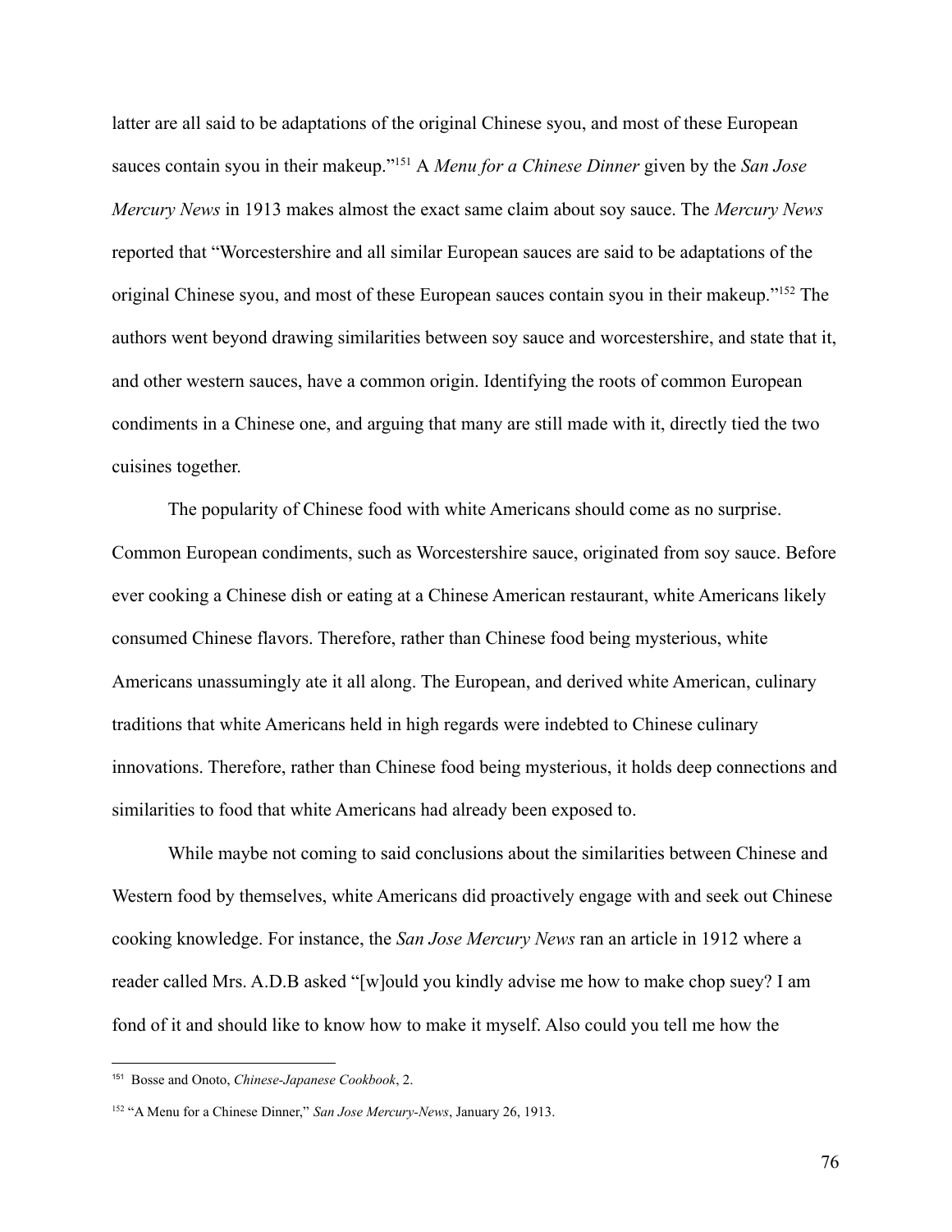latter are all said to be adaptations of the original Chinese syou, and most of these European sauces contain syou in their makeup."[151] A *Menu for a Chinese Dinner* given by the *San Jose Mercury News* in 1913 makes almost the exact same claim about soy sauce. The *Mercury News* reported that "Worcestershire and all similar European sauces are said to be adaptations of the original Chinese syou, and most of these European sauces contain syou in their makeup."[152] The authors went beyond drawing similarities between soy sauce and worcestershire, and state that it, and other western sauces, have a common origin. Identifying the roots of common European condiments in a Chinese one, and arguing that many are still made with it, directly tied the two cuisines together.

The popularity of Chinese food with white Americans should come as no surprise. Common European condiments, such as Worcestershire sauce, originated from soy sauce. Before ever cooking a Chinese dish or eating at a Chinese American restaurant, white Americans likely consumed Chinese flavors. Therefore, rather than Chinese food being mysterious, white Americans unassumingly ate it all along. The European, and derived white American, culinary traditions that white Americans held in high regards were indebted to Chinese culinary innovations. Therefore, rather than Chinese food being mysterious, it holds deep connections and similarities to food that white Americans had already been exposed to.

While maybe not coming to said conclusions about the similarities between Chinese and Western food by themselves, white Americans did proactively engage with and seek out Chinese cooking knowledge. For instance, the *San Jose Mercury News* ran an article in 1912 where a reader called Mrs. A.D.B asked "[w]ould you kindly advise me how to make chop suey? I am fond of it and should like to know how to make it myself. Also could you tell me how the

---

[151] Bosse and Onoto, *Chinese-Japanese Cookbook*, 2.

[152] "A Menu for a Chinese Dinner," *San Jose Mercury-News*, January 26, 1913.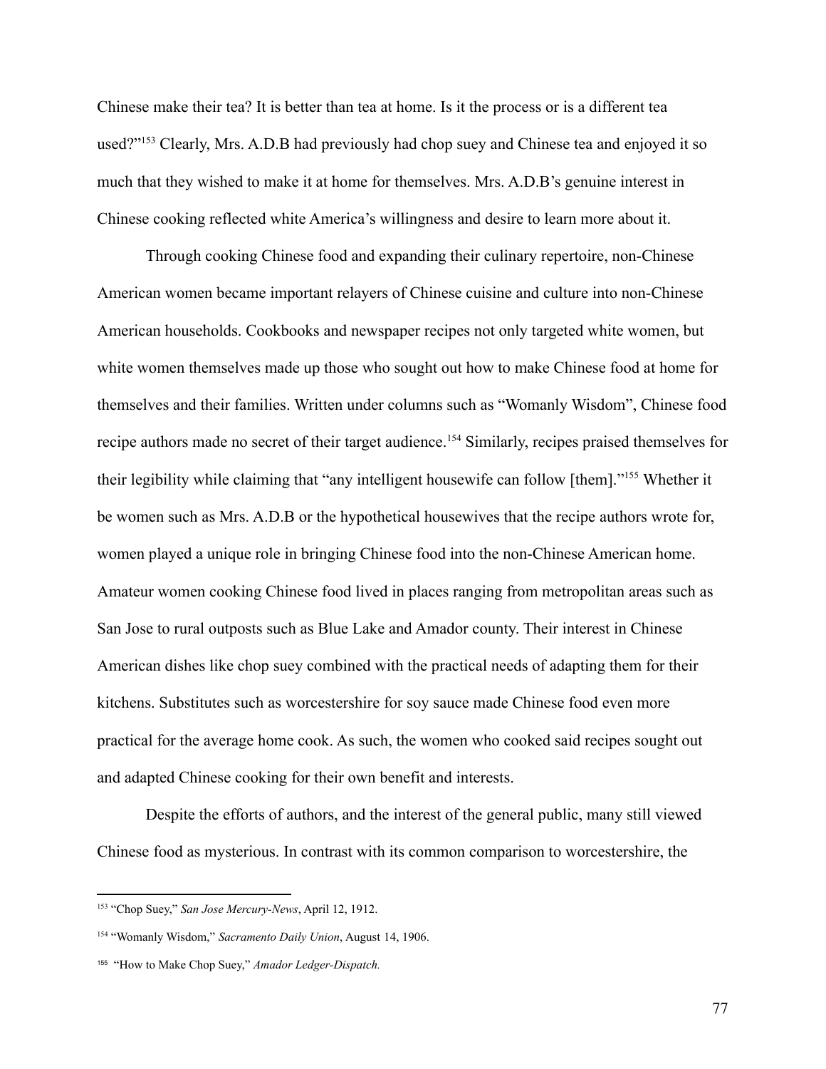Chinese make their tea? It is better than tea at home. Is it the process or is a different tea used?"[153] Clearly, Mrs. A.D.B had previously had chop suey and Chinese tea and enjoyed it so much that they wished to make it at home for themselves. Mrs. A.D.B's genuine interest in Chinese cooking reflected white America's willingness and desire to learn more about it.

Through cooking Chinese food and expanding their culinary repertoire, non-Chinese American women became important relayers of Chinese cuisine and culture into non-Chinese American households. Cookbooks and newspaper recipes not only targeted white women, but white women themselves made up those who sought out how to make Chinese food at home for themselves and their families. Written under columns such as "Womanly Wisdom", Chinese food recipe authors made no secret of their target audience.[154] Similarly, recipes praised themselves for their legibility while claiming that "any intelligent housewife can follow [them]."[155] Whether it be women such as Mrs. A.D.B or the hypothetical housewives that the recipe authors wrote for, women played a unique role in bringing Chinese food into the non-Chinese American home. Amateur women cooking Chinese food lived in places ranging from metropolitan areas such as San Jose to rural outposts such as Blue Lake and Amador county. Their interest in Chinese American dishes like chop suey combined with the practical needs of adapting them for their kitchens. Substitutes such as worcestershire for soy sauce made Chinese food even more practical for the average home cook. As such, the women who cooked said recipes sought out and adapted Chinese cooking for their own benefit and interests.

Despite the efforts of authors, and the interest of the general public, many still viewed Chinese food as mysterious. In contrast with its common comparison to worcestershire, the

---

[153] "Chop Suey," *San Jose Mercury-News*, April 12, 1912.

[154] "Womanly Wisdom," *Sacramento Daily Union*, August 14, 1906.

[155] "How to Make Chop Suey," *Amador Ledger-Dispatch.*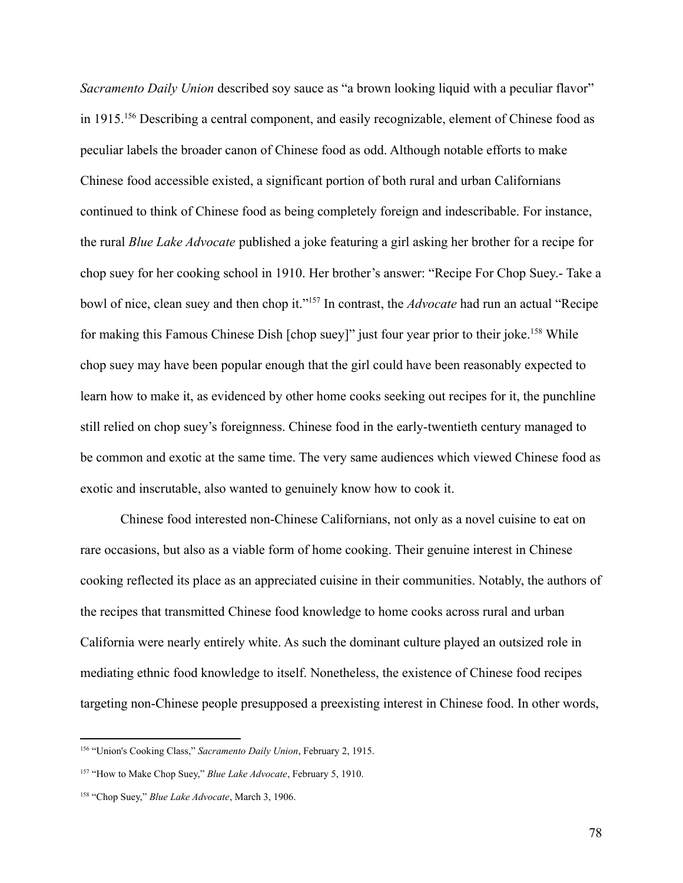*Sacramento Daily Union* described soy sauce as "a brown looking liquid with a peculiar flavor" in 1915.[156] Describing a central component, and easily recognizable, element of Chinese food as peculiar labels the broader canon of Chinese food as odd. Although notable efforts to make Chinese food accessible existed, a significant portion of both rural and urban Californians continued to think of Chinese food as being completely foreign and indescribable. For instance, the rural *Blue Lake Advocate* published a joke featuring a girl asking her brother for a recipe for chop suey for her cooking school in 1910. Her brother's answer: "Recipe For Chop Suey.- Take a bowl of nice, clean suey and then chop it."[157] In contrast, the *Advocate* had run an actual "Recipe for making this Famous Chinese Dish [chop suey]" just four year prior to their joke.[158] While chop suey may have been popular enough that the girl could have been reasonably expected to learn how to make it, as evidenced by other home cooks seeking out recipes for it, the punchline still relied on chop suey's foreignness. Chinese food in the early-twentieth century managed to be common and exotic at the same time. The very same audiences which viewed Chinese food as exotic and inscrutable, also wanted to genuinely know how to cook it.

Chinese food interested non-Chinese Californians, not only as a novel cuisine to eat on rare occasions, but also as a viable form of home cooking. Their genuine interest in Chinese cooking reflected its place as an appreciated cuisine in their communities. Notably, the authors of the recipes that transmitted Chinese food knowledge to home cooks across rural and urban California were nearly entirely white. As such the dominant culture played an outsized role in mediating ethnic food knowledge to itself. Nonetheless, the existence of Chinese food recipes targeting non-Chinese people presupposed a preexisting interest in Chinese food. In other words,

---

[156] "Union's Cooking Class," *Sacramento Daily Union*, February 2, 1915.

[157] "How to Make Chop Suey," *Blue Lake Advocate*, February 5, 1910.

[158] "Chop Suey," *Blue Lake Advocate*, March 3, 1906.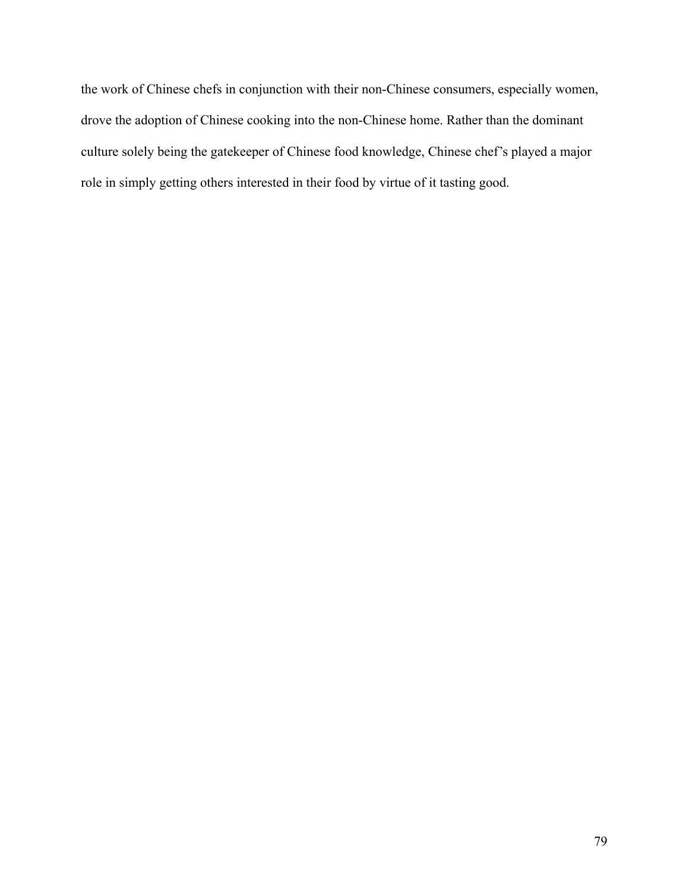the work of Chinese chefs in conjunction with their non-Chinese consumers, especially women, drove the adoption of Chinese cooking into the non-Chinese home. Rather than the dominant culture solely being the gatekeeper of Chinese food knowledge, Chinese chef's played a major role in simply getting others interested in their food by virtue of it tasting good.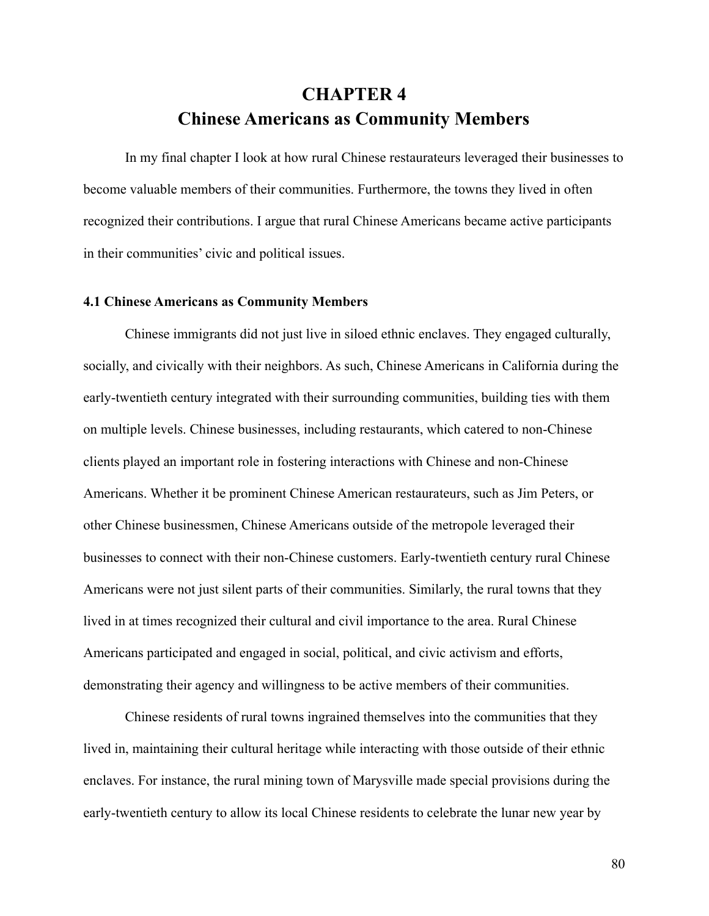# CHAPTER 4
# Chinese Americans as Community Members

In my final chapter I look at how rural Chinese restaurateurs leveraged their businesses to become valuable members of their communities. Furthermore, the towns they lived in often recognized their contributions. I argue that rural Chinese Americans became active participants in their communities' civic and political issues.

### 4.1 Chinese Americans as Community Members

Chinese immigrants did not just live in siloed ethnic enclaves. They engaged culturally, socially, and civically with their neighbors. As such, Chinese Americans in California during the early-twentieth century integrated with their surrounding communities, building ties with them on multiple levels. Chinese businesses, including restaurants, which catered to non-Chinese clients played an important role in fostering interactions with Chinese and non-Chinese Americans. Whether it be prominent Chinese American restaurateurs, such as Jim Peters, or other Chinese businessmen, Chinese Americans outside of the metropole leveraged their businesses to connect with their non-Chinese customers. Early-twentieth century rural Chinese Americans were not just silent parts of their communities. Similarly, the rural towns that they lived in at times recognized their cultural and civil importance to the area. Rural Chinese Americans participated and engaged in social, political, and civic activism and efforts, demonstrating their agency and willingness to be active members of their communities.

Chinese residents of rural towns ingrained themselves into the communities that they lived in, maintaining their cultural heritage while interacting with those outside of their ethnic enclaves. For instance, the rural mining town of Marysville made special provisions during the early-twentieth century to allow its local Chinese residents to celebrate the lunar new year by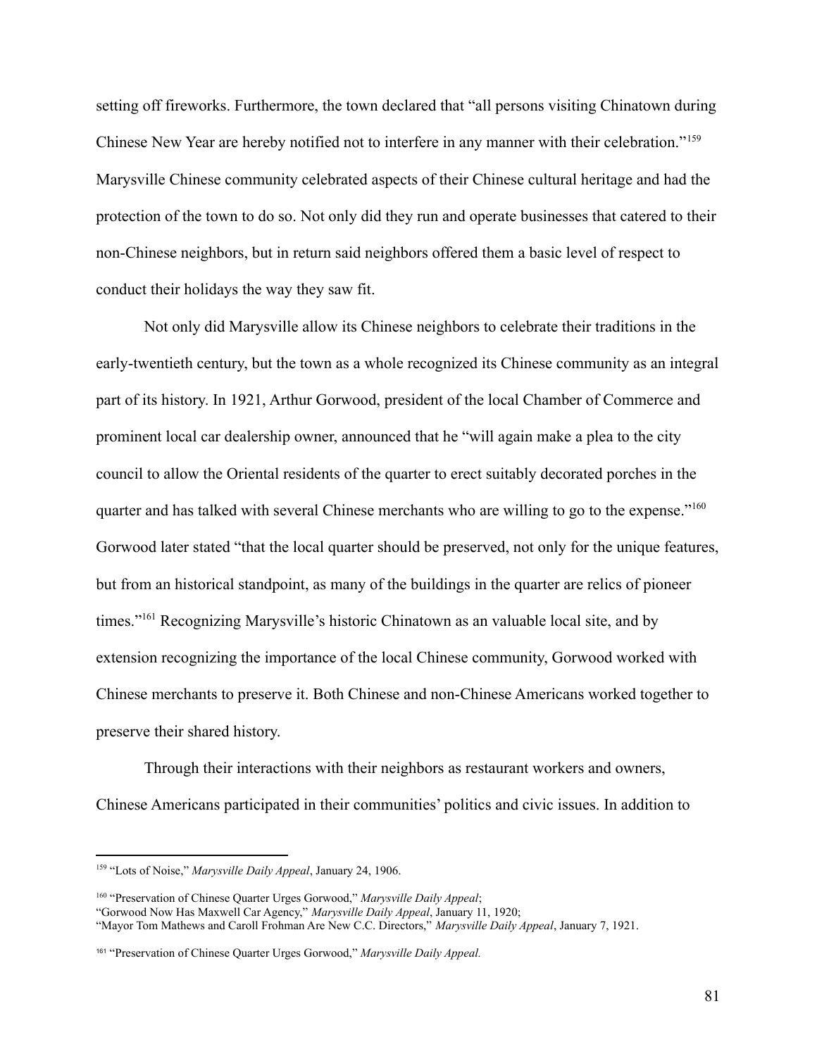setting off fireworks. Furthermore, the town declared that "all persons visiting Chinatown during Chinese New Year are hereby notified not to interfere in any manner with their celebration."[159] Marysville Chinese community celebrated aspects of their Chinese cultural heritage and had the protection of the town to do so. Not only did they run and operate businesses that catered to their non-Chinese neighbors, but in return said neighbors offered them a basic level of respect to conduct their holidays the way they saw fit.

Not only did Marysville allow its Chinese neighbors to celebrate their traditions in the early-twentieth century, but the town as a whole recognized its Chinese community as an integral part of its history. In 1921, Arthur Gorwood, president of the local Chamber of Commerce and prominent local car dealership owner, announced that he "will again make a plea to the city council to allow the Oriental residents of the quarter to erect suitably decorated porches in the quarter and has talked with several Chinese merchants who are willing to go to the expense."[160] Gorwood later stated "that the local quarter should be preserved, not only for the unique features, but from an historical standpoint, as many of the buildings in the quarter are relics of pioneer times."[161] Recognizing Marysville's historic Chinatown as an valuable local site, and by extension recognizing the importance of the local Chinese community, Gorwood worked with Chinese merchants to preserve it. Both Chinese and non-Chinese Americans worked together to preserve their shared history.

Through their interactions with their neighbors as restaurant workers and owners, Chinese Americans participated in their communities' politics and civic issues. In addition to

---

[159] "Lots of Noise," *Marysville Daily Appeal*, January 24, 1906.

[160] "Preservation of Chinese Quarter Urges Gorwood," *Marysville Daily Appeal*;
"Gorwood Now Has Maxwell Car Agency," *Marysville Daily Appeal*, January 11, 1920;
"Mayor Tom Mathews and Caroll Frohman Are New C.C. Directors," *Marysville Daily Appeal*, January 7, 1921.

[161] "Preservation of Chinese Quarter Urges Gorwood," *Marysville Daily Appeal.*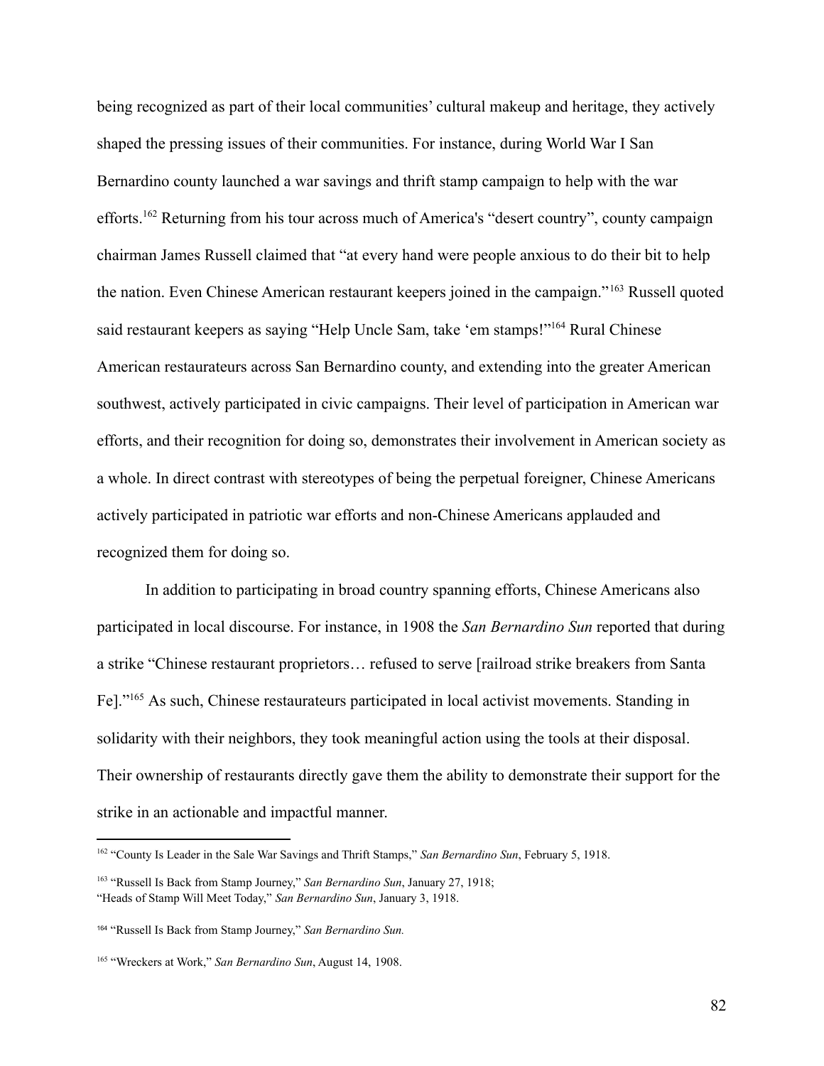being recognized as part of their local communities' cultural makeup and heritage, they actively shaped the pressing issues of their communities. For instance, during World War I San Bernardino county launched a war savings and thrift stamp campaign to help with the war efforts.[162] Returning from his tour across much of America's "desert country", county campaign chairman James Russell claimed that "at every hand were people anxious to do their bit to help the nation. Even Chinese American restaurant keepers joined in the campaign."[163] Russell quoted said restaurant keepers as saying "Help Uncle Sam, take 'em stamps!"[164] Rural Chinese American restaurateurs across San Bernardino county, and extending into the greater American southwest, actively participated in civic campaigns. Their level of participation in American war efforts, and their recognition for doing so, demonstrates their involvement in American society as a whole. In direct contrast with stereotypes of being the perpetual foreigner, Chinese Americans actively participated in patriotic war efforts and non-Chinese Americans applauded and recognized them for doing so.

In addition to participating in broad country spanning efforts, Chinese Americans also participated in local discourse. For instance, in 1908 the *San Bernardino Sun* reported that during a strike "Chinese restaurant proprietors… refused to serve [railroad strike breakers from Santa Fe]."[165] As such, Chinese restaurateurs participated in local activist movements. Standing in solidarity with their neighbors, they took meaningful action using the tools at their disposal. Their ownership of restaurants directly gave them the ability to demonstrate their support for the strike in an actionable and impactful manner.

---

[162] "County Is Leader in the Sale War Savings and Thrift Stamps," *San Bernardino Sun*, February 5, 1918.

[163] "Russell Is Back from Stamp Journey," *San Bernardino Sun*, January 27, 1918;
"Heads of Stamp Will Meet Today," *San Bernardino Sun*, January 3, 1918.

[164] "Russell Is Back from Stamp Journey," *San Bernardino Sun.*

[165] "Wreckers at Work," *San Bernardino Sun*, August 14, 1908.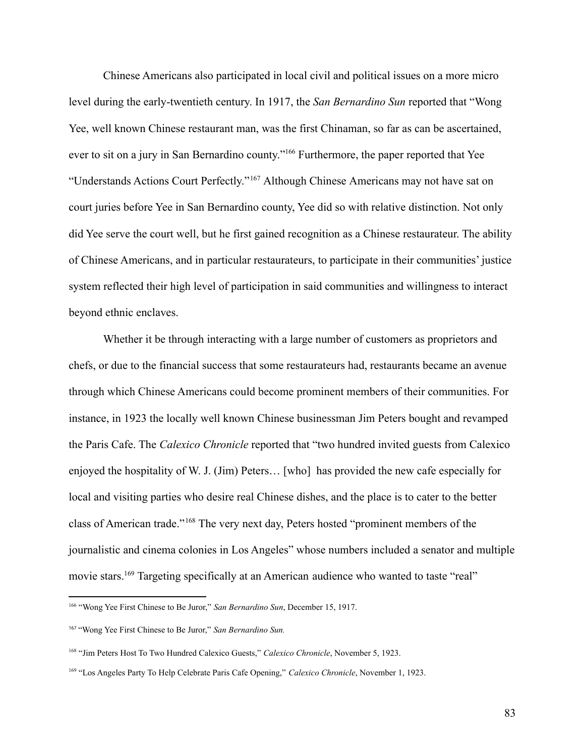Chinese Americans also participated in local civil and political issues on a more micro level during the early-twentieth century. In 1917, the *San Bernardino Sun* reported that "Wong Yee, well known Chinese restaurant man, was the first Chinaman, so far as can be ascertained, ever to sit on a jury in San Bernardino county."[166] Furthermore, the paper reported that Yee "Understands Actions Court Perfectly."[167] Although Chinese Americans may not have sat on court juries before Yee in San Bernardino county, Yee did so with relative distinction. Not only did Yee serve the court well, but he first gained recognition as a Chinese restaurateur. The ability of Chinese Americans, and in particular restaurateurs, to participate in their communities' justice system reflected their high level of participation in said communities and willingness to interact beyond ethnic enclaves.

Whether it be through interacting with a large number of customers as proprietors and chefs, or due to the financial success that some restaurateurs had, restaurants became an avenue through which Chinese Americans could become prominent members of their communities. For instance, in 1923 the locally well known Chinese businessman Jim Peters bought and revamped the Paris Cafe. The *Calexico Chronicle* reported that "two hundred invited guests from Calexico enjoyed the hospitality of W. J. (Jim) Peters… [who] has provided the new cafe especially for local and visiting parties who desire real Chinese dishes, and the place is to cater to the better class of American trade."[168] The very next day, Peters hosted "prominent members of the journalistic and cinema colonies in Los Angeles" whose numbers included a senator and multiple movie stars.[169] Targeting specifically at an American audience who wanted to taste "real"

---

[166] "Wong Yee First Chinese to Be Juror," *San Bernardino Sun*, December 15, 1917.

[167] "Wong Yee First Chinese to Be Juror," *San Bernardino Sun.*

[168] "Jim Peters Host To Two Hundred Calexico Guests," *Calexico Chronicle*, November 5, 1923.

[169] "Los Angeles Party To Help Celebrate Paris Cafe Opening," *Calexico Chronicle*, November 1, 1923.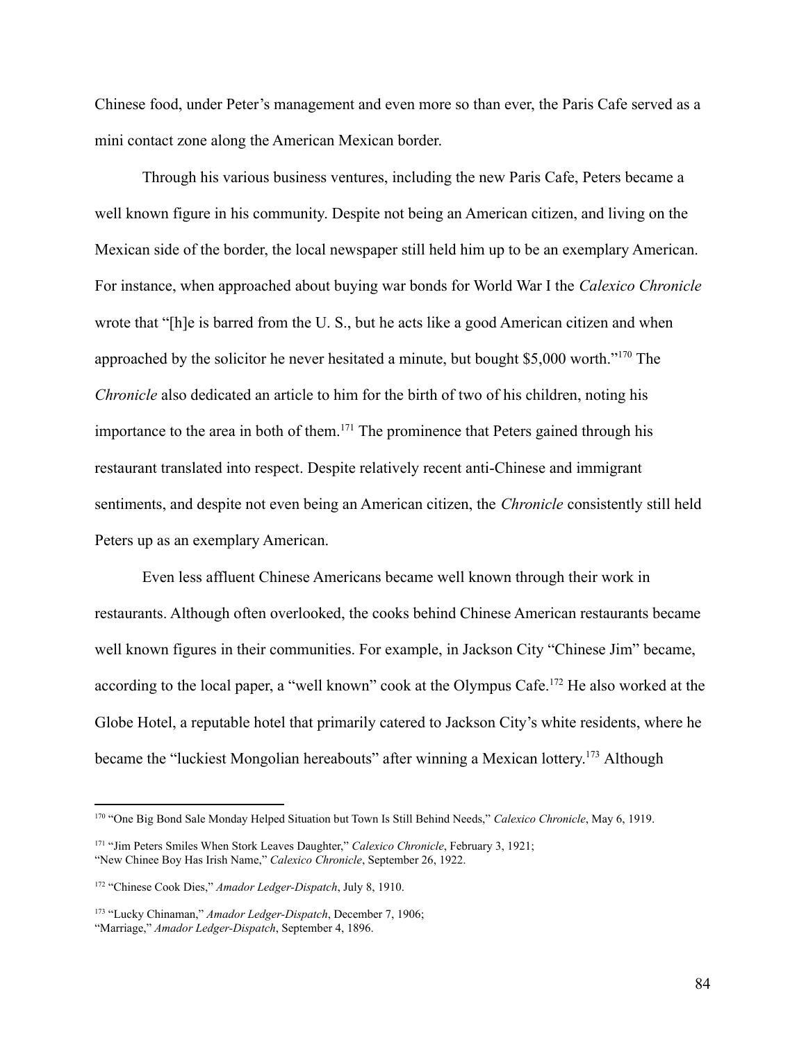Chinese food, under Peter's management and even more so than ever, the Paris Cafe served as a mini contact zone along the American Mexican border.

Through his various business ventures, including the new Paris Cafe, Peters became a well known figure in his community. Despite not being an American citizen, and living on the Mexican side of the border, the local newspaper still held him up to be an exemplary American. For instance, when approached about buying war bonds for World War I the *Calexico Chronicle* wrote that "[h]e is barred from the U. S., but he acts like a good American citizen and when approached by the solicitor he never hesitated a minute, but bought $5,000 worth."[170] The *Chronicle* also dedicated an article to him for the birth of two of his children, noting his importance to the area in both of them.[171] The prominence that Peters gained through his restaurant translated into respect. Despite relatively recent anti-Chinese and immigrant sentiments, and despite not even being an American citizen, the *Chronicle* consistently still held Peters up as an exemplary American.

Even less affluent Chinese Americans became well known through their work in restaurants. Although often overlooked, the cooks behind Chinese American restaurants became well known figures in their communities. For example, in Jackson City "Chinese Jim" became, according to the local paper, a "well known" cook at the Olympus Cafe.[172] He also worked at the Globe Hotel, a reputable hotel that primarily catered to Jackson City's white residents, where he became the "luckiest Mongolian hereabouts" after winning a Mexican lottery.[173] Although

---

[170] "One Big Bond Sale Monday Helped Situation but Town Is Still Behind Needs," *Calexico Chronicle*, May 6, 1919.

[171] "Jim Peters Smiles When Stork Leaves Daughter," *Calexico Chronicle*, February 3, 1921; "New Chinee Boy Has Irish Name," *Calexico Chronicle*, September 26, 1922.

[172] "Chinese Cook Dies," *Amador Ledger-Dispatch*, July 8, 1910.

[173] "Lucky Chinaman," *Amador Ledger-Dispatch*, December 7, 1906; "Marriage," *Amador Ledger-Dispatch*, September 4, 1896.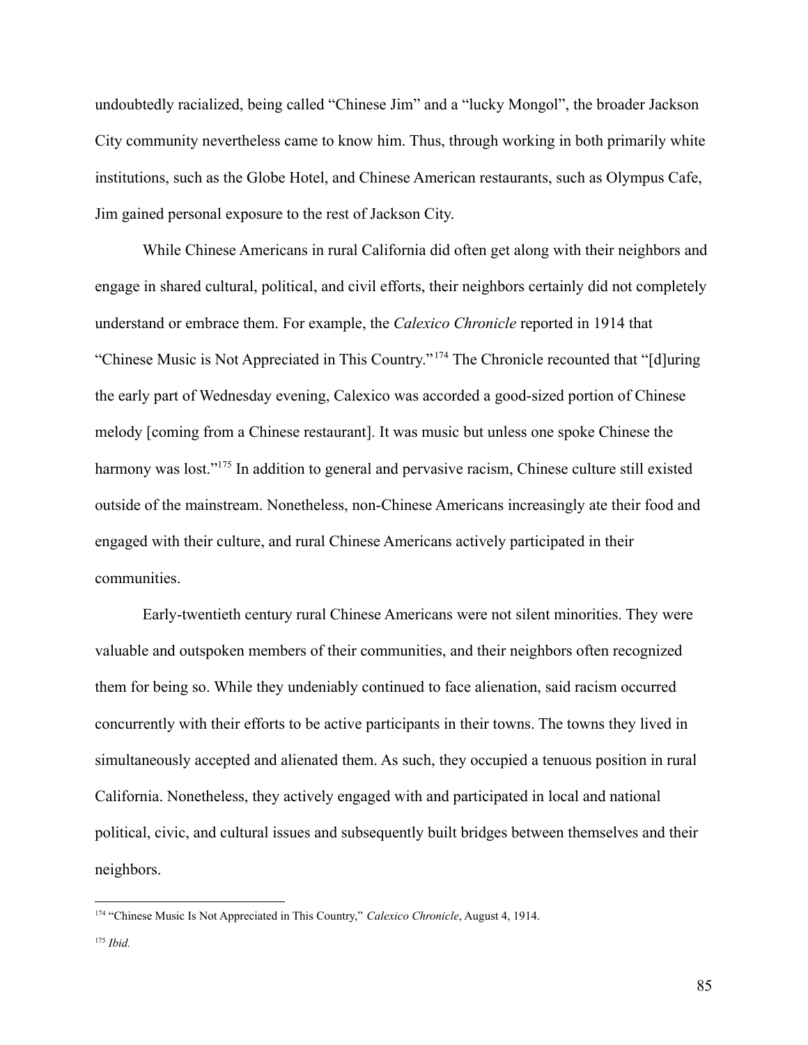undoubtedly racialized, being called "Chinese Jim" and a "lucky Mongol", the broader Jackson City community nevertheless came to know him. Thus, through working in both primarily white institutions, such as the Globe Hotel, and Chinese American restaurants, such as Olympus Cafe, Jim gained personal exposure to the rest of Jackson City.

While Chinese Americans in rural California did often get along with their neighbors and engage in shared cultural, political, and civil efforts, their neighbors certainly did not completely understand or embrace them. For example, the *Calexico Chronicle* reported in 1914 that "Chinese Music is Not Appreciated in This Country."[174] The Chronicle recounted that "[d]uring the early part of Wednesday evening, Calexico was accorded a good-sized portion of Chinese melody [coming from a Chinese restaurant]. It was music but unless one spoke Chinese the harmony was lost."[175] In addition to general and pervasive racism, Chinese culture still existed outside of the mainstream. Nonetheless, non-Chinese Americans increasingly ate their food and engaged with their culture, and rural Chinese Americans actively participated in their communities.

Early-twentieth century rural Chinese Americans were not silent minorities. They were valuable and outspoken members of their communities, and their neighbors often recognized them for being so. While they undeniably continued to face alienation, said racism occurred concurrently with their efforts to be active participants in their towns. The towns they lived in simultaneously accepted and alienated them. As such, they occupied a tenuous position in rural California. Nonetheless, they actively engaged with and participated in local and national political, civic, and cultural issues and subsequently built bridges between themselves and their neighbors.

---

[174] "Chinese Music Is Not Appreciated in This Country," *Calexico Chronicle*, August 4, 1914.

[175] *Ibid.*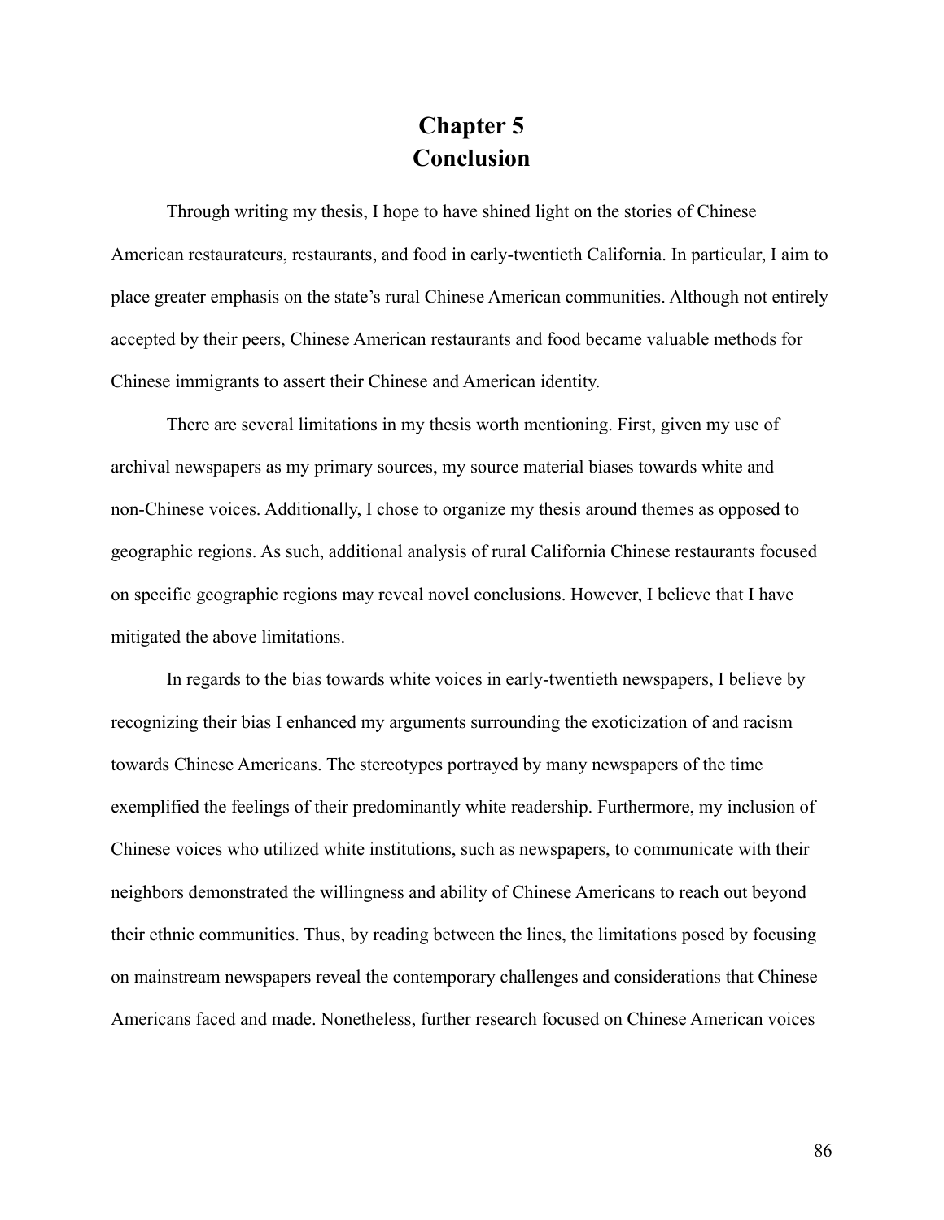# Chapter 5
# Conclusion

Through writing my thesis, I hope to have shined light on the stories of Chinese American restaurateurs, restaurants, and food in early-twentieth California. In particular, I aim to place greater emphasis on the state's rural Chinese American communities. Although not entirely accepted by their peers, Chinese American restaurants and food became valuable methods for Chinese immigrants to assert their Chinese and American identity.

There are several limitations in my thesis worth mentioning. First, given my use of archival newspapers as my primary sources, my source material biases towards white and non-Chinese voices. Additionally, I chose to organize my thesis around themes as opposed to geographic regions. As such, additional analysis of rural California Chinese restaurants focused on specific geographic regions may reveal novel conclusions. However, I believe that I have mitigated the above limitations.

In regards to the bias towards white voices in early-twentieth newspapers, I believe by recognizing their bias I enhanced my arguments surrounding the exoticization of and racism towards Chinese Americans. The stereotypes portrayed by many newspapers of the time exemplified the feelings of their predominantly white readership. Furthermore, my inclusion of Chinese voices who utilized white institutions, such as newspapers, to communicate with their neighbors demonstrated the willingness and ability of Chinese Americans to reach out beyond their ethnic communities. Thus, by reading between the lines, the limitations posed by focusing on mainstream newspapers reveal the contemporary challenges and considerations that Chinese Americans faced and made. Nonetheless, further research focused on Chinese American voices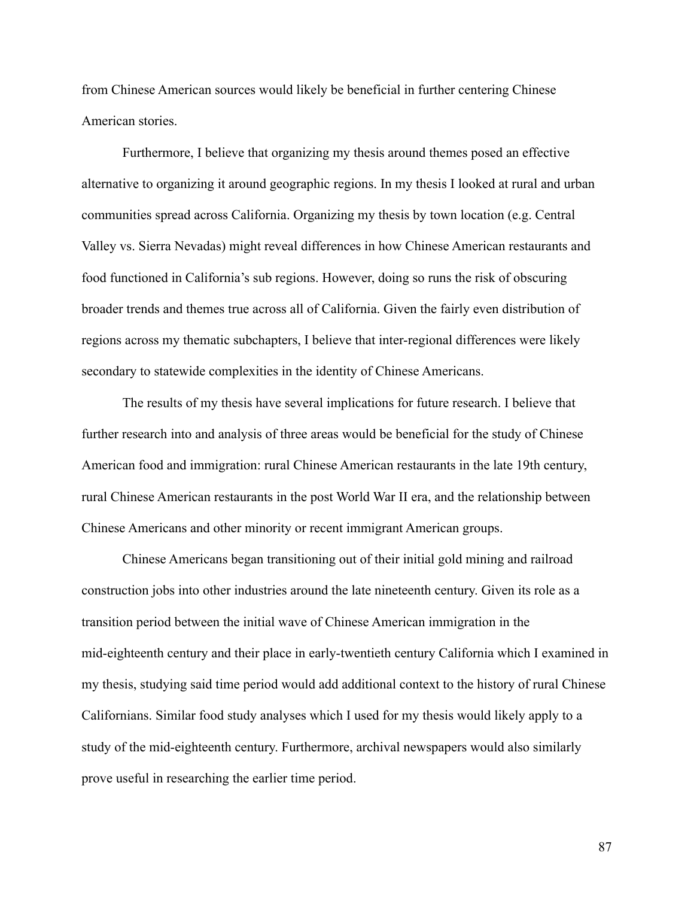from Chinese American sources would likely be beneficial in further centering Chinese American stories.

Furthermore, I believe that organizing my thesis around themes posed an effective alternative to organizing it around geographic regions. In my thesis I looked at rural and urban communities spread across California. Organizing my thesis by town location (e.g. Central Valley vs. Sierra Nevadas) might reveal differences in how Chinese American restaurants and food functioned in California's sub regions. However, doing so runs the risk of obscuring broader trends and themes true across all of California. Given the fairly even distribution of regions across my thematic subchapters, I believe that inter-regional differences were likely secondary to statewide complexities in the identity of Chinese Americans.

The results of my thesis have several implications for future research. I believe that further research into and analysis of three areas would be beneficial for the study of Chinese American food and immigration: rural Chinese American restaurants in the late 19th century, rural Chinese American restaurants in the post World War II era, and the relationship between Chinese Americans and other minority or recent immigrant American groups.

Chinese Americans began transitioning out of their initial gold mining and railroad construction jobs into other industries around the late nineteenth century. Given its role as a transition period between the initial wave of Chinese American immigration in the mid-eighteenth century and their place in early-twentieth century California which I examined in my thesis, studying said time period would add additional context to the history of rural Chinese Californians. Similar food study analyses which I used for my thesis would likely apply to a study of the mid-eighteenth century. Furthermore, archival newspapers would also similarly prove useful in researching the earlier time period.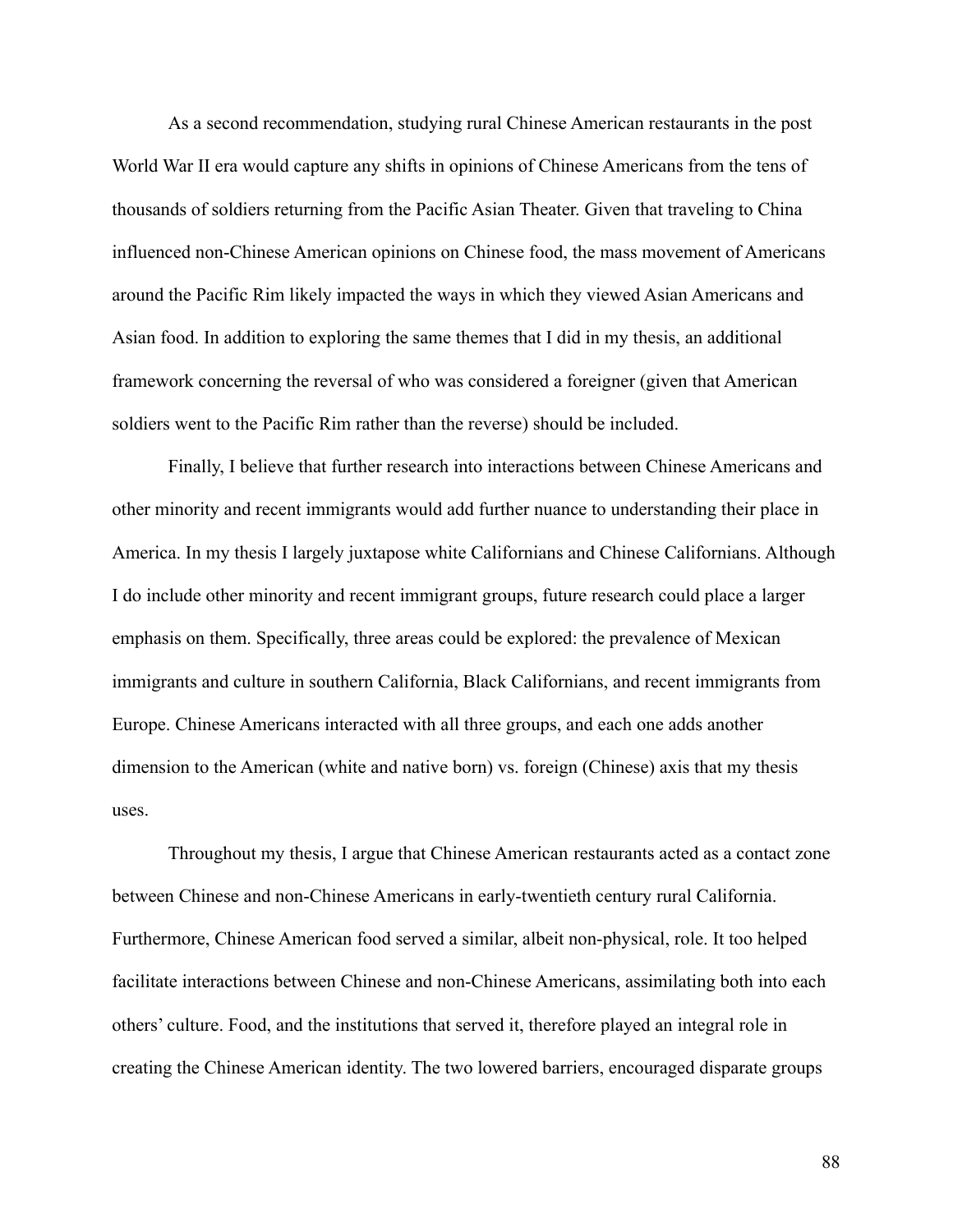As a second recommendation, studying rural Chinese American restaurants in the post World War II era would capture any shifts in opinions of Chinese Americans from the tens of thousands of soldiers returning from the Pacific Asian Theater. Given that traveling to China influenced non-Chinese American opinions on Chinese food, the mass movement of Americans around the Pacific Rim likely impacted the ways in which they viewed Asian Americans and Asian food. In addition to exploring the same themes that I did in my thesis, an additional framework concerning the reversal of who was considered a foreigner (given that American soldiers went to the Pacific Rim rather than the reverse) should be included.

Finally, I believe that further research into interactions between Chinese Americans and other minority and recent immigrants would add further nuance to understanding their place in America. In my thesis I largely juxtapose white Californians and Chinese Californians. Although I do include other minority and recent immigrant groups, future research could place a larger emphasis on them. Specifically, three areas could be explored: the prevalence of Mexican immigrants and culture in southern California, Black Californians, and recent immigrants from Europe. Chinese Americans interacted with all three groups, and each one adds another dimension to the American (white and native born) vs. foreign (Chinese) axis that my thesis uses.

Throughout my thesis, I argue that Chinese American restaurants acted as a contact zone between Chinese and non-Chinese Americans in early-twentieth century rural California. Furthermore, Chinese American food served a similar, albeit non-physical, role. It too helped facilitate interactions between Chinese and non-Chinese Americans, assimilating both into each others' culture. Food, and the institutions that served it, therefore played an integral role in creating the Chinese American identity. The two lowered barriers, encouraged disparate groups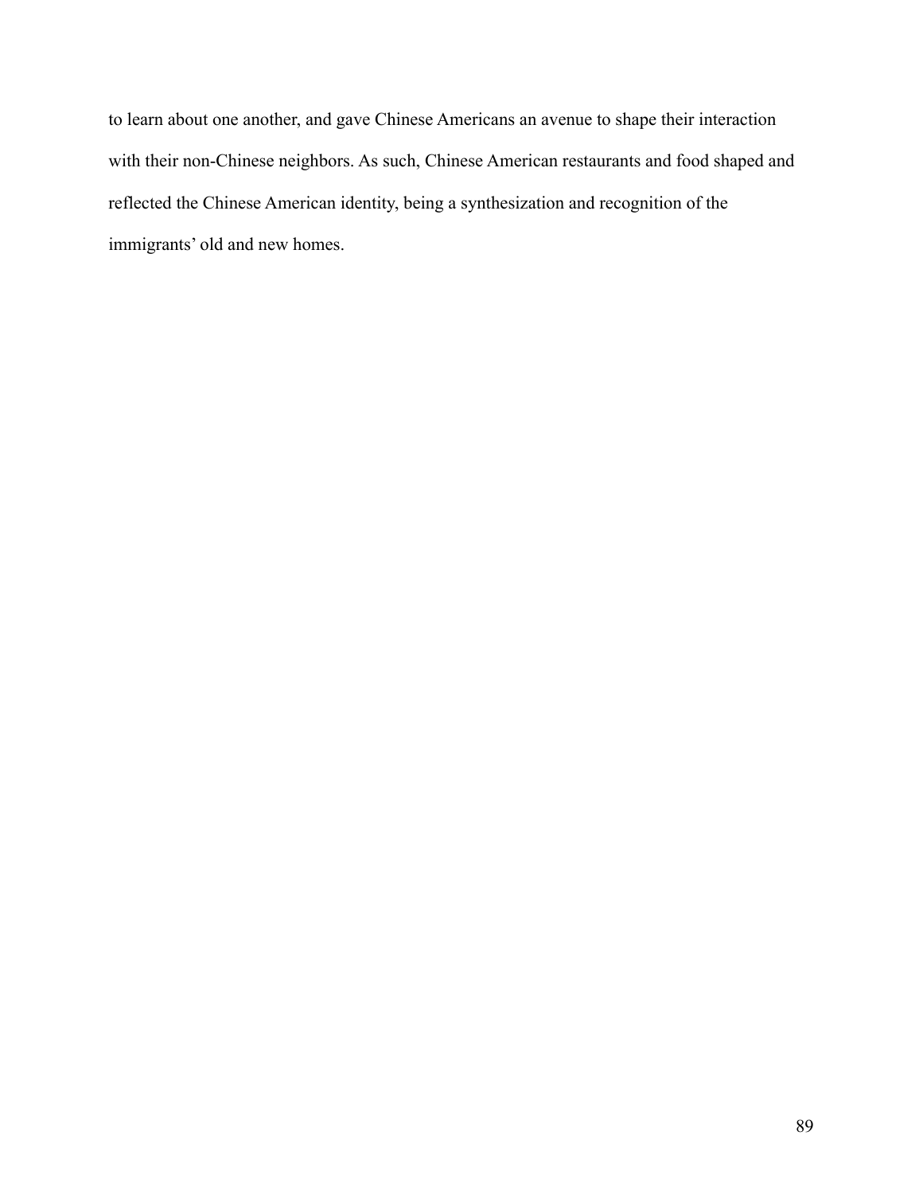to learn about one another, and gave Chinese Americans an avenue to shape their interaction with their non-Chinese neighbors. As such, Chinese American restaurants and food shaped and reflected the Chinese American identity, being a synthesization and recognition of the immigrants' old and new homes.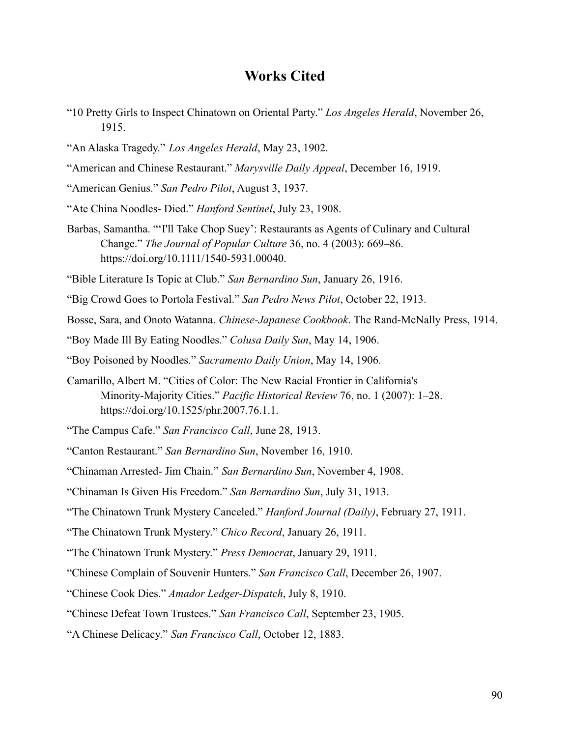# Works Cited

"10 Pretty Girls to Inspect Chinatown on Oriental Party." *Los Angeles Herald*, November 26, 1915.

"An Alaska Tragedy." *Los Angeles Herald*, May 23, 1902.

"American and Chinese Restaurant." *Marysville Daily Appeal*, December 16, 1919.

"American Genius." *San Pedro Pilot*, August 3, 1937.

"Ate China Noodles- Died." *Hanford Sentinel*, July 23, 1908.

Barbas, Samantha. "'I'll Take Chop Suey': Restaurants as Agents of Culinary and Cultural Change." *The Journal of Popular Culture* 36, no. 4 (2003): 669–86. https://doi.org/10.1111/1540-5931.00040.

"Bible Literature Is Topic at Club." *San Bernardino Sun*, January 26, 1916.

"Big Crowd Goes to Portola Festival." *San Pedro News Pilot*, October 22, 1913.

Bosse, Sara, and Onoto Watanna. *Chinese-Japanese Cookbook*. The Rand-McNally Press, 1914.

"Boy Made Ill By Eating Noodles." *Colusa Daily Sun*, May 14, 1906.

"Boy Poisoned by Noodles." *Sacramento Daily Union*, May 14, 1906.

Camarillo, Albert M. "Cities of Color: The New Racial Frontier in California's Minority-Majority Cities." *Pacific Historical Review* 76, no. 1 (2007): 1–28. https://doi.org/10.1525/phr.2007.76.1.1.

"The Campus Cafe." *San Francisco Call*, June 28, 1913.

"Canton Restaurant." *San Bernardino Sun*, November 16, 1910.

"Chinaman Arrested- Jim Chain." *San Bernardino Sun*, November 4, 1908.

"Chinaman Is Given His Freedom." *San Bernardino Sun*, July 31, 1913.

"The Chinatown Trunk Mystery Canceled." *Hanford Journal (Daily)*, February 27, 1911.

"The Chinatown Trunk Mystery." *Chico Record*, January 26, 1911.

"The Chinatown Trunk Mystery." *Press Democrat*, January 29, 1911.

"Chinese Complain of Souvenir Hunters." *San Francisco Call*, December 26, 1907.

"Chinese Cook Dies." *Amador Ledger-Dispatch*, July 8, 1910.

"Chinese Defeat Town Trustees." *San Francisco Call*, September 23, 1905.

"A Chinese Delicacy." *San Francisco Call*, October 12, 1883.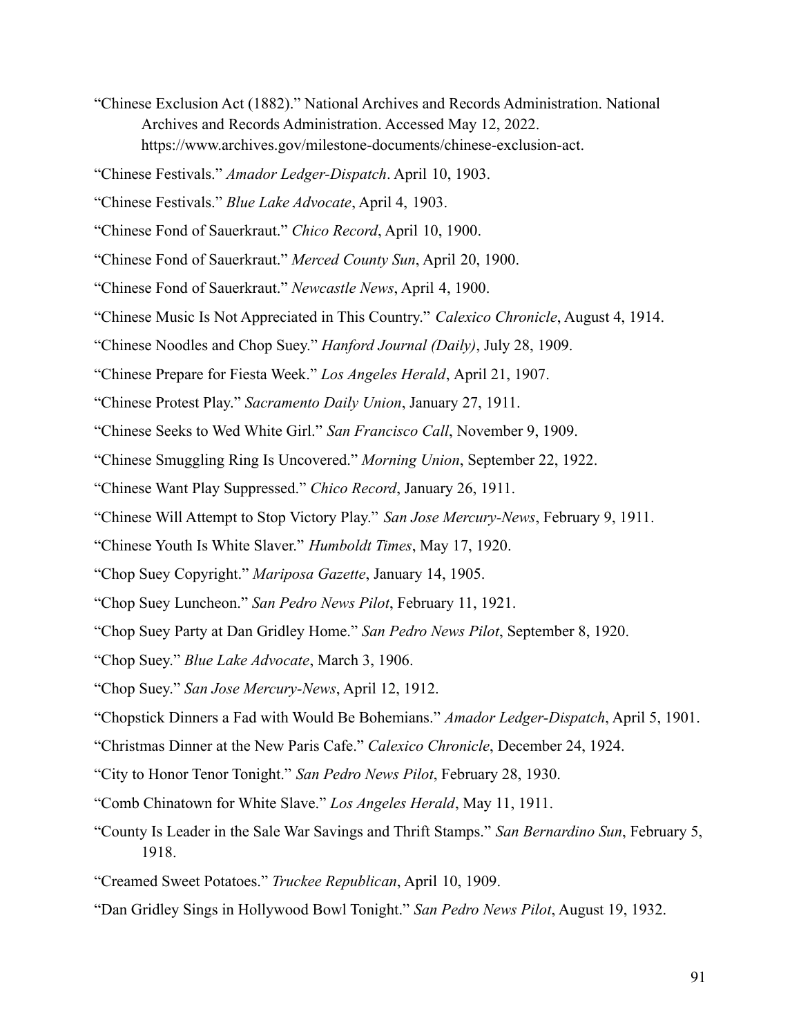"Chinese Exclusion Act (1882)." National Archives and Records Administration. National Archives and Records Administration. Accessed May 12, 2022. https://www.archives.gov/milestone-documents/chinese-exclusion-act.

"Chinese Festivals." *Amador Ledger-Dispatch*. April 10, 1903.

"Chinese Festivals." *Blue Lake Advocate*, April 4, 1903.

"Chinese Fond of Sauerkraut." *Chico Record*, April 10, 1900.

"Chinese Fond of Sauerkraut." *Merced County Sun*, April 20, 1900.

"Chinese Fond of Sauerkraut." *Newcastle News*, April 4, 1900.

"Chinese Music Is Not Appreciated in This Country." *Calexico Chronicle*, August 4, 1914.

"Chinese Noodles and Chop Suey." *Hanford Journal (Daily)*, July 28, 1909.

"Chinese Prepare for Fiesta Week." *Los Angeles Herald*, April 21, 1907.

"Chinese Protest Play." *Sacramento Daily Union*, January 27, 1911.

"Chinese Seeks to Wed White Girl." *San Francisco Call*, November 9, 1909.

"Chinese Smuggling Ring Is Uncovered." *Morning Union*, September 22, 1922.

"Chinese Want Play Suppressed." *Chico Record*, January 26, 1911.

"Chinese Will Attempt to Stop Victory Play." *San Jose Mercury-News*, February 9, 1911.

"Chinese Youth Is White Slaver." *Humboldt Times*, May 17, 1920.

"Chop Suey Copyright." *Mariposa Gazette*, January 14, 1905.

"Chop Suey Luncheon." *San Pedro News Pilot*, February 11, 1921.

"Chop Suey Party at Dan Gridley Home." *San Pedro News Pilot*, September 8, 1920.

"Chop Suey." *Blue Lake Advocate*, March 3, 1906.

"Chop Suey." *San Jose Mercury-News*, April 12, 1912.

"Chopstick Dinners a Fad with Would Be Bohemians." *Amador Ledger-Dispatch*, April 5, 1901.

"Christmas Dinner at the New Paris Cafe." *Calexico Chronicle*, December 24, 1924.

"City to Honor Tenor Tonight." *San Pedro News Pilot*, February 28, 1930.

"Comb Chinatown for White Slave." *Los Angeles Herald*, May 11, 1911.

"County Is Leader in the Sale War Savings and Thrift Stamps." *San Bernardino Sun*, February 5, 1918.

"Creamed Sweet Potatoes." *Truckee Republican*, April 10, 1909.

"Dan Gridley Sings in Hollywood Bowl Tonight." *San Pedro News Pilot*, August 19, 1932.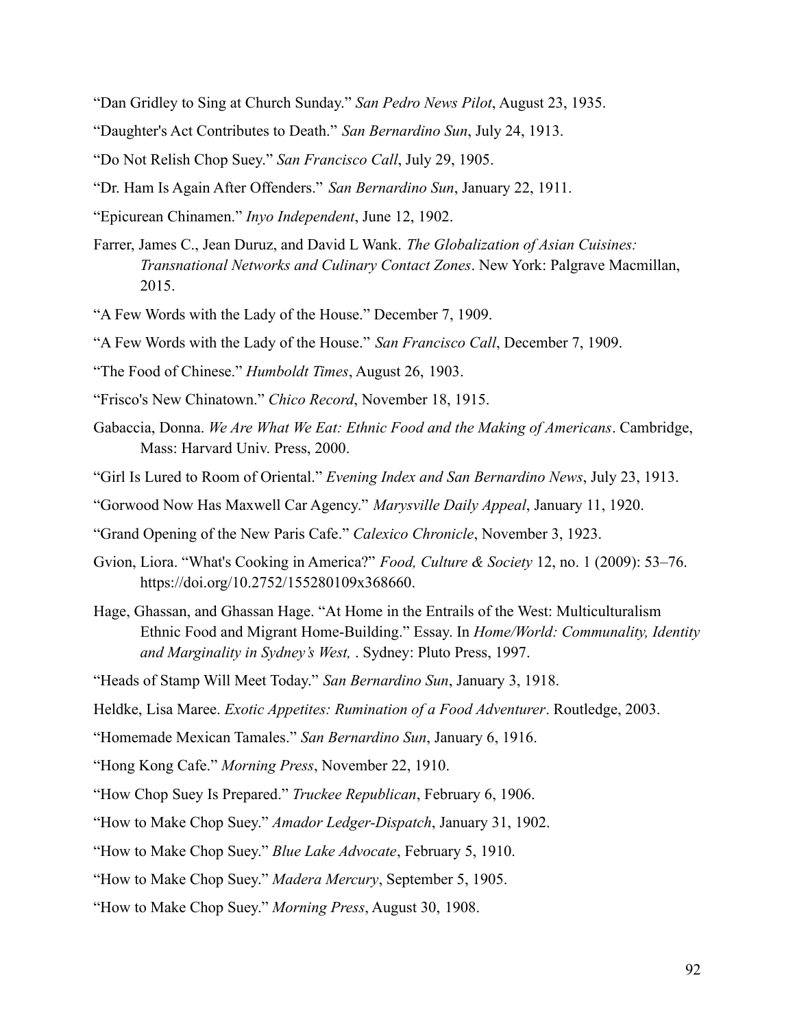"Dan Gridley to Sing at Church Sunday." *San Pedro News Pilot*, August 23, 1935.

"Daughter's Act Contributes to Death." *San Bernardino Sun*, July 24, 1913.

"Do Not Relish Chop Suey." *San Francisco Call*, July 29, 1905.

"Dr. Ham Is Again After Offenders." *San Bernardino Sun*, January 22, 1911.

"Epicurean Chinamen." *Inyo Independent*, June 12, 1902.

Farrer, James C., Jean Duruz, and David L Wank. *The Globalization of Asian Cuisines: Transnational Networks and Culinary Contact Zones*. New York: Palgrave Macmillan, 2015.

"A Few Words with the Lady of the House." December 7, 1909.

"A Few Words with the Lady of the House." *San Francisco Call*, December 7, 1909.

"The Food of Chinese." *Humboldt Times*, August 26, 1903.

"Frisco's New Chinatown." *Chico Record*, November 18, 1915.

Gabaccia, Donna. *We Are What We Eat: Ethnic Food and the Making of Americans*. Cambridge, Mass: Harvard Univ. Press, 2000.

"Girl Is Lured to Room of Oriental." *Evening Index and San Bernardino News*, July 23, 1913.

"Gorwood Now Has Maxwell Car Agency." *Marysville Daily Appeal*, January 11, 1920.

"Grand Opening of the New Paris Cafe." *Calexico Chronicle*, November 3, 1923.

Gvion, Liora. "What's Cooking in America?" *Food, Culture & Society* 12, no. 1 (2009): 53–76. https://doi.org/10.2752/155280109x368660.

Hage, Ghassan, and Ghassan Hage. "At Home in the Entrails of the West: Multiculturalism Ethnic Food and Migrant Home-Building." Essay. In *Home/World: Communality, Identity and Marginality in Sydney's West,* . Sydney: Pluto Press, 1997.

"Heads of Stamp Will Meet Today." *San Bernardino Sun*, January 3, 1918.

Heldke, Lisa Maree. *Exotic Appetites: Rumination of a Food Adventurer*. Routledge, 2003.

"Homemade Mexican Tamales." *San Bernardino Sun*, January 6, 1916.

"Hong Kong Cafe." *Morning Press*, November 22, 1910.

"How Chop Suey Is Prepared." *Truckee Republican*, February 6, 1906.

"How to Make Chop Suey." *Amador Ledger-Dispatch*, January 31, 1902.

"How to Make Chop Suey." *Blue Lake Advocate*, February 5, 1910.

"How to Make Chop Suey." *Madera Mercury*, September 5, 1905.

"How to Make Chop Suey." *Morning Press*, August 30, 1908.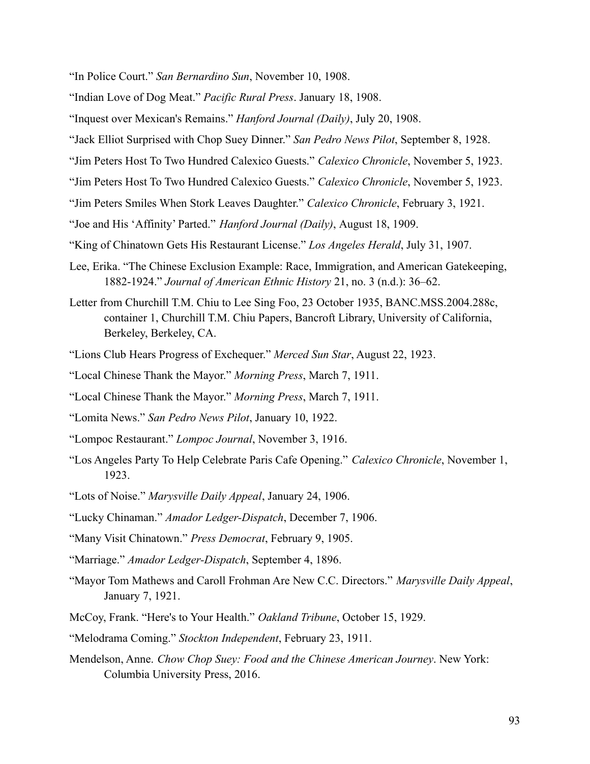"In Police Court." *San Bernardino Sun*, November 10, 1908.

"Indian Love of Dog Meat." *Pacific Rural Press*. January 18, 1908.

"Inquest over Mexican's Remains." *Hanford Journal (Daily)*, July 20, 1908.

"Jack Elliot Surprised with Chop Suey Dinner." *San Pedro News Pilot*, September 8, 1928.

"Jim Peters Host To Two Hundred Calexico Guests." *Calexico Chronicle*, November 5, 1923.

"Jim Peters Host To Two Hundred Calexico Guests." *Calexico Chronicle*, November 5, 1923.

"Jim Peters Smiles When Stork Leaves Daughter." *Calexico Chronicle*, February 3, 1921.

"Joe and His 'Affinity' Parted." *Hanford Journal (Daily)*, August 18, 1909.

"King of Chinatown Gets His Restaurant License." *Los Angeles Herald*, July 31, 1907.

Lee, Erika. "The Chinese Exclusion Example: Race, Immigration, and American Gatekeeping, 1882-1924." *Journal of American Ethnic History* 21, no. 3 (n.d.): 36–62.

Letter from Churchill T.M. Chiu to Lee Sing Foo, 23 October 1935, BANC.MSS.2004.288c, container 1, Churchill T.M. Chiu Papers, Bancroft Library, University of California, Berkeley, Berkeley, CA.

"Lions Club Hears Progress of Exchequer." *Merced Sun Star*, August 22, 1923.

"Local Chinese Thank the Mayor." *Morning Press*, March 7, 1911.

"Local Chinese Thank the Mayor." *Morning Press*, March 7, 1911.

"Lomita News." *San Pedro News Pilot*, January 10, 1922.

"Lompoc Restaurant." *Lompoc Journal*, November 3, 1916.

"Los Angeles Party To Help Celebrate Paris Cafe Opening." *Calexico Chronicle*, November 1, 1923.

"Lots of Noise." *Marysville Daily Appeal*, January 24, 1906.

"Lucky Chinaman." *Amador Ledger-Dispatch*, December 7, 1906.

"Many Visit Chinatown." *Press Democrat*, February 9, 1905.

"Marriage." *Amador Ledger-Dispatch*, September 4, 1896.

"Mayor Tom Mathews and Caroll Frohman Are New C.C. Directors." *Marysville Daily Appeal*, January 7, 1921.

McCoy, Frank. "Here's to Your Health." *Oakland Tribune*, October 15, 1929.

"Melodrama Coming." *Stockton Independent*, February 23, 1911.

Mendelson, Anne. *Chow Chop Suey: Food and the Chinese American Journey*. New York: Columbia University Press, 2016.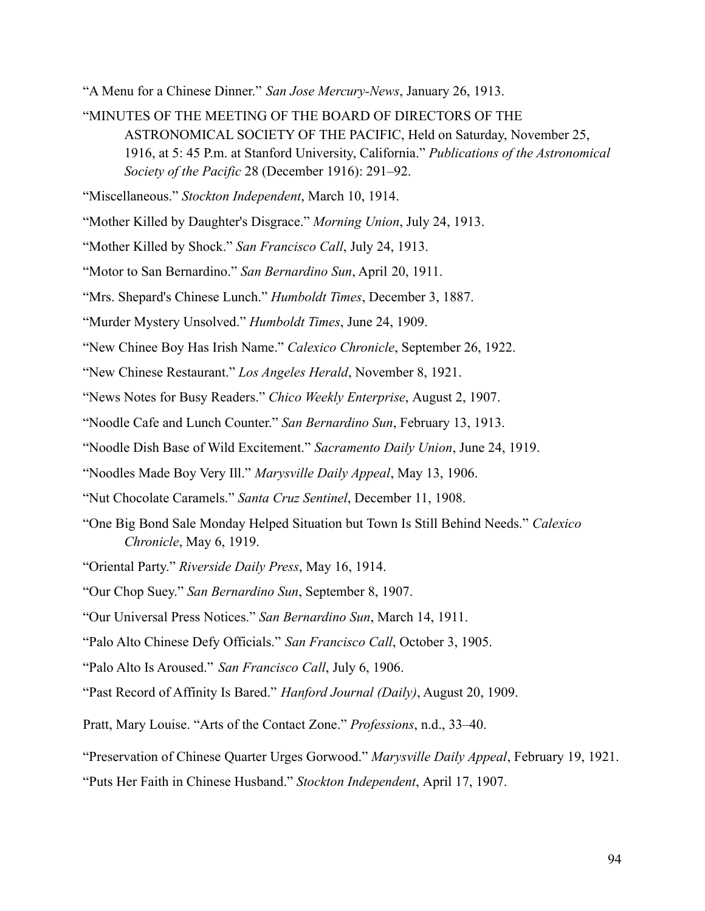"A Menu for a Chinese Dinner." *San Jose Mercury-News*, January 26, 1913.

"MINUTES OF THE MEETING OF THE BOARD OF DIRECTORS OF THE ASTRONOMICAL SOCIETY OF THE PACIFIC, Held on Saturday, November 25, 1916, at 5: 45 P.m. at Stanford University, California." *Publications of the Astronomical Society of the Pacific* 28 (December 1916): 291–92.

"Miscellaneous." *Stockton Independent*, March 10, 1914.

"Mother Killed by Daughter's Disgrace." *Morning Union*, July 24, 1913.

"Mother Killed by Shock." *San Francisco Call*, July 24, 1913.

"Motor to San Bernardino." *San Bernardino Sun*, April 20, 1911.

"Mrs. Shepard's Chinese Lunch." *Humboldt Times*, December 3, 1887.

"Murder Mystery Unsolved." *Humboldt Times*, June 24, 1909.

"New Chinee Boy Has Irish Name." *Calexico Chronicle*, September 26, 1922.

"New Chinese Restaurant." *Los Angeles Herald*, November 8, 1921.

"News Notes for Busy Readers." *Chico Weekly Enterprise*, August 2, 1907.

"Noodle Cafe and Lunch Counter." *San Bernardino Sun*, February 13, 1913.

"Noodle Dish Base of Wild Excitement." *Sacramento Daily Union*, June 24, 1919.

"Noodles Made Boy Very Ill." *Marysville Daily Appeal*, May 13, 1906.

"Nut Chocolate Caramels." *Santa Cruz Sentinel*, December 11, 1908.

"One Big Bond Sale Monday Helped Situation but Town Is Still Behind Needs." *Calexico Chronicle*, May 6, 1919.

"Oriental Party." *Riverside Daily Press*, May 16, 1914.

"Our Chop Suey." *San Bernardino Sun*, September 8, 1907.

"Our Universal Press Notices." *San Bernardino Sun*, March 14, 1911.

"Palo Alto Chinese Defy Officials." *San Francisco Call*, October 3, 1905.

"Palo Alto Is Aroused." *San Francisco Call*, July 6, 1906.

"Past Record of Affinity Is Bared." *Hanford Journal (Daily)*, August 20, 1909.

Pratt, Mary Louise. "Arts of the Contact Zone." *Professions*, n.d., 33–40.

"Preservation of Chinese Quarter Urges Gorwood." *Marysville Daily Appeal*, February 19, 1921.

"Puts Her Faith in Chinese Husband." *Stockton Independent*, April 17, 1907.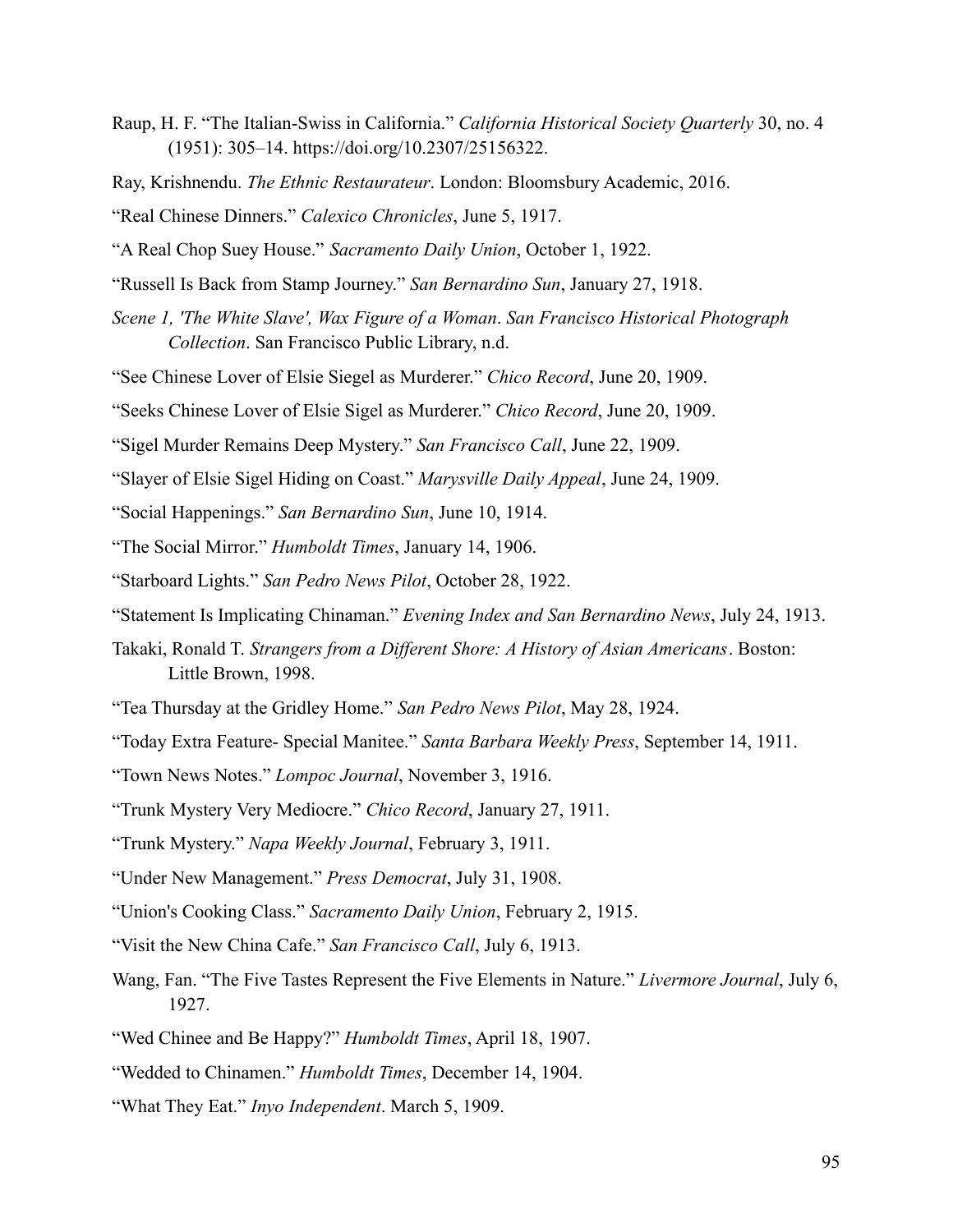Raup, H. F. “The Italian-Swiss in California.” *California Historical Society Quarterly* 30, no. 4 (1951): 305–14. https://doi.org/10.2307/25156322.

Ray, Krishnendu. *The Ethnic Restaurateur*. London: Bloomsbury Academic, 2016.

“Real Chinese Dinners.” *Calexico Chronicles*, June 5, 1917.

“A Real Chop Suey House.” *Sacramento Daily Union*, October 1, 1922.

“Russell Is Back from Stamp Journey.” *San Bernardino Sun*, January 27, 1918.

*Scene 1, 'The White Slave', Wax Figure of a Woman*. *San Francisco Historical Photograph Collection*. San Francisco Public Library, n.d.

“See Chinese Lover of Elsie Siegel as Murderer.” *Chico Record*, June 20, 1909.

“Seeks Chinese Lover of Elsie Sigel as Murderer.” *Chico Record*, June 20, 1909.

“Sigel Murder Remains Deep Mystery.” *San Francisco Call*, June 22, 1909.

“Slayer of Elsie Sigel Hiding on Coast.” *Marysville Daily Appeal*, June 24, 1909.

“Social Happenings.” *San Bernardino Sun*, June 10, 1914.

“The Social Mirror.” *Humboldt Times*, January 14, 1906.

“Starboard Lights.” *San Pedro News Pilot*, October 28, 1922.

“Statement Is Implicating Chinaman.” *Evening Index and San Bernardino News*, July 24, 1913.

Takaki, Ronald T. *Strangers from a Different Shore: A History of Asian Americans*. Boston: Little Brown, 1998.

“Tea Thursday at the Gridley Home.” *San Pedro News Pilot*, May 28, 1924.

“Today Extra Feature- Special Manitee.” *Santa Barbara Weekly Press*, September 14, 1911.

“Town News Notes.” *Lompoc Journal*, November 3, 1916.

“Trunk Mystery Very Mediocre.” *Chico Record*, January 27, 1911.

“Trunk Mystery.” *Napa Weekly Journal*, February 3, 1911.

“Under New Management.” *Press Democrat*, July 31, 1908.

“Union's Cooking Class.” *Sacramento Daily Union*, February 2, 1915.

“Visit the New China Cafe.” *San Francisco Call*, July 6, 1913.

Wang, Fan. “The Five Tastes Represent the Five Elements in Nature.” *Livermore Journal*, July 6, 1927.

“Wed Chinee and Be Happy?” *Humboldt Times*, April 18, 1907.

“Wedded to Chinamen.” *Humboldt Times*, December 14, 1904.

“What They Eat.” *Inyo Independent*. March 5, 1909.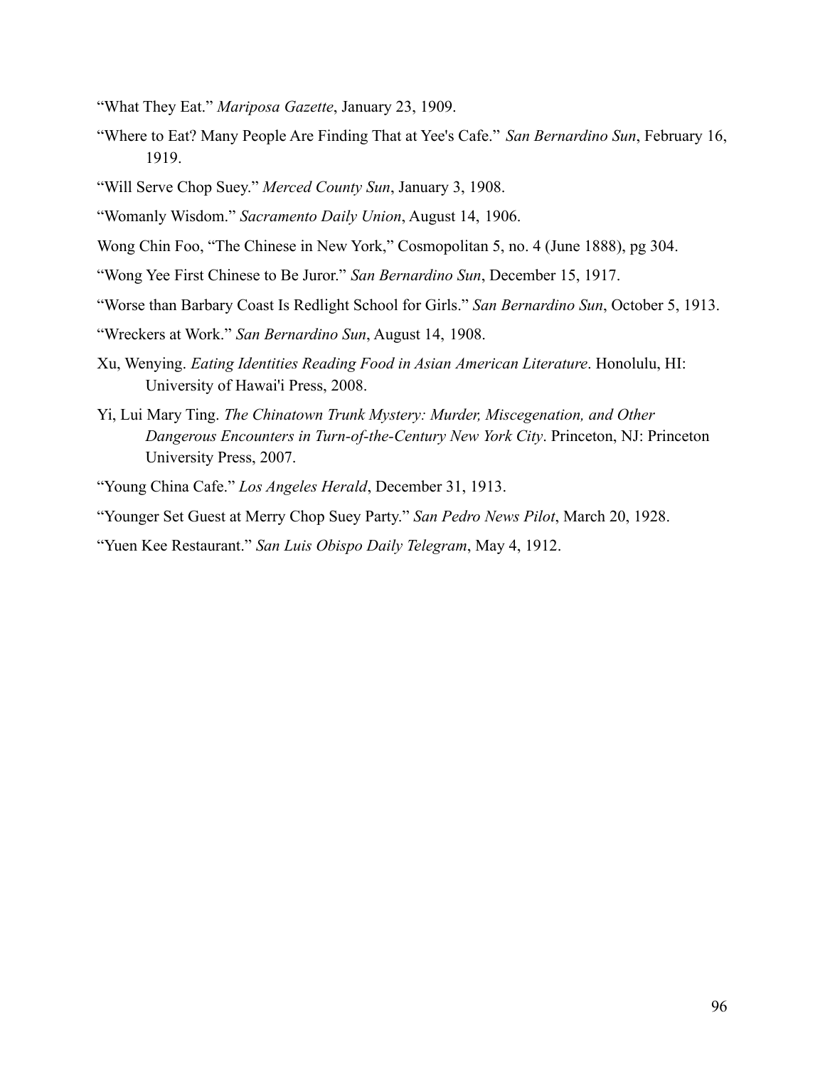"What They Eat." *Mariposa Gazette*, January 23, 1909.

"Where to Eat? Many People Are Finding That at Yee's Cafe." *San Bernardino Sun*, February 16, 1919.

"Will Serve Chop Suey." *Merced County Sun*, January 3, 1908.

"Womanly Wisdom." *Sacramento Daily Union*, August 14, 1906.

Wong Chin Foo, "The Chinese in New York," Cosmopolitan 5, no. 4 (June 1888), pg 304.

"Wong Yee First Chinese to Be Juror." *San Bernardino Sun*, December 15, 1917.

"Worse than Barbary Coast Is Redlight School for Girls." *San Bernardino Sun*, October 5, 1913.

"Wreckers at Work." *San Bernardino Sun*, August 14, 1908.

Xu, Wenying. *Eating Identities Reading Food in Asian American Literature*. Honolulu, HI: University of Hawai'i Press, 2008.

Yi, Lui Mary Ting. *The Chinatown Trunk Mystery: Murder, Miscegenation, and Other Dangerous Encounters in Turn-of-the-Century New York City*. Princeton, NJ: Princeton University Press, 2007.

"Young China Cafe." *Los Angeles Herald*, December 31, 1913.

"Younger Set Guest at Merry Chop Suey Party." *San Pedro News Pilot*, March 20, 1928.

"Yuen Kee Restaurant." *San Luis Obispo Daily Telegram*, May 4, 1912.